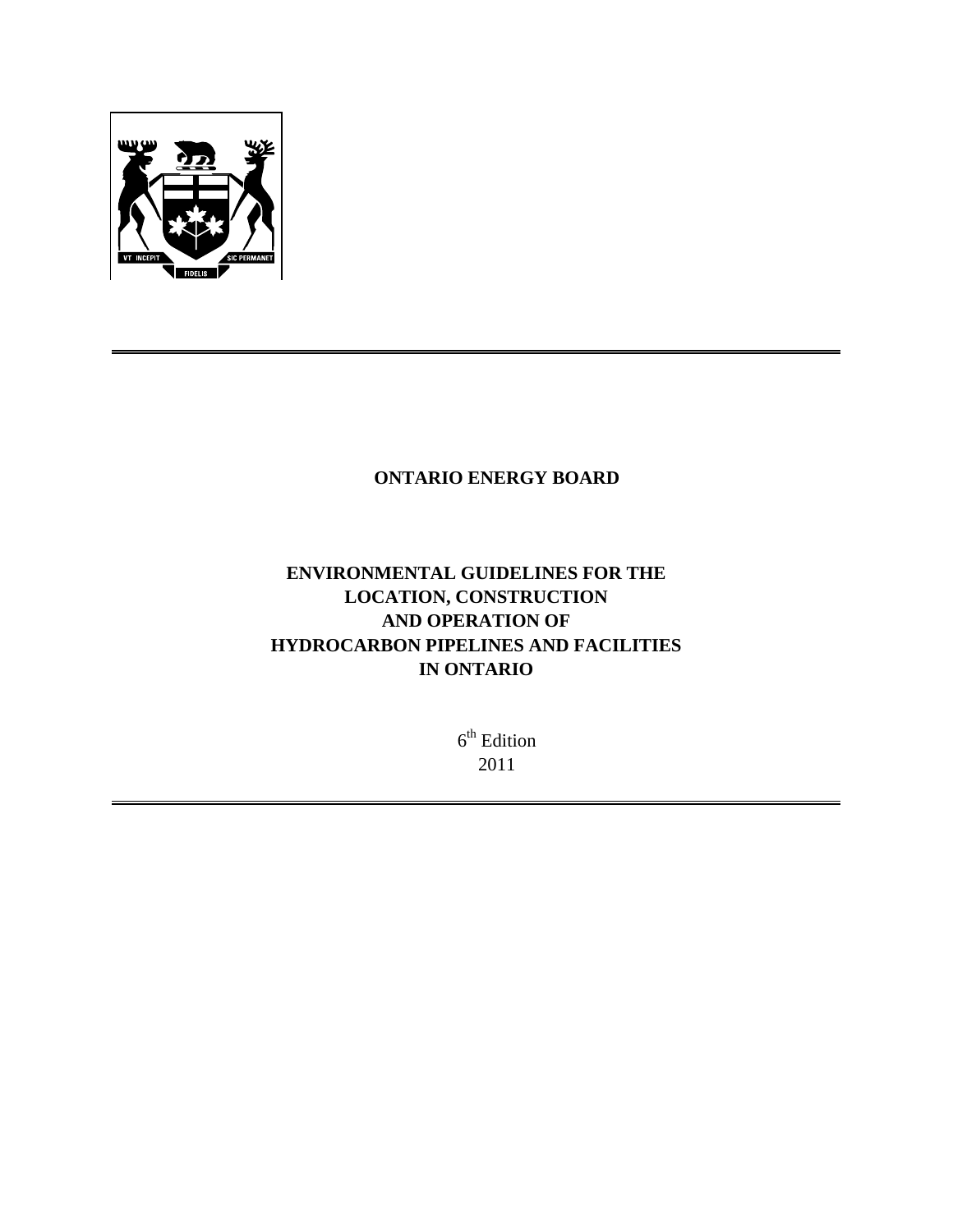# ONTARIO ENERGY BOARD

## ENVIRONMENTAL GUIDELINES FOR THE LOCATION, CONSTRUCTION AND OPERATION OF HYDROCARBON PIPELINES AND FACILITIES IN ONTARIO

6th Edition
2011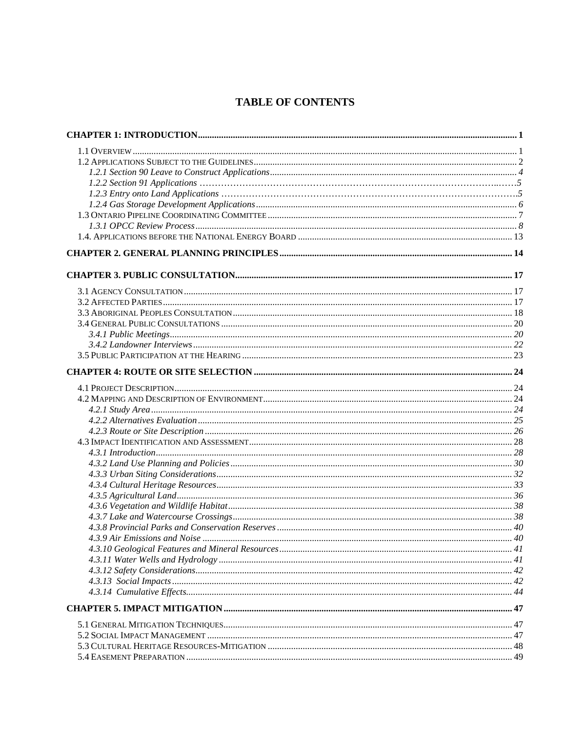# TABLE OF CONTENTS

**CHAPTER 1: INTRODUCTION** ..... **1**

1.1 Overview ..... 1
1.2 Applications Subject to the Guidelines ..... 2
*1.2.1 Section 90 Leave to Construct Applications* ..... *4*
*1.2.2 Section 91 Applications* ..... *5*
*1.2.3 Entry onto Land Applications* ..... *5*
*1.2.4 Gas Storage Development Applications* ..... *6*
1.3 Ontario Pipeline Coordinating Committee ..... 7
*1.3.1 OPCC Review Process* ..... *8*
1.4. Applications before the National Energy Board ..... 13

**CHAPTER 2. GENERAL PLANNING PRINCIPLES** ..... **14**

**CHAPTER 3. PUBLIC CONSULTATION** ..... **17**

3.1 Agency Consultation ..... 17
3.2 Affected Parties ..... 17
3.3 Aboriginal Peoples Consultation ..... 18
3.4 General Public Consultations ..... 20
*3.4.1 Public Meetings* ..... *20*
*3.4.2 Landowner Interviews* ..... *22*
3.5 Public Participation at the Hearing ..... 23

**CHAPTER 4: ROUTE OR SITE SELECTION** ..... **24**

4.1 Project Description ..... 24
4.2 Mapping and Description of Environment ..... 24
*4.2.1 Study Area* ..... *24*
*4.2.2 Alternatives Evaluation* ..... *25*
*4.2.3 Route or Site Description* ..... *26*
4.3 Impact Identification and Assessment ..... 28
*4.3.1 Introduction* ..... *28*
*4.3.2 Land Use Planning and Policies* ..... *30*
*4.3.3 Urban Siting Considerations* ..... *32*
*4.3.4 Cultural Heritage Resources* ..... *33*
*4.3.5 Agricultural Land* ..... *36*
*4.3.6 Vegetation and Wildlife Habitat* ..... *38*
*4.3.7 Lake and Watercourse Crossings* ..... *38*
*4.3.8 Provincial Parks and Conservation Reserves* ..... *40*
*4.3.9 Air Emissions and Noise* ..... *40*
*4.3.10 Geological Features and Mineral Resources* ..... *41*
*4.3.11 Water Wells and Hydrology* ..... *41*
*4.3.12 Safety Considerations* ..... *42*
*4.3.13 Social Impacts* ..... *42*
*4.3.14 Cumulative Effects* ..... *44*

**CHAPTER 5. IMPACT MITIGATION** ..... **47**

5.1 General Mitigation Techniques ..... 47
5.2 Social Impact Management ..... 47
5.3 Cultural Heritage Resources-Mitigation ..... 48
5.4 Easement Preparation ..... 49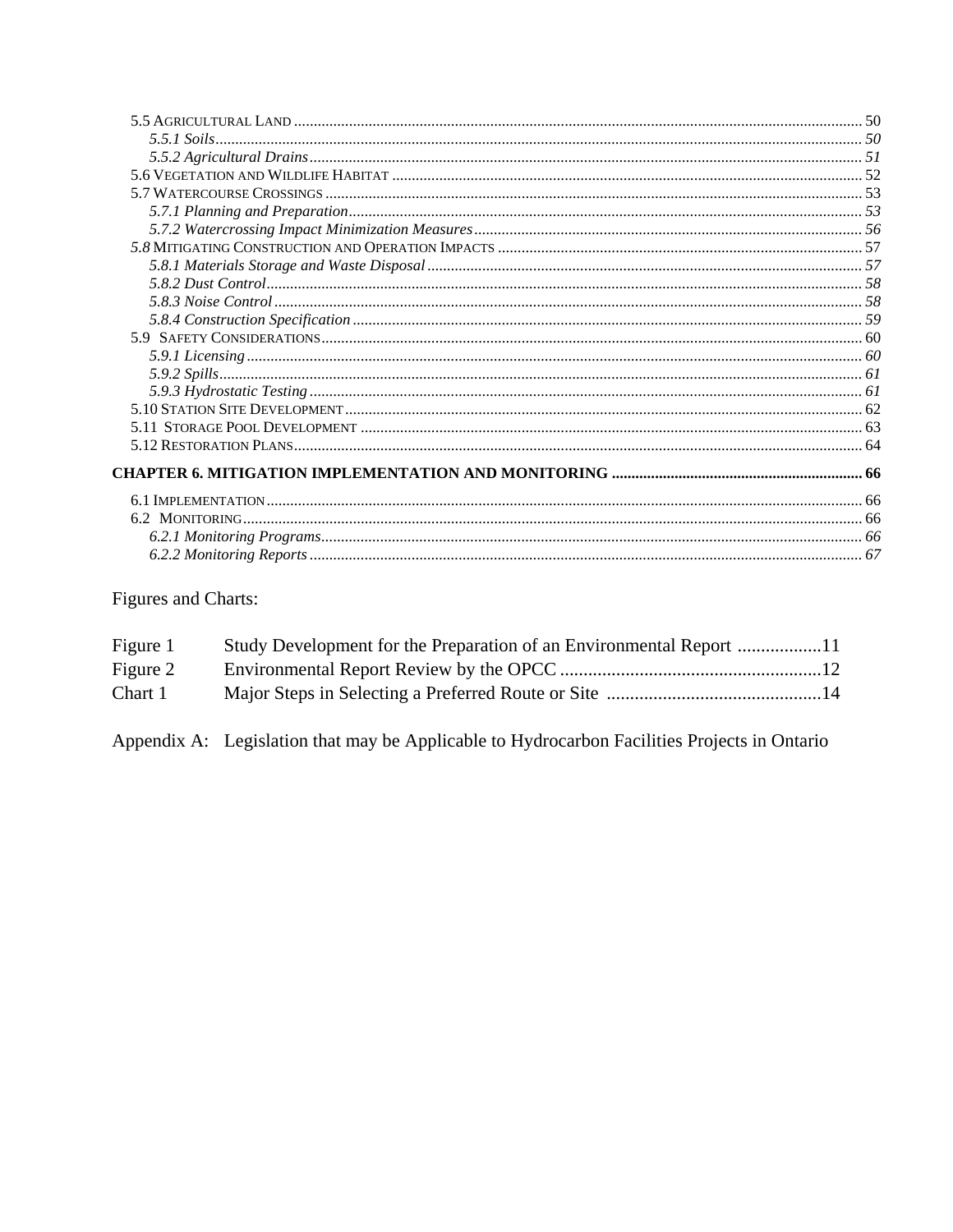5.5 Agricultural Land ........................................................ 50
*5.5.1 Soils* ........................................................ *50*
*5.5.2 Agricultural Drains* ........................................................ *51*
5.6 Vegetation and Wildlife Habitat ........................................................ 52
5.7 Watercourse Crossings ........................................................ 53
*5.7.1 Planning and Preparation* ........................................................ *53*
*5.7.2 Watercrossing Impact Minimization Measures* ........................................................ *56*
*5.8* Mitigating Construction and Operation Impacts ........................................................ 57
*5.8.1 Materials Storage and Waste Disposal* ........................................................ *57*
*5.8.2 Dust Control* ........................................................ *58*
*5.8.3 Noise Control* ........................................................ *58*
*5.8.4 Construction Specification* ........................................................ *59*
5.9 Safety Considerations ........................................................ 60
*5.9.1 Licensing* ........................................................ *60*
*5.9.2 Spills* ........................................................ *61*
*5.9.3 Hydrostatic Testing* ........................................................ *61*
5.10 Station Site Development ........................................................ 62
5.11 Storage Pool Development ........................................................ 63
5.12 Restoration Plans ........................................................ 64

**CHAPTER 6. MITIGATION IMPLEMENTATION AND MONITORING ........................................................ 66**

6.1 Implementation ........................................................ 66
6.2 Monitoring ........................................................ 66
*6.2.1 Monitoring Programs* ........................................................ *66*
*6.2.2 Monitoring Reports* ........................................................ *67*

Figures and Charts:

Figure 1 Study Development for the Preparation of an Environmental Report ..................11
Figure 2 Environmental Report Review by the OPCC ........................................................12
Chart 1 Major Steps in Selecting a Preferred Route or Site ..............................................14

Appendix A: Legislation that may be Applicable to Hydrocarbon Facilities Projects in Ontario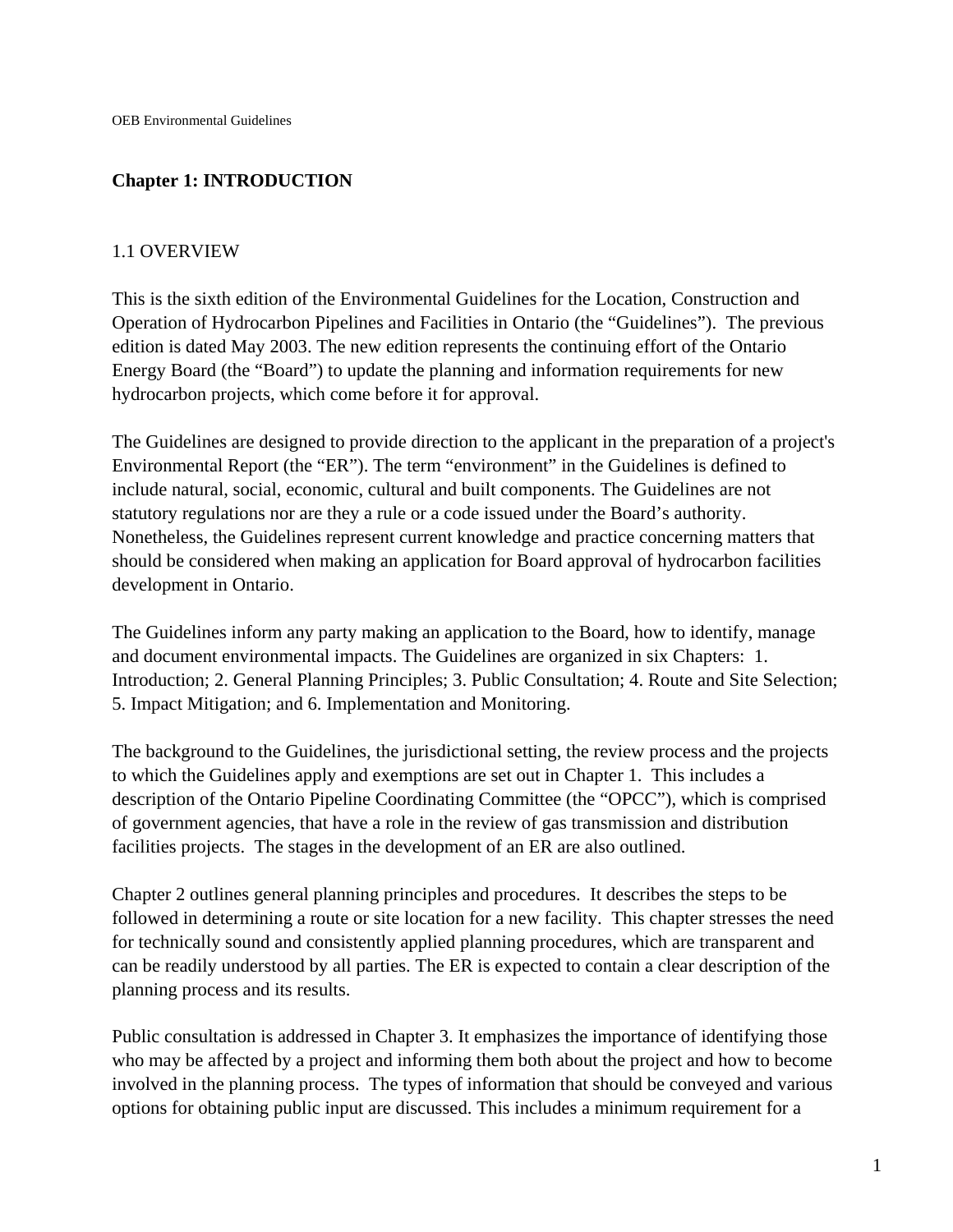## Chapter 1: INTRODUCTION

### 1.1 OVERVIEW

This is the sixth edition of the Environmental Guidelines for the Location, Construction and Operation of Hydrocarbon Pipelines and Facilities in Ontario (the "Guidelines"). The previous edition is dated May 2003. The new edition represents the continuing effort of the Ontario Energy Board (the "Board") to update the planning and information requirements for new hydrocarbon projects, which come before it for approval.

The Guidelines are designed to provide direction to the applicant in the preparation of a project's Environmental Report (the "ER"). The term "environment" in the Guidelines is defined to include natural, social, economic, cultural and built components. The Guidelines are not statutory regulations nor are they a rule or a code issued under the Board's authority. Nonetheless, the Guidelines represent current knowledge and practice concerning matters that should be considered when making an application for Board approval of hydrocarbon facilities development in Ontario.

The Guidelines inform any party making an application to the Board, how to identify, manage and document environmental impacts. The Guidelines are organized in six Chapters: 1. Introduction; 2. General Planning Principles; 3. Public Consultation; 4. Route and Site Selection; 5. Impact Mitigation; and 6. Implementation and Monitoring.

The background to the Guidelines, the jurisdictional setting, the review process and the projects to which the Guidelines apply and exemptions are set out in Chapter 1. This includes a description of the Ontario Pipeline Coordinating Committee (the "OPCC"), which is comprised of government agencies, that have a role in the review of gas transmission and distribution facilities projects. The stages in the development of an ER are also outlined.

Chapter 2 outlines general planning principles and procedures. It describes the steps to be followed in determining a route or site location for a new facility. This chapter stresses the need for technically sound and consistently applied planning procedures, which are transparent and can be readily understood by all parties. The ER is expected to contain a clear description of the planning process and its results.

Public consultation is addressed in Chapter 3. It emphasizes the importance of identifying those who may be affected by a project and informing them both about the project and how to become involved in the planning process. The types of information that should be conveyed and various options for obtaining public input are discussed. This includes a minimum requirement for a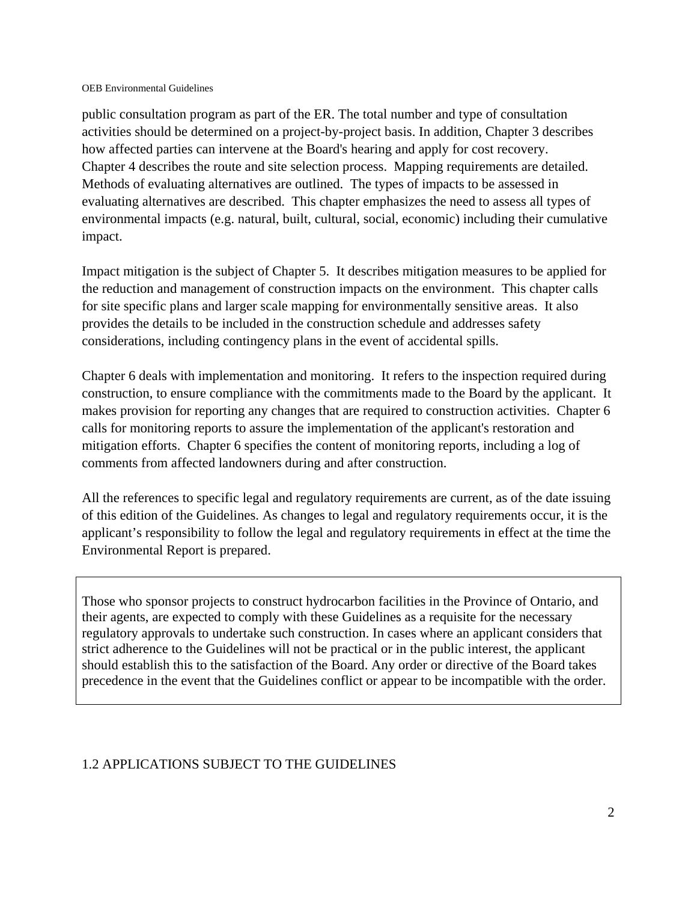public consultation program as part of the ER. The total number and type of consultation activities should be determined on a project-by-project basis. In addition, Chapter 3 describes how affected parties can intervene at the Board's hearing and apply for cost recovery. Chapter 4 describes the route and site selection process. Mapping requirements are detailed. Methods of evaluating alternatives are outlined. The types of impacts to be assessed in evaluating alternatives are described. This chapter emphasizes the need to assess all types of environmental impacts (e.g. natural, built, cultural, social, economic) including their cumulative impact.

Impact mitigation is the subject of Chapter 5. It describes mitigation measures to be applied for the reduction and management of construction impacts on the environment. This chapter calls for site specific plans and larger scale mapping for environmentally sensitive areas. It also provides the details to be included in the construction schedule and addresses safety considerations, including contingency plans in the event of accidental spills.

Chapter 6 deals with implementation and monitoring. It refers to the inspection required during construction, to ensure compliance with the commitments made to the Board by the applicant. It makes provision for reporting any changes that are required to construction activities. Chapter 6 calls for monitoring reports to assure the implementation of the applicant's restoration and mitigation efforts. Chapter 6 specifies the content of monitoring reports, including a log of comments from affected landowners during and after construction.

All the references to specific legal and regulatory requirements are current, as of the date issuing of this edition of the Guidelines. As changes to legal and regulatory requirements occur, it is the applicant's responsibility to follow the legal and regulatory requirements in effect at the time the Environmental Report is prepared.

> Those who sponsor projects to construct hydrocarbon facilities in the Province of Ontario, and their agents, are expected to comply with these Guidelines as a requisite for the necessary regulatory approvals to undertake such construction. In cases where an applicant considers that strict adherence to the Guidelines will not be practical or in the public interest, the applicant should establish this to the satisfaction of the Board. Any order or directive of the Board takes precedence in the event that the Guidelines conflict or appear to be incompatible with the order.

## 1.2 APPLICATIONS SUBJECT TO THE GUIDELINES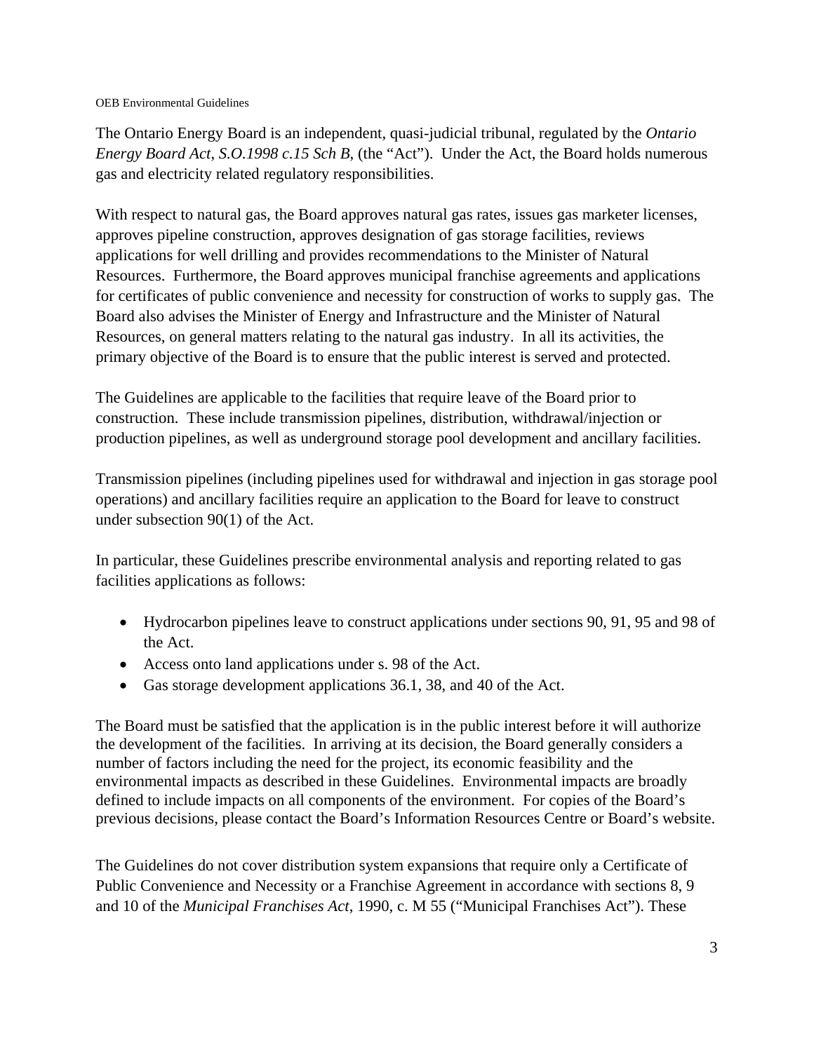The Ontario Energy Board is an independent, quasi-judicial tribunal, regulated by the *Ontario Energy Board Act, S.O.1998 c.15 Sch B*, (the "Act"). Under the Act, the Board holds numerous gas and electricity related regulatory responsibilities.

With respect to natural gas, the Board approves natural gas rates, issues gas marketer licenses, approves pipeline construction, approves designation of gas storage facilities, reviews applications for well drilling and provides recommendations to the Minister of Natural Resources. Furthermore, the Board approves municipal franchise agreements and applications for certificates of public convenience and necessity for construction of works to supply gas. The Board also advises the Minister of Energy and Infrastructure and the Minister of Natural Resources, on general matters relating to the natural gas industry. In all its activities, the primary objective of the Board is to ensure that the public interest is served and protected.

The Guidelines are applicable to the facilities that require leave of the Board prior to construction. These include transmission pipelines, distribution, withdrawal/injection or production pipelines, as well as underground storage pool development and ancillary facilities.

Transmission pipelines (including pipelines used for withdrawal and injection in gas storage pool operations) and ancillary facilities require an application to the Board for leave to construct under subsection 90(1) of the Act.

In particular, these Guidelines prescribe environmental analysis and reporting related to gas facilities applications as follows:

- Hydrocarbon pipelines leave to construct applications under sections 90, 91, 95 and 98 of the Act.
- Access onto land applications under s. 98 of the Act.
- Gas storage development applications 36.1, 38, and 40 of the Act.

The Board must be satisfied that the application is in the public interest before it will authorize the development of the facilities. In arriving at its decision, the Board generally considers a number of factors including the need for the project, its economic feasibility and the environmental impacts as described in these Guidelines. Environmental impacts are broadly defined to include impacts on all components of the environment. For copies of the Board's previous decisions, please contact the Board's Information Resources Centre or Board's website.

The Guidelines do not cover distribution system expansions that require only a Certificate of Public Convenience and Necessity or a Franchise Agreement in accordance with sections 8, 9 and 10 of the *Municipal Franchises Act*, 1990, c. M 55 ("Municipal Franchises Act"). These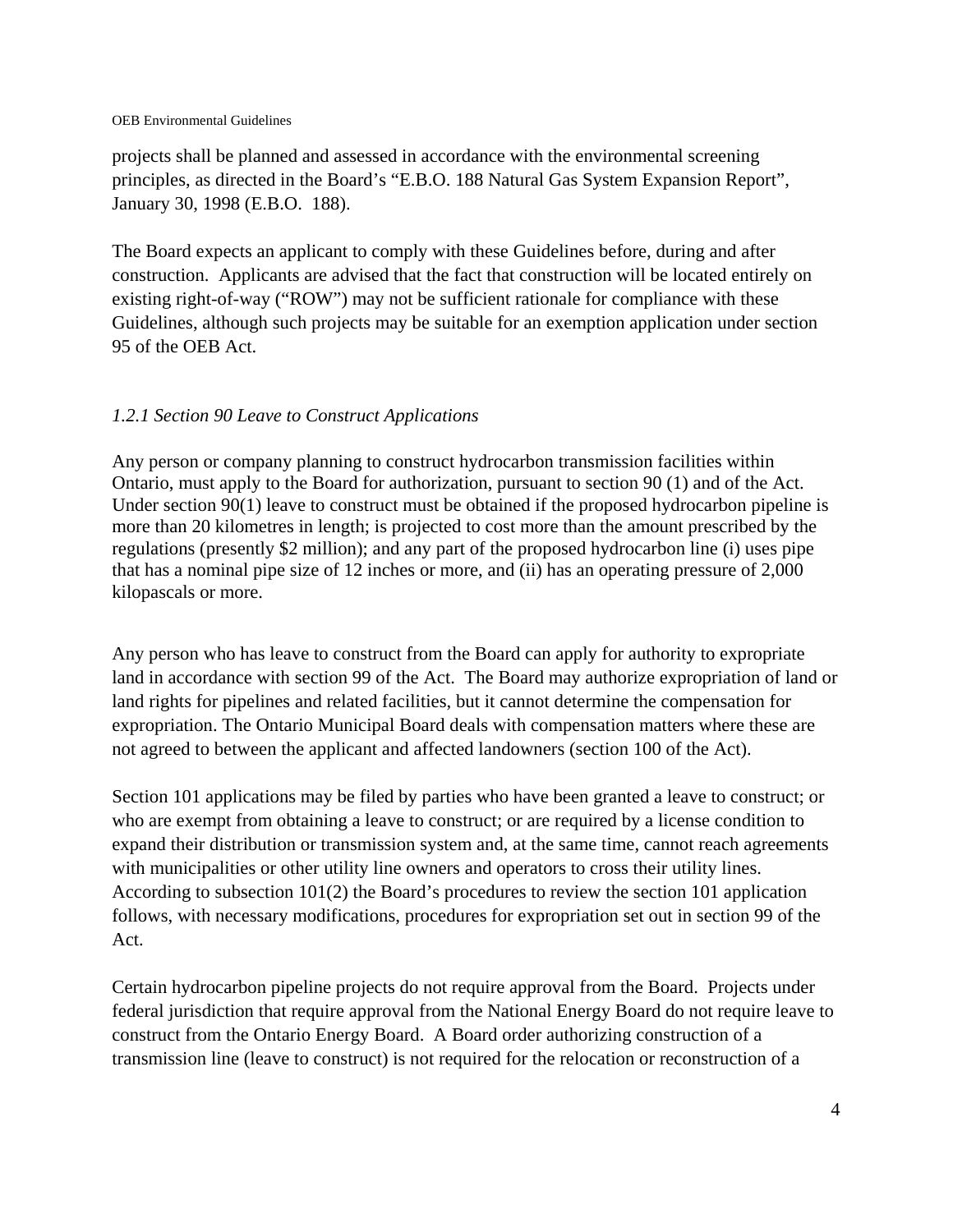projects shall be planned and assessed in accordance with the environmental screening principles, as directed in the Board's "E.B.O. 188 Natural Gas System Expansion Report", January 30, 1998 (E.B.O. 188).

The Board expects an applicant to comply with these Guidelines before, during and after construction. Applicants are advised that the fact that construction will be located entirely on existing right-of-way ("ROW") may not be sufficient rationale for compliance with these Guidelines, although such projects may be suitable for an exemption application under section 95 of the OEB Act.

### *1.2.1 Section 90 Leave to Construct Applications*

Any person or company planning to construct hydrocarbon transmission facilities within Ontario, must apply to the Board for authorization, pursuant to section 90 (1) and of the Act. Under section 90(1) leave to construct must be obtained if the proposed hydrocarbon pipeline is more than 20 kilometres in length; is projected to cost more than the amount prescribed by the regulations (presently $2 million); and any part of the proposed hydrocarbon line (i) uses pipe that has a nominal pipe size of 12 inches or more, and (ii) has an operating pressure of 2,000 kilopascals or more.

Any person who has leave to construct from the Board can apply for authority to expropriate land in accordance with section 99 of the Act. The Board may authorize expropriation of land or land rights for pipelines and related facilities, but it cannot determine the compensation for expropriation. The Ontario Municipal Board deals with compensation matters where these are not agreed to between the applicant and affected landowners (section 100 of the Act).

Section 101 applications may be filed by parties who have been granted a leave to construct; or who are exempt from obtaining a leave to construct; or are required by a license condition to expand their distribution or transmission system and, at the same time, cannot reach agreements with municipalities or other utility line owners and operators to cross their utility lines. According to subsection 101(2) the Board's procedures to review the section 101 application follows, with necessary modifications, procedures for expropriation set out in section 99 of the Act.

Certain hydrocarbon pipeline projects do not require approval from the Board. Projects under federal jurisdiction that require approval from the National Energy Board do not require leave to construct from the Ontario Energy Board. A Board order authorizing construction of a transmission line (leave to construct) is not required for the relocation or reconstruction of a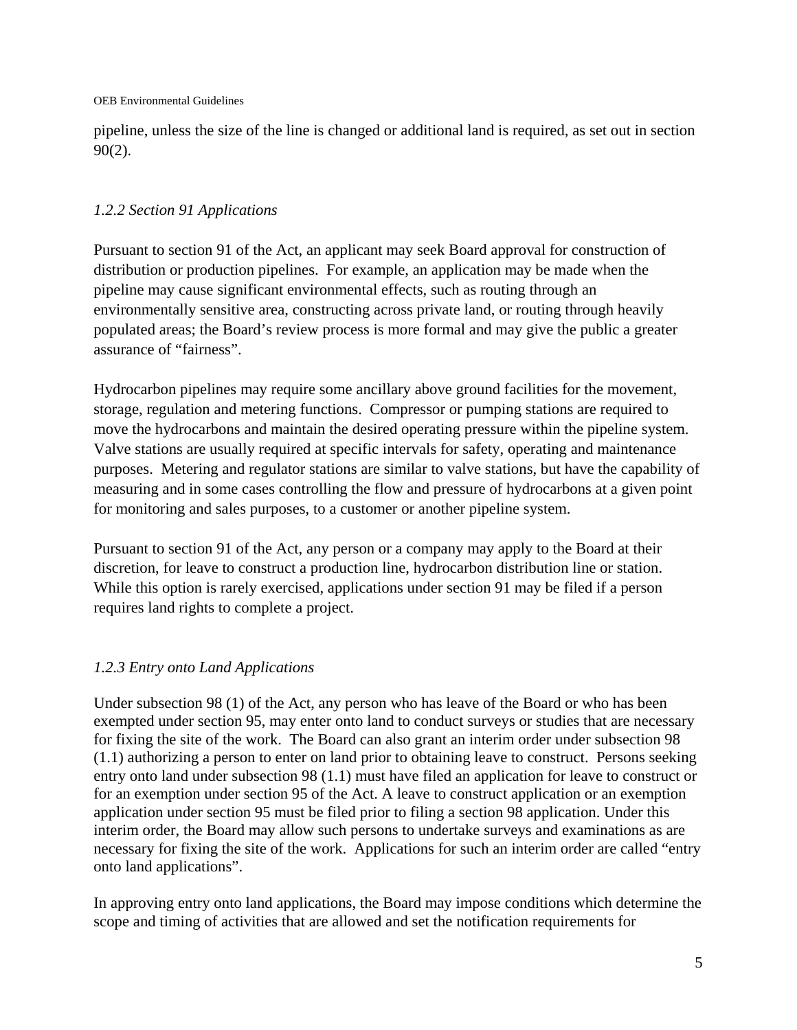pipeline, unless the size of the line is changed or additional land is required, as set out in section 90(2).

### *1.2.2 Section 91 Applications*

Pursuant to section 91 of the Act, an applicant may seek Board approval for construction of distribution or production pipelines. For example, an application may be made when the pipeline may cause significant environmental effects, such as routing through an environmentally sensitive area, constructing across private land, or routing through heavily populated areas; the Board's review process is more formal and may give the public a greater assurance of "fairness".

Hydrocarbon pipelines may require some ancillary above ground facilities for the movement, storage, regulation and metering functions. Compressor or pumping stations are required to move the hydrocarbons and maintain the desired operating pressure within the pipeline system. Valve stations are usually required at specific intervals for safety, operating and maintenance purposes. Metering and regulator stations are similar to valve stations, but have the capability of measuring and in some cases controlling the flow and pressure of hydrocarbons at a given point for monitoring and sales purposes, to a customer or another pipeline system.

Pursuant to section 91 of the Act, any person or a company may apply to the Board at their discretion, for leave to construct a production line, hydrocarbon distribution line or station. While this option is rarely exercised, applications under section 91 may be filed if a person requires land rights to complete a project.

### *1.2.3 Entry onto Land Applications*

Under subsection 98 (1) of the Act, any person who has leave of the Board or who has been exempted under section 95, may enter onto land to conduct surveys or studies that are necessary for fixing the site of the work. The Board can also grant an interim order under subsection 98 (1.1) authorizing a person to enter on land prior to obtaining leave to construct. Persons seeking entry onto land under subsection 98 (1.1) must have filed an application for leave to construct or for an exemption under section 95 of the Act. A leave to construct application or an exemption application under section 95 must be filed prior to filing a section 98 application. Under this interim order, the Board may allow such persons to undertake surveys and examinations as are necessary for fixing the site of the work. Applications for such an interim order are called "entry onto land applications".

In approving entry onto land applications, the Board may impose conditions which determine the scope and timing of activities that are allowed and set the notification requirements for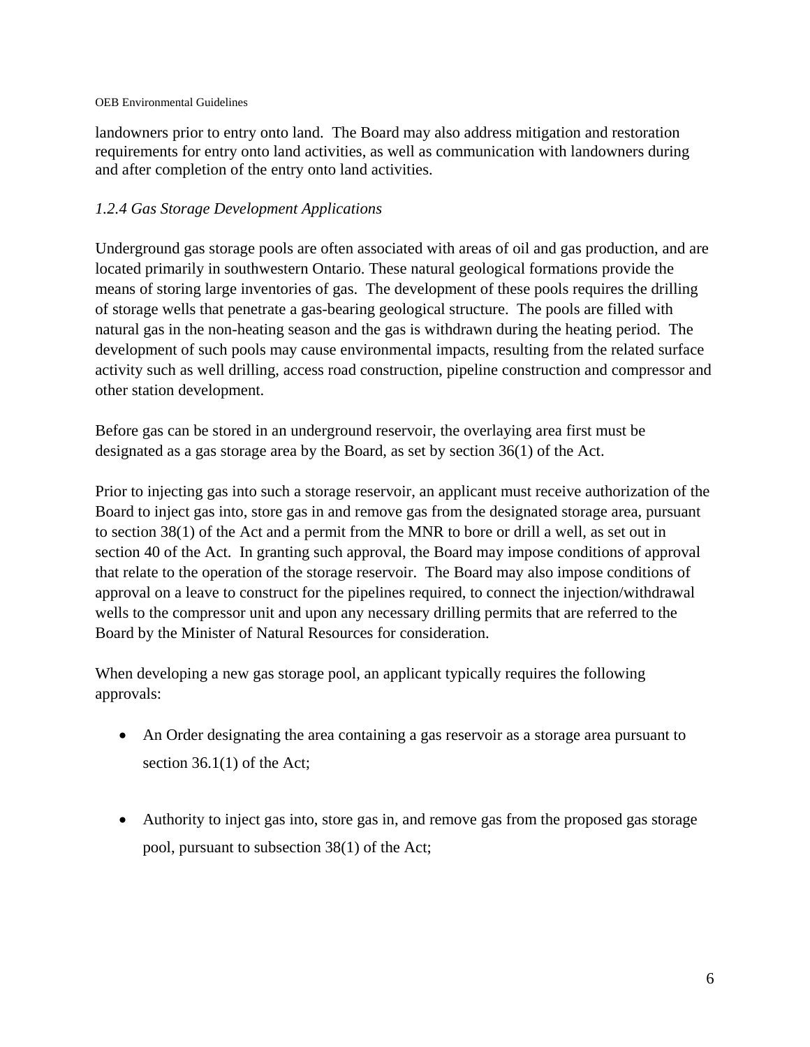landowners prior to entry onto land. The Board may also address mitigation and restoration requirements for entry onto land activities, as well as communication with landowners during and after completion of the entry onto land activities.

### *1.2.4 Gas Storage Development Applications*

Underground gas storage pools are often associated with areas of oil and gas production, and are located primarily in southwestern Ontario. These natural geological formations provide the means of storing large inventories of gas. The development of these pools requires the drilling of storage wells that penetrate a gas-bearing geological structure. The pools are filled with natural gas in the non-heating season and the gas is withdrawn during the heating period. The development of such pools may cause environmental impacts, resulting from the related surface activity such as well drilling, access road construction, pipeline construction and compressor and other station development.

Before gas can be stored in an underground reservoir, the overlaying area first must be designated as a gas storage area by the Board, as set by section 36(1) of the Act.

Prior to injecting gas into such a storage reservoir, an applicant must receive authorization of the Board to inject gas into, store gas in and remove gas from the designated storage area, pursuant to section 38(1) of the Act and a permit from the MNR to bore or drill a well, as set out in section 40 of the Act. In granting such approval, the Board may impose conditions of approval that relate to the operation of the storage reservoir. The Board may also impose conditions of approval on a leave to construct for the pipelines required, to connect the injection/withdrawal wells to the compressor unit and upon any necessary drilling permits that are referred to the Board by the Minister of Natural Resources for consideration.

When developing a new gas storage pool, an applicant typically requires the following approvals:

- An Order designating the area containing a gas reservoir as a storage area pursuant to section 36.1(1) of the Act;
- Authority to inject gas into, store gas in, and remove gas from the proposed gas storage pool, pursuant to subsection 38(1) of the Act;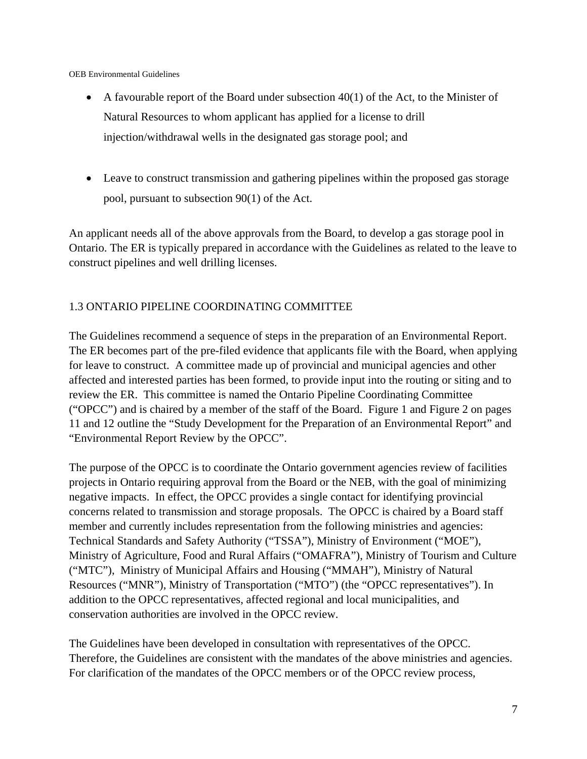- A favourable report of the Board under subsection 40(1) of the Act, to the Minister of Natural Resources to whom applicant has applied for a license to drill injection/withdrawal wells in the designated gas storage pool; and

- Leave to construct transmission and gathering pipelines within the proposed gas storage pool, pursuant to subsection 90(1) of the Act.

An applicant needs all of the above approvals from the Board, to develop a gas storage pool in Ontario. The ER is typically prepared in accordance with the Guidelines as related to the leave to construct pipelines and well drilling licenses.

## 1.3 ONTARIO PIPELINE COORDINATING COMMITTEE

The Guidelines recommend a sequence of steps in the preparation of an Environmental Report. The ER becomes part of the pre-filed evidence that applicants file with the Board, when applying for leave to construct. A committee made up of provincial and municipal agencies and other affected and interested parties has been formed, to provide input into the routing or siting and to review the ER. This committee is named the Ontario Pipeline Coordinating Committee ("OPCC") and is chaired by a member of the staff of the Board. Figure 1 and Figure 2 on pages 11 and 12 outline the "Study Development for the Preparation of an Environmental Report" and "Environmental Report Review by the OPCC".

The purpose of the OPCC is to coordinate the Ontario government agencies review of facilities projects in Ontario requiring approval from the Board or the NEB, with the goal of minimizing negative impacts. In effect, the OPCC provides a single contact for identifying provincial concerns related to transmission and storage proposals. The OPCC is chaired by a Board staff member and currently includes representation from the following ministries and agencies: Technical Standards and Safety Authority ("TSSA"), Ministry of Environment ("MOE"), Ministry of Agriculture, Food and Rural Affairs ("OMAFRA"), Ministry of Tourism and Culture ("MTC"), Ministry of Municipal Affairs and Housing ("MMAH"), Ministry of Natural Resources ("MNR"), Ministry of Transportation ("MTO") (the "OPCC representatives"). In addition to the OPCC representatives, affected regional and local municipalities, and conservation authorities are involved in the OPCC review.

The Guidelines have been developed in consultation with representatives of the OPCC. Therefore, the Guidelines are consistent with the mandates of the above ministries and agencies. For clarification of the mandates of the OPCC members or of the OPCC review process,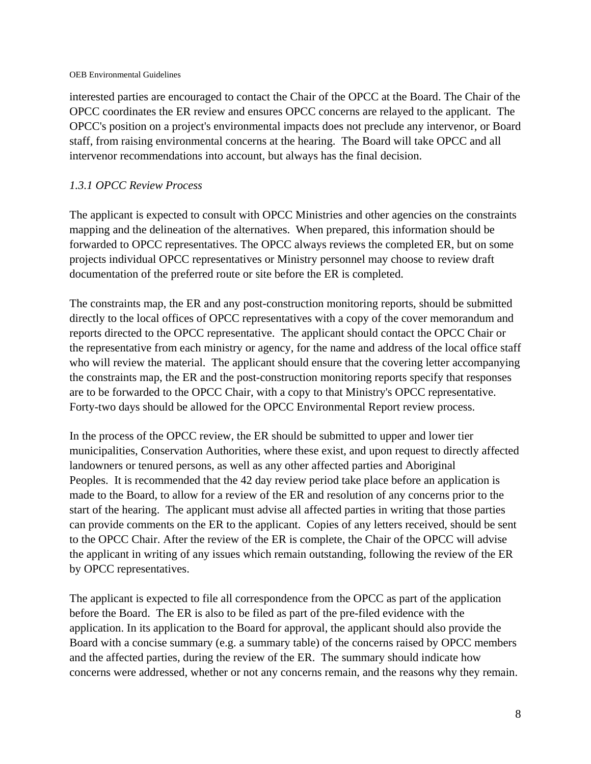interested parties are encouraged to contact the Chair of the OPCC at the Board. The Chair of the OPCC coordinates the ER review and ensures OPCC concerns are relayed to the applicant. The OPCC's position on a project's environmental impacts does not preclude any intervenor, or Board staff, from raising environmental concerns at the hearing. The Board will take OPCC and all intervenor recommendations into account, but always has the final decision.

### *1.3.1 OPCC Review Process*

The applicant is expected to consult with OPCC Ministries and other agencies on the constraints mapping and the delineation of the alternatives. When prepared, this information should be forwarded to OPCC representatives. The OPCC always reviews the completed ER, but on some projects individual OPCC representatives or Ministry personnel may choose to review draft documentation of the preferred route or site before the ER is completed.

The constraints map, the ER and any post-construction monitoring reports, should be submitted directly to the local offices of OPCC representatives with a copy of the cover memorandum and reports directed to the OPCC representative. The applicant should contact the OPCC Chair or the representative from each ministry or agency, for the name and address of the local office staff who will review the material. The applicant should ensure that the covering letter accompanying the constraints map, the ER and the post-construction monitoring reports specify that responses are to be forwarded to the OPCC Chair, with a copy to that Ministry's OPCC representative. Forty-two days should be allowed for the OPCC Environmental Report review process.

In the process of the OPCC review, the ER should be submitted to upper and lower tier municipalities, Conservation Authorities, where these exist, and upon request to directly affected landowners or tenured persons, as well as any other affected parties and Aboriginal Peoples. It is recommended that the 42 day review period take place before an application is made to the Board, to allow for a review of the ER and resolution of any concerns prior to the start of the hearing. The applicant must advise all affected parties in writing that those parties can provide comments on the ER to the applicant. Copies of any letters received, should be sent to the OPCC Chair. After the review of the ER is complete, the Chair of the OPCC will advise the applicant in writing of any issues which remain outstanding, following the review of the ER by OPCC representatives.

The applicant is expected to file all correspondence from the OPCC as part of the application before the Board. The ER is also to be filed as part of the pre-filed evidence with the application. In its application to the Board for approval, the applicant should also provide the Board with a concise summary (e.g. a summary table) of the concerns raised by OPCC members and the affected parties, during the review of the ER. The summary should indicate how concerns were addressed, whether or not any concerns remain, and the reasons why they remain.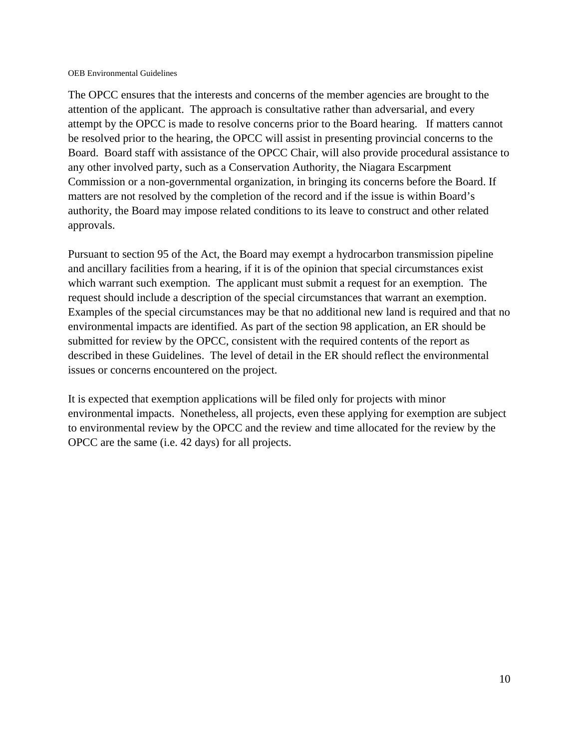The OPCC ensures that the interests and concerns of the member agencies are brought to the attention of the applicant. The approach is consultative rather than adversarial, and every attempt by the OPCC is made to resolve concerns prior to the Board hearing. If matters cannot be resolved prior to the hearing, the OPCC will assist in presenting provincial concerns to the Board. Board staff with assistance of the OPCC Chair, will also provide procedural assistance to any other involved party, such as a Conservation Authority, the Niagara Escarpment Commission or a non-governmental organization, in bringing its concerns before the Board. If matters are not resolved by the completion of the record and if the issue is within Board's authority, the Board may impose related conditions to its leave to construct and other related approvals.

Pursuant to section 95 of the Act, the Board may exempt a hydrocarbon transmission pipeline and ancillary facilities from a hearing, if it is of the opinion that special circumstances exist which warrant such exemption. The applicant must submit a request for an exemption. The request should include a description of the special circumstances that warrant an exemption. Examples of the special circumstances may be that no additional new land is required and that no environmental impacts are identified. As part of the section 98 application, an ER should be submitted for review by the OPCC, consistent with the required contents of the report as described in these Guidelines. The level of detail in the ER should reflect the environmental issues or concerns encountered on the project.

It is expected that exemption applications will be filed only for projects with minor environmental impacts. Nonetheless, all projects, even these applying for exemption are subject to environmental review by the OPCC and the review and time allocated for the review by the OPCC are the same (i.e. 42 days) for all projects.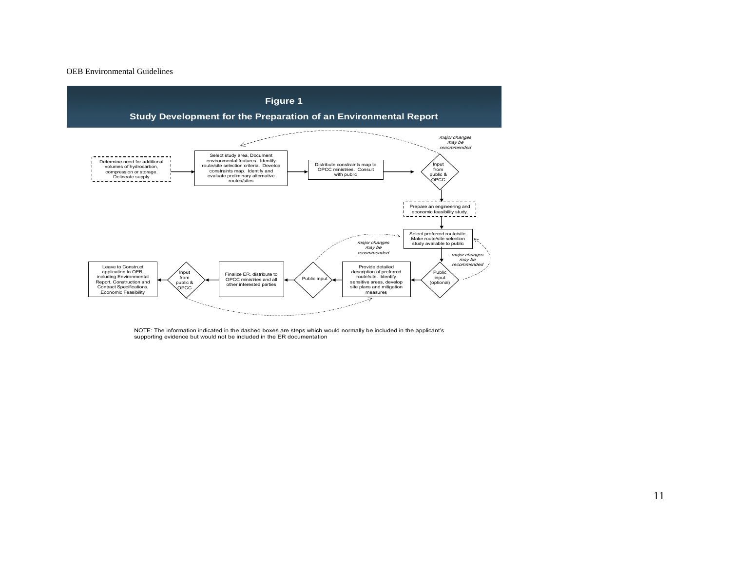## Figure 1

### Study Development for the Preparation of an Environmental Report

Determine need for additional volumes of hydrocarbon, compression or storage. Delineate supply

Select study area, Document environmental features. Identify route/site selection criteria. Develop constraints map. Identify and evaluate preliminary alternative routes/sites

Distribute constraints map to OPCC ministries. Consult with public

Input from public & OPCC

*major changes may be recommended*

Prepare an engineering and economic feasibility study.

Select preferred route/site. Make route/site selection study available to public

*major changes may be recommended*

Public input (optional)

*major changes may be recommended*

Provide detailed description of preferred route/site. Identify sensitive areas, develop site plans and mitigation measures

Public input

Finalize ER, distribute to OPCC ministries and all other interested parties

Input from public & OPCC

Leave to Construct application to OEB, including Environmental Report, Construction and Contract Specifications, Economic Feasibility

NOTE: The information indicated in the dashed boxes are steps which would normally be included in the applicant's supporting evidence but would not be included in the ER documentation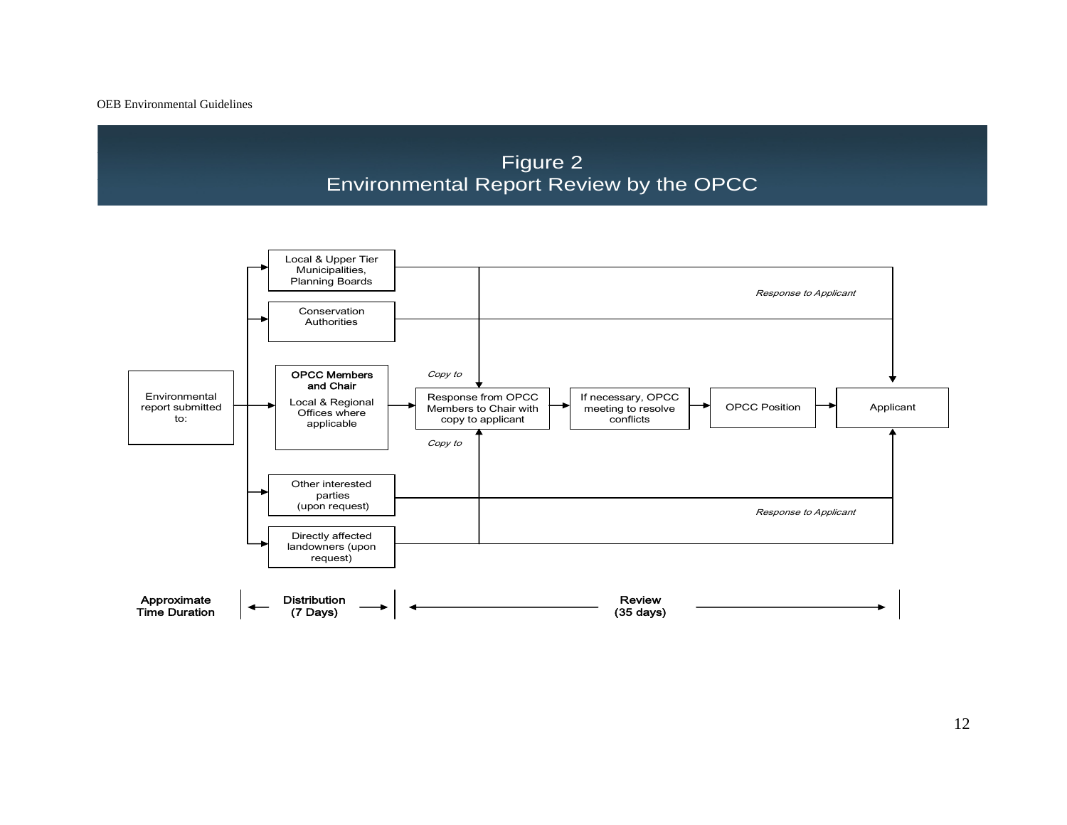# Figure 2
## Environmental Report Review by the OPCC

Environmental report submitted to:

- Local & Upper Tier Municipalities, Planning Boards
- Conservation Authorities
- **OPCC Members and Chair** — Local & Regional Offices where applicable
- Other interested parties (upon request)
- Directly affected landowners (upon request)

Response from OPCC Members to Chair with copy to applicant → If necessary, OPCC meeting to resolve conflicts → OPCC Position → Applicant

*Copy to*

*Response to Applicant*

| **Approximate Time Duration** | **Distribution (7 Days)** | **Review (35 days)** |
|---|---|---|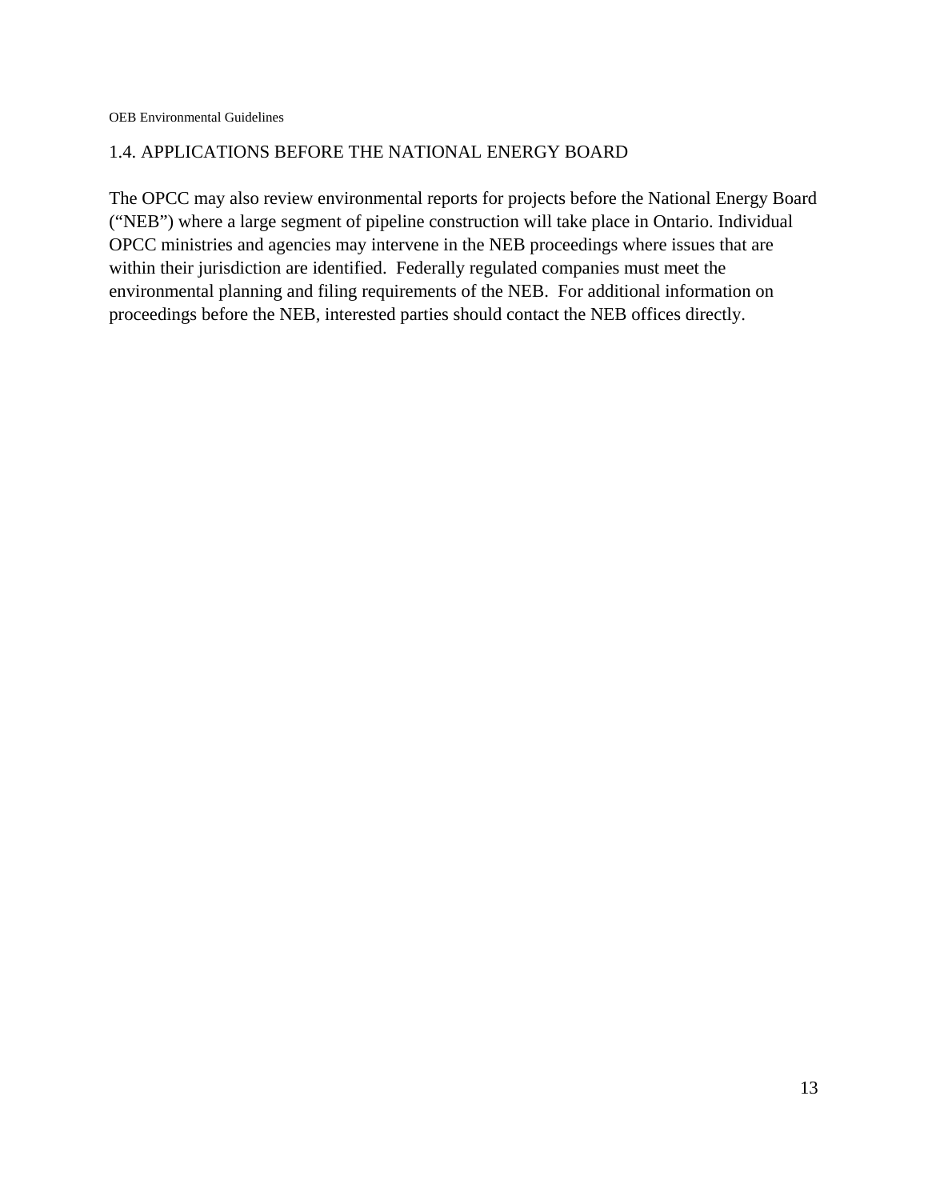## 1.4. APPLICATIONS BEFORE THE NATIONAL ENERGY BOARD

The OPCC may also review environmental reports for projects before the National Energy Board ("NEB") where a large segment of pipeline construction will take place in Ontario. Individual OPCC ministries and agencies may intervene in the NEB proceedings where issues that are within their jurisdiction are identified. Federally regulated companies must meet the environmental planning and filing requirements of the NEB. For additional information on proceedings before the NEB, interested parties should contact the NEB offices directly.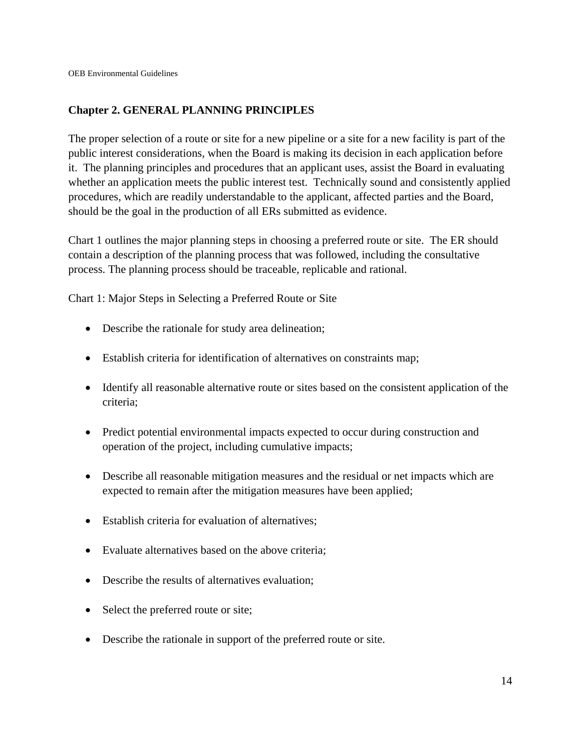## Chapter 2. GENERAL PLANNING PRINCIPLES

The proper selection of a route or site for a new pipeline or a site for a new facility is part of the public interest considerations, when the Board is making its decision in each application before it. The planning principles and procedures that an applicant uses, assist the Board in evaluating whether an application meets the public interest test. Technically sound and consistently applied procedures, which are readily understandable to the applicant, affected parties and the Board, should be the goal in the production of all ERs submitted as evidence.

Chart 1 outlines the major planning steps in choosing a preferred route or site. The ER should contain a description of the planning process that was followed, including the consultative process. The planning process should be traceable, replicable and rational.

Chart 1: Major Steps in Selecting a Preferred Route or Site

- Describe the rationale for study area delineation;
- Establish criteria for identification of alternatives on constraints map;
- Identify all reasonable alternative route or sites based on the consistent application of the criteria;
- Predict potential environmental impacts expected to occur during construction and operation of the project, including cumulative impacts;
- Describe all reasonable mitigation measures and the residual or net impacts which are expected to remain after the mitigation measures have been applied;
- Establish criteria for evaluation of alternatives;
- Evaluate alternatives based on the above criteria;
- Describe the results of alternatives evaluation;
- Select the preferred route or site;
- Describe the rationale in support of the preferred route or site.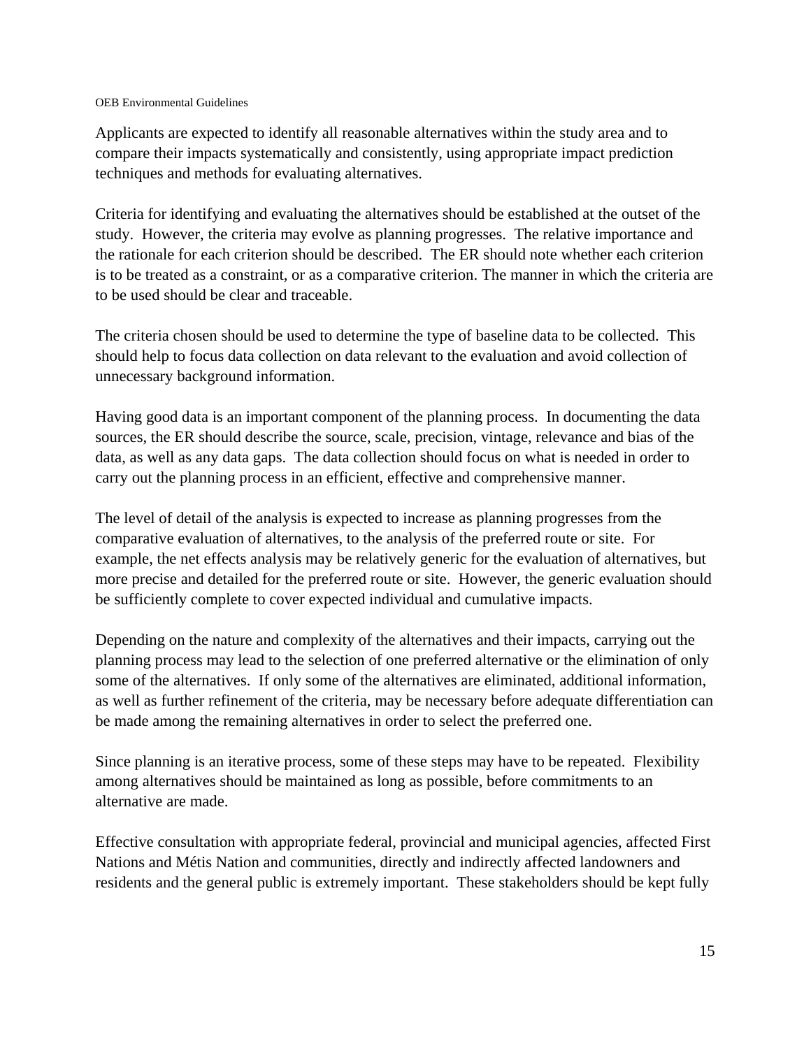Applicants are expected to identify all reasonable alternatives within the study area and to compare their impacts systematically and consistently, using appropriate impact prediction techniques and methods for evaluating alternatives.

Criteria for identifying and evaluating the alternatives should be established at the outset of the study. However, the criteria may evolve as planning progresses. The relative importance and the rationale for each criterion should be described. The ER should note whether each criterion is to be treated as a constraint, or as a comparative criterion. The manner in which the criteria are to be used should be clear and traceable.

The criteria chosen should be used to determine the type of baseline data to be collected. This should help to focus data collection on data relevant to the evaluation and avoid collection of unnecessary background information.

Having good data is an important component of the planning process. In documenting the data sources, the ER should describe the source, scale, precision, vintage, relevance and bias of the data, as well as any data gaps. The data collection should focus on what is needed in order to carry out the planning process in an efficient, effective and comprehensive manner.

The level of detail of the analysis is expected to increase as planning progresses from the comparative evaluation of alternatives, to the analysis of the preferred route or site. For example, the net effects analysis may be relatively generic for the evaluation of alternatives, but more precise and detailed for the preferred route or site. However, the generic evaluation should be sufficiently complete to cover expected individual and cumulative impacts.

Depending on the nature and complexity of the alternatives and their impacts, carrying out the planning process may lead to the selection of one preferred alternative or the elimination of only some of the alternatives. If only some of the alternatives are eliminated, additional information, as well as further refinement of the criteria, may be necessary before adequate differentiation can be made among the remaining alternatives in order to select the preferred one.

Since planning is an iterative process, some of these steps may have to be repeated. Flexibility among alternatives should be maintained as long as possible, before commitments to an alternative are made.

Effective consultation with appropriate federal, provincial and municipal agencies, affected First Nations and Métis Nation and communities, directly and indirectly affected landowners and residents and the general public is extremely important. These stakeholders should be kept fully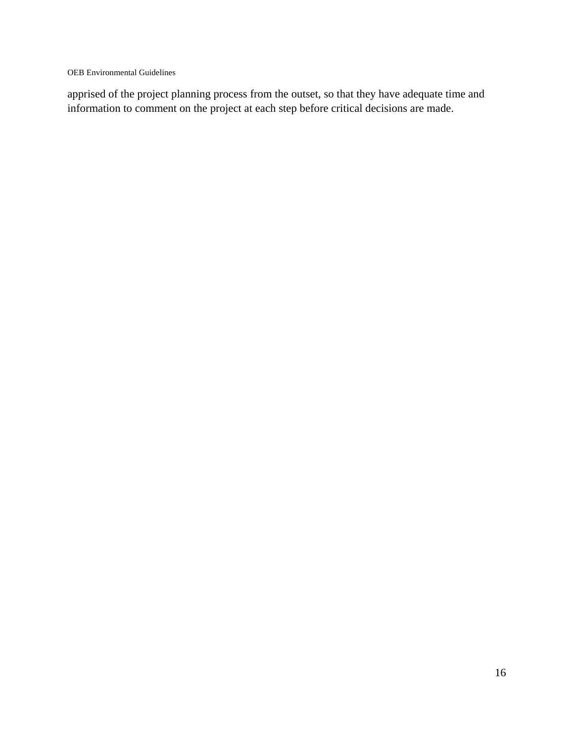apprised of the project planning process from the outset, so that they have adequate time and information to comment on the project at each step before critical decisions are made.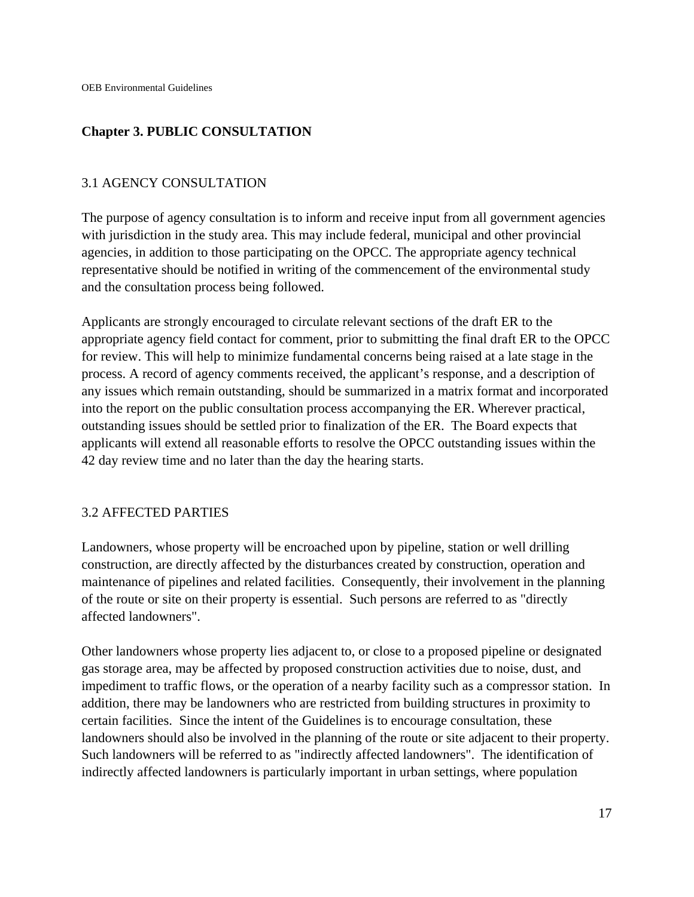# Chapter 3. PUBLIC CONSULTATION

## 3.1 AGENCY CONSULTATION

The purpose of agency consultation is to inform and receive input from all government agencies with jurisdiction in the study area. This may include federal, municipal and other provincial agencies, in addition to those participating on the OPCC. The appropriate agency technical representative should be notified in writing of the commencement of the environmental study and the consultation process being followed.

Applicants are strongly encouraged to circulate relevant sections of the draft ER to the appropriate agency field contact for comment, prior to submitting the final draft ER to the OPCC for review. This will help to minimize fundamental concerns being raised at a late stage in the process. A record of agency comments received, the applicant's response, and a description of any issues which remain outstanding, should be summarized in a matrix format and incorporated into the report on the public consultation process accompanying the ER. Wherever practical, outstanding issues should be settled prior to finalization of the ER. The Board expects that applicants will extend all reasonable efforts to resolve the OPCC outstanding issues within the 42 day review time and no later than the day the hearing starts.

## 3.2 AFFECTED PARTIES

Landowners, whose property will be encroached upon by pipeline, station or well drilling construction, are directly affected by the disturbances created by construction, operation and maintenance of pipelines and related facilities. Consequently, their involvement in the planning of the route or site on their property is essential. Such persons are referred to as "directly affected landowners".

Other landowners whose property lies adjacent to, or close to a proposed pipeline or designated gas storage area, may be affected by proposed construction activities due to noise, dust, and impediment to traffic flows, or the operation of a nearby facility such as a compressor station. In addition, there may be landowners who are restricted from building structures in proximity to certain facilities. Since the intent of the Guidelines is to encourage consultation, these landowners should also be involved in the planning of the route or site adjacent to their property. Such landowners will be referred to as "indirectly affected landowners". The identification of indirectly affected landowners is particularly important in urban settings, where population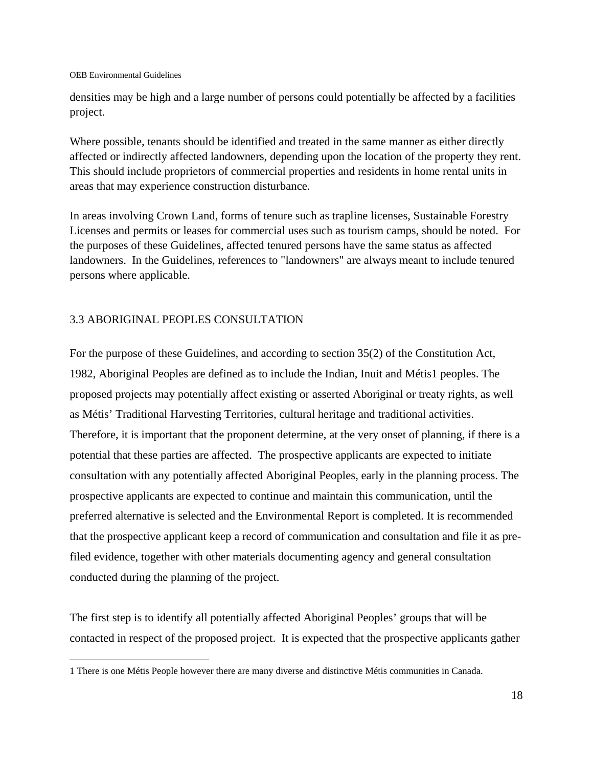densities may be high and a large number of persons could potentially be affected by a facilities project.

Where possible, tenants should be identified and treated in the same manner as either directly affected or indirectly affected landowners, depending upon the location of the property they rent. This should include proprietors of commercial properties and residents in home rental units in areas that may experience construction disturbance.

In areas involving Crown Land, forms of tenure such as trapline licenses, Sustainable Forestry Licenses and permits or leases for commercial uses such as tourism camps, should be noted. For the purposes of these Guidelines, affected tenured persons have the same status as affected landowners. In the Guidelines, references to "landowners" are always meant to include tenured persons where applicable.

## 3.3 ABORIGINAL PEOPLES CONSULTATION

For the purpose of these Guidelines, and according to section 35(2) of the Constitution Act, 1982, Aboriginal Peoples are defined as to include the Indian, Inuit and Métis[1] peoples. The proposed projects may potentially affect existing or asserted Aboriginal or treaty rights, as well as Métis' Traditional Harvesting Territories, cultural heritage and traditional activities. Therefore, it is important that the proponent determine, at the very onset of planning, if there is a potential that these parties are affected. The prospective applicants are expected to initiate consultation with any potentially affected Aboriginal Peoples, early in the planning process. The prospective applicants are expected to continue and maintain this communication, until the preferred alternative is selected and the Environmental Report is completed. It is recommended that the prospective applicant keep a record of communication and consultation and file it as pre-filed evidence, together with other materials documenting agency and general consultation conducted during the planning of the project.

The first step is to identify all potentially affected Aboriginal Peoples' groups that will be contacted in respect of the proposed project. It is expected that the prospective applicants gather

[1] There is one Métis People however there are many diverse and distinctive Métis communities in Canada.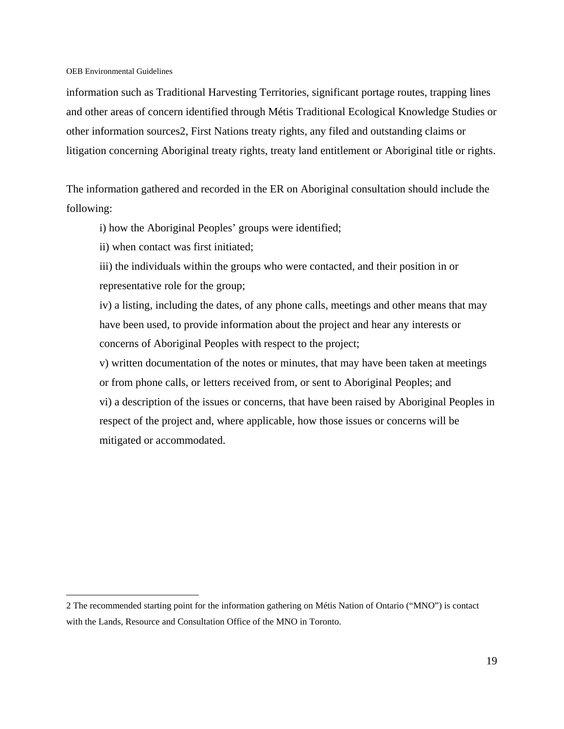information such as Traditional Harvesting Territories, significant portage routes, trapping lines and other areas of concern identified through Métis Traditional Ecological Knowledge Studies or other information sources[2], First Nations treaty rights, any filed and outstanding claims or litigation concerning Aboriginal treaty rights, treaty land entitlement or Aboriginal title or rights.

The information gathered and recorded in the ER on Aboriginal consultation should include the following:

i) how the Aboriginal Peoples' groups were identified;

ii) when contact was first initiated;

iii) the individuals within the groups who were contacted, and their position in or representative role for the group;

iv) a listing, including the dates, of any phone calls, meetings and other means that may have been used, to provide information about the project and hear any interests or concerns of Aboriginal Peoples with respect to the project;

v) written documentation of the notes or minutes, that may have been taken at meetings or from phone calls, or letters received from, or sent to Aboriginal Peoples; and

vi) a description of the issues or concerns, that have been raised by Aboriginal Peoples in respect of the project and, where applicable, how those issues or concerns will be mitigated or accommodated.

---

[2] The recommended starting point for the information gathering on Métis Nation of Ontario ("MNO") is contact with the Lands, Resource and Consultation Office of the MNO in Toronto.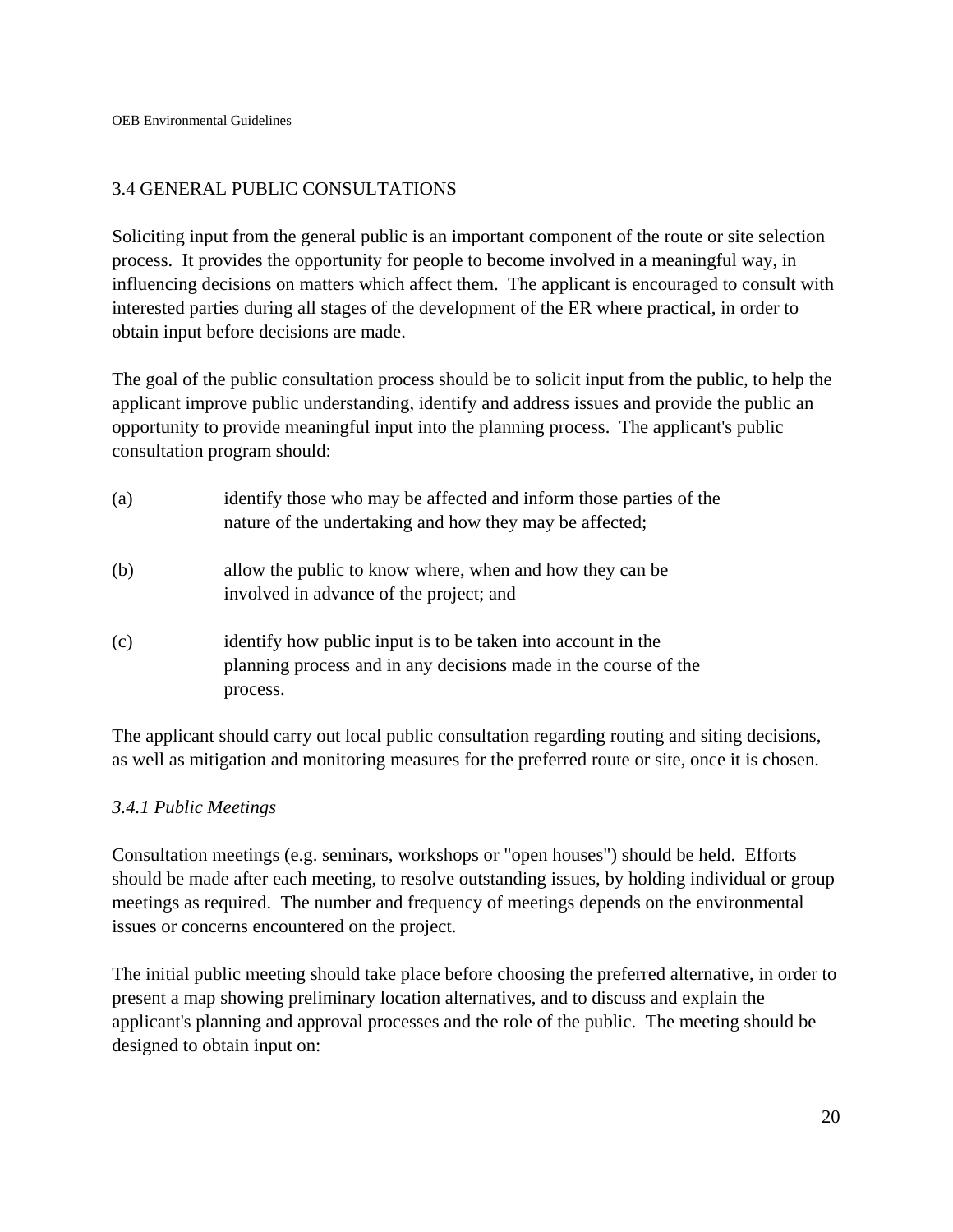## 3.4 GENERAL PUBLIC CONSULTATIONS

Soliciting input from the general public is an important component of the route or site selection process. It provides the opportunity for people to become involved in a meaningful way, in influencing decisions on matters which affect them. The applicant is encouraged to consult with interested parties during all stages of the development of the ER where practical, in order to obtain input before decisions are made.

The goal of the public consultation process should be to solicit input from the public, to help the applicant improve public understanding, identify and address issues and provide the public an opportunity to provide meaningful input into the planning process. The applicant's public consultation program should:

(a) identify those who may be affected and inform those parties of the nature of the undertaking and how they may be affected;

(b) allow the public to know where, when and how they can be involved in advance of the project; and

(c) identify how public input is to be taken into account in the planning process and in any decisions made in the course of the process.

The applicant should carry out local public consultation regarding routing and siting decisions, as well as mitigation and monitoring measures for the preferred route or site, once it is chosen.

### *3.4.1 Public Meetings*

Consultation meetings (e.g. seminars, workshops or "open houses") should be held. Efforts should be made after each meeting, to resolve outstanding issues, by holding individual or group meetings as required. The number and frequency of meetings depends on the environmental issues or concerns encountered on the project.

The initial public meeting should take place before choosing the preferred alternative, in order to present a map showing preliminary location alternatives, and to discuss and explain the applicant's planning and approval processes and the role of the public. The meeting should be designed to obtain input on: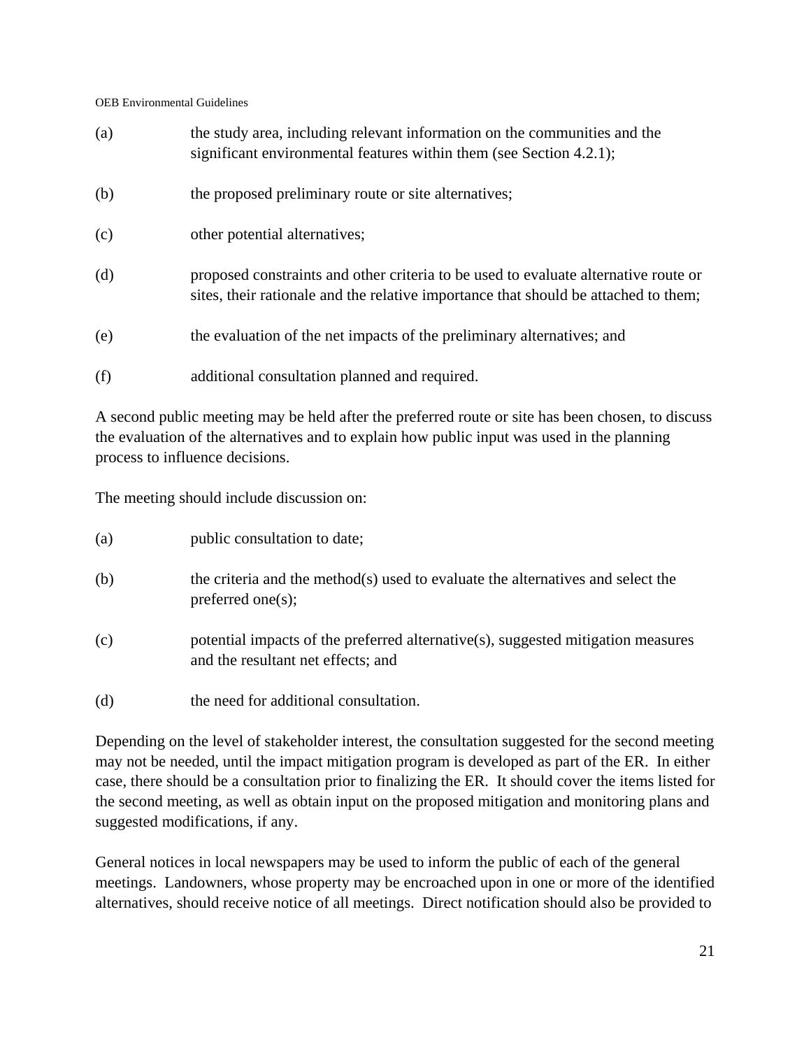(a) the study area, including relevant information on the communities and the significant environmental features within them (see Section 4.2.1);

(b) the proposed preliminary route or site alternatives;

(c) other potential alternatives;

(d) proposed constraints and other criteria to be used to evaluate alternative route or sites, their rationale and the relative importance that should be attached to them;

(e) the evaluation of the net impacts of the preliminary alternatives; and

(f) additional consultation planned and required.

A second public meeting may be held after the preferred route or site has been chosen, to discuss the evaluation of the alternatives and to explain how public input was used in the planning process to influence decisions.

The meeting should include discussion on:

(a) public consultation to date;

(b) the criteria and the method(s) used to evaluate the alternatives and select the preferred one(s);

(c) potential impacts of the preferred alternative(s), suggested mitigation measures and the resultant net effects; and

(d) the need for additional consultation.

Depending on the level of stakeholder interest, the consultation suggested for the second meeting may not be needed, until the impact mitigation program is developed as part of the ER. In either case, there should be a consultation prior to finalizing the ER. It should cover the items listed for the second meeting, as well as obtain input on the proposed mitigation and monitoring plans and suggested modifications, if any.

General notices in local newspapers may be used to inform the public of each of the general meetings. Landowners, whose property may be encroached upon in one or more of the identified alternatives, should receive notice of all meetings. Direct notification should also be provided to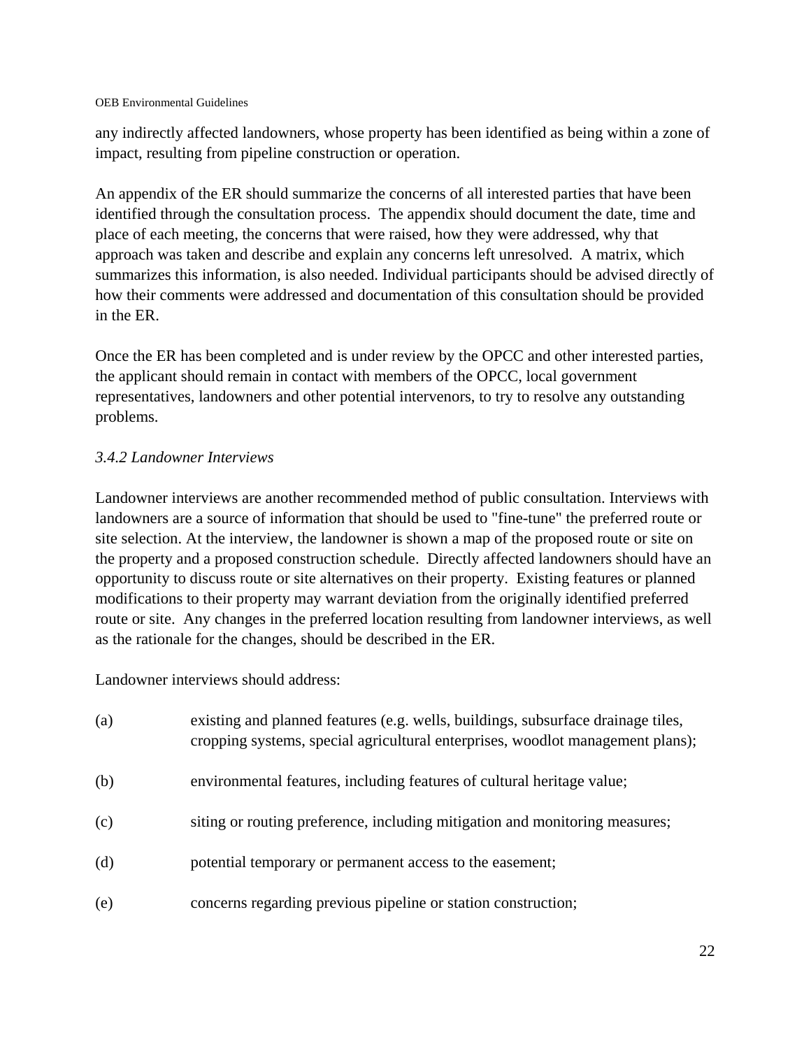any indirectly affected landowners, whose property has been identified as being within a zone of impact, resulting from pipeline construction or operation.

An appendix of the ER should summarize the concerns of all interested parties that have been identified through the consultation process. The appendix should document the date, time and place of each meeting, the concerns that were raised, how they were addressed, why that approach was taken and describe and explain any concerns left unresolved. A matrix, which summarizes this information, is also needed. Individual participants should be advised directly of how their comments were addressed and documentation of this consultation should be provided in the ER.

Once the ER has been completed and is under review by the OPCC and other interested parties, the applicant should remain in contact with members of the OPCC, local government representatives, landowners and other potential intervenors, to try to resolve any outstanding problems.

### *3.4.2 Landowner Interviews*

Landowner interviews are another recommended method of public consultation. Interviews with landowners are a source of information that should be used to "fine-tune" the preferred route or site selection. At the interview, the landowner is shown a map of the proposed route or site on the property and a proposed construction schedule. Directly affected landowners should have an opportunity to discuss route or site alternatives on their property. Existing features or planned modifications to their property may warrant deviation from the originally identified preferred route or site. Any changes in the preferred location resulting from landowner interviews, as well as the rationale for the changes, should be described in the ER.

Landowner interviews should address:

(a) existing and planned features (e.g. wells, buildings, subsurface drainage tiles, cropping systems, special agricultural enterprises, woodlot management plans);

(b) environmental features, including features of cultural heritage value;

(c) siting or routing preference, including mitigation and monitoring measures;

(d) potential temporary or permanent access to the easement;

(e) concerns regarding previous pipeline or station construction;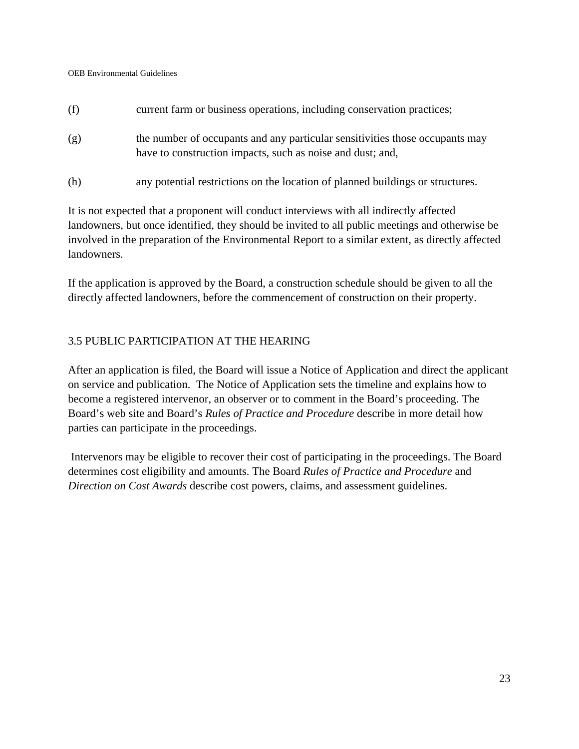(f) current farm or business operations, including conservation practices;

(g) the number of occupants and any particular sensitivities those occupants may have to construction impacts, such as noise and dust; and,

(h) any potential restrictions on the location of planned buildings or structures.

It is not expected that a proponent will conduct interviews with all indirectly affected landowners, but once identified, they should be invited to all public meetings and otherwise be involved in the preparation of the Environmental Report to a similar extent, as directly affected landowners.

If the application is approved by the Board, a construction schedule should be given to all the directly affected landowners, before the commencement of construction on their property.

## 3.5 PUBLIC PARTICIPATION AT THE HEARING

After an application is filed, the Board will issue a Notice of Application and direct the applicant on service and publication. The Notice of Application sets the timeline and explains how to become a registered intervenor, an observer or to comment in the Board's proceeding. The Board's web site and Board's *Rules of Practice and Procedure* describe in more detail how parties can participate in the proceedings.

Intervenors may be eligible to recover their cost of participating in the proceedings. The Board determines cost eligibility and amounts. The Board *Rules of Practice and Procedure* and *Direction on Cost Awards* describe cost powers, claims, and assessment guidelines.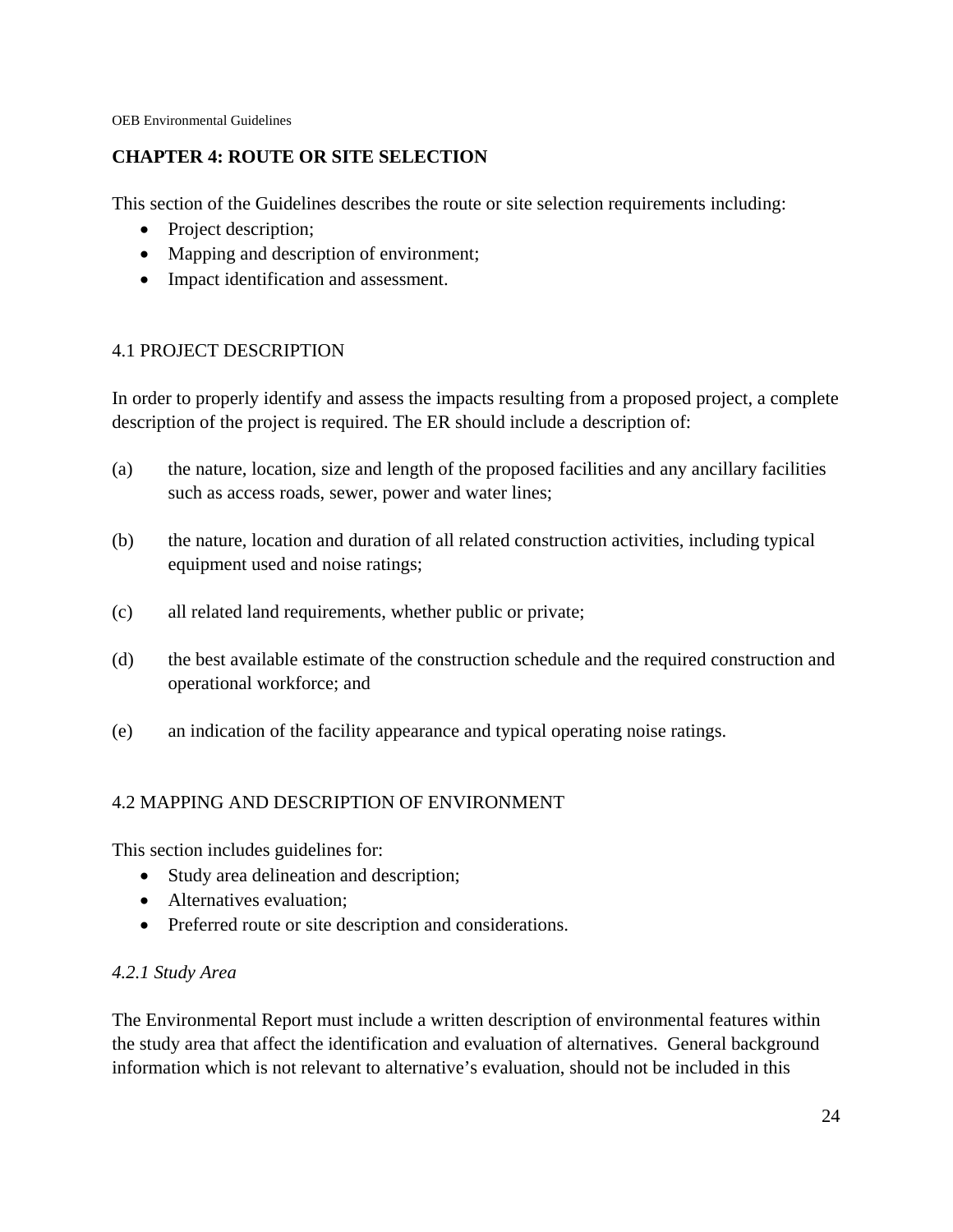## CHAPTER 4: ROUTE OR SITE SELECTION

This section of the Guidelines describes the route or site selection requirements including:

- Project description;
- Mapping and description of environment;
- Impact identification and assessment.

### 4.1 PROJECT DESCRIPTION

In order to properly identify and assess the impacts resulting from a proposed project, a complete description of the project is required. The ER should include a description of:

(a) the nature, location, size and length of the proposed facilities and any ancillary facilities such as access roads, sewer, power and water lines;

(b) the nature, location and duration of all related construction activities, including typical equipment used and noise ratings;

(c) all related land requirements, whether public or private;

(d) the best available estimate of the construction schedule and the required construction and operational workforce; and

(e) an indication of the facility appearance and typical operating noise ratings.

### 4.2 MAPPING AND DESCRIPTION OF ENVIRONMENT

This section includes guidelines for:

- Study area delineation and description;
- Alternatives evaluation;
- Preferred route or site description and considerations.

#### *4.2.1 Study Area*

The Environmental Report must include a written description of environmental features within the study area that affect the identification and evaluation of alternatives. General background information which is not relevant to alternative's evaluation, should not be included in this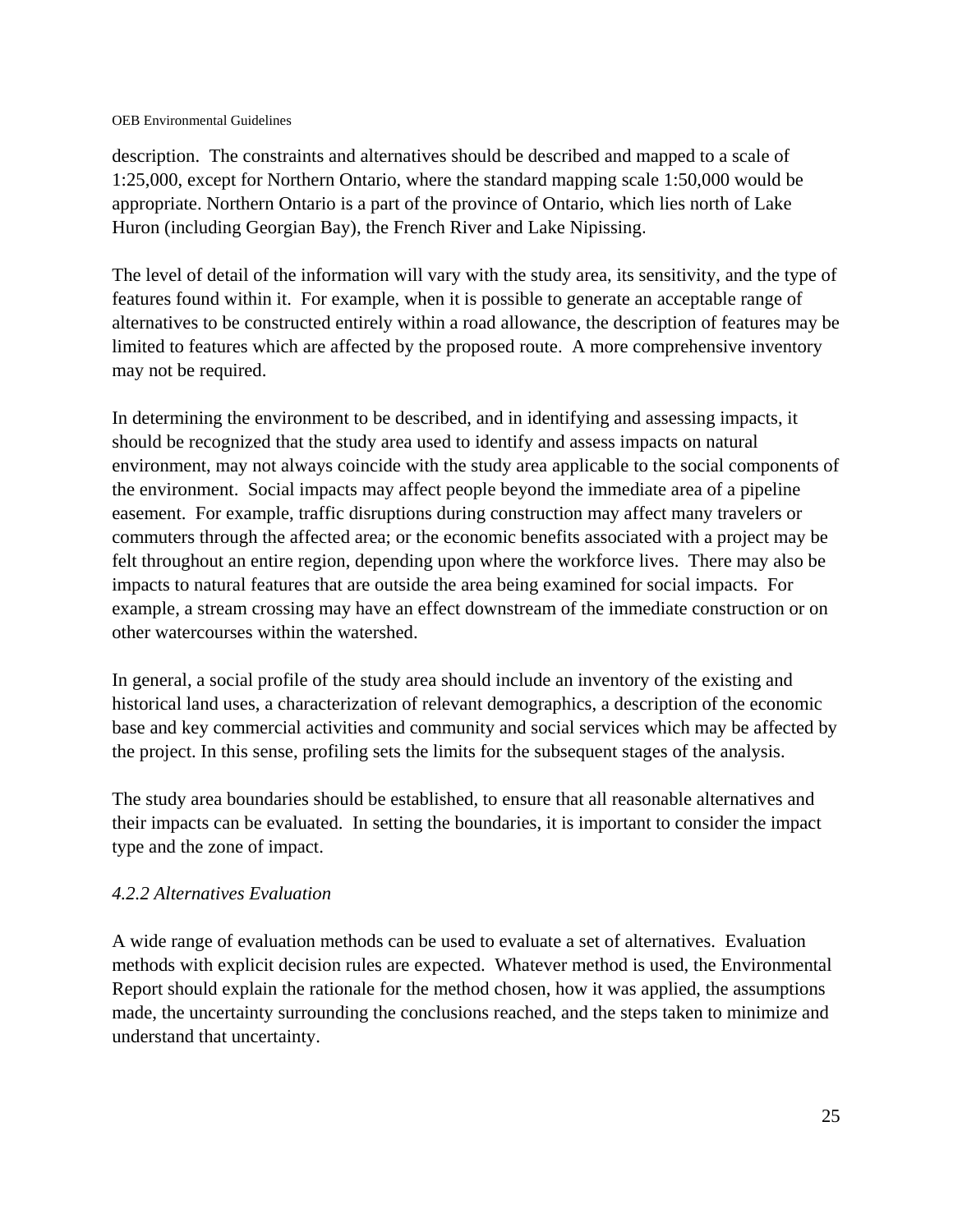description. The constraints and alternatives should be described and mapped to a scale of 1:25,000, except for Northern Ontario, where the standard mapping scale 1:50,000 would be appropriate. Northern Ontario is a part of the province of Ontario, which lies north of Lake Huron (including Georgian Bay), the French River and Lake Nipissing.

The level of detail of the information will vary with the study area, its sensitivity, and the type of features found within it. For example, when it is possible to generate an acceptable range of alternatives to be constructed entirely within a road allowance, the description of features may be limited to features which are affected by the proposed route. A more comprehensive inventory may not be required.

In determining the environment to be described, and in identifying and assessing impacts, it should be recognized that the study area used to identify and assess impacts on natural environment, may not always coincide with the study area applicable to the social components of the environment. Social impacts may affect people beyond the immediate area of a pipeline easement. For example, traffic disruptions during construction may affect many travelers or commuters through the affected area; or the economic benefits associated with a project may be felt throughout an entire region, depending upon where the workforce lives. There may also be impacts to natural features that are outside the area being examined for social impacts. For example, a stream crossing may have an effect downstream of the immediate construction or on other watercourses within the watershed.

In general, a social profile of the study area should include an inventory of the existing and historical land uses, a characterization of relevant demographics, a description of the economic base and key commercial activities and community and social services which may be affected by the project. In this sense, profiling sets the limits for the subsequent stages of the analysis.

The study area boundaries should be established, to ensure that all reasonable alternatives and their impacts can be evaluated. In setting the boundaries, it is important to consider the impact type and the zone of impact.

#### *4.2.2 Alternatives Evaluation*

A wide range of evaluation methods can be used to evaluate a set of alternatives. Evaluation methods with explicit decision rules are expected. Whatever method is used, the Environmental Report should explain the rationale for the method chosen, how it was applied, the assumptions made, the uncertainty surrounding the conclusions reached, and the steps taken to minimize and understand that uncertainty.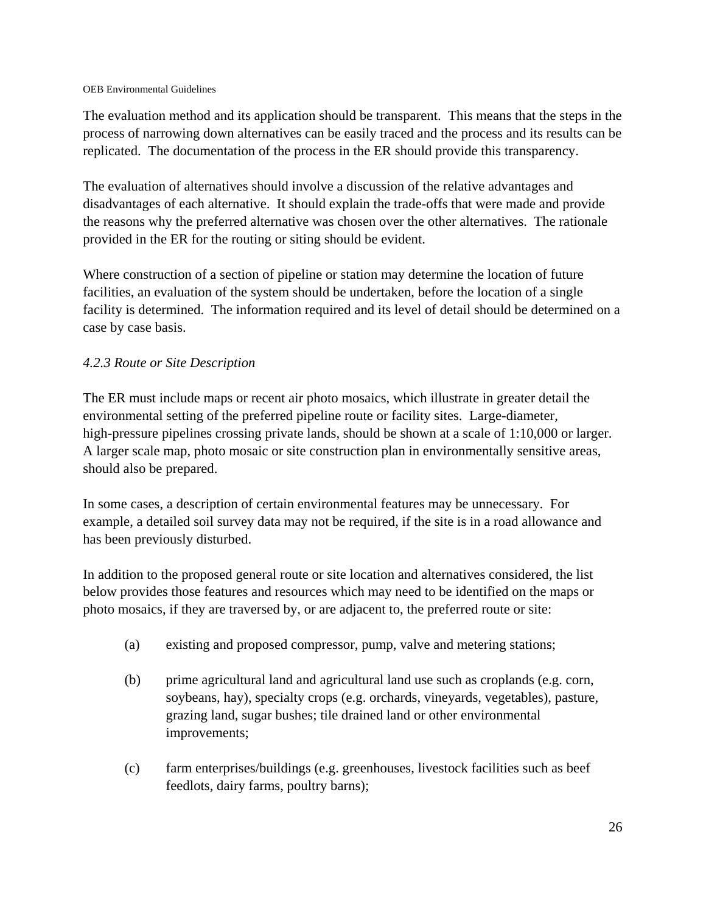The evaluation method and its application should be transparent. This means that the steps in the process of narrowing down alternatives can be easily traced and the process and its results can be replicated. The documentation of the process in the ER should provide this transparency.

The evaluation of alternatives should involve a discussion of the relative advantages and disadvantages of each alternative. It should explain the trade-offs that were made and provide the reasons why the preferred alternative was chosen over the other alternatives. The rationale provided in the ER for the routing or siting should be evident.

Where construction of a section of pipeline or station may determine the location of future facilities, an evaluation of the system should be undertaken, before the location of a single facility is determined. The information required and its level of detail should be determined on a case by case basis.

*4.2.3 Route or Site Description*

The ER must include maps or recent air photo mosaics, which illustrate in greater detail the environmental setting of the preferred pipeline route or facility sites. Large-diameter, high-pressure pipelines crossing private lands, should be shown at a scale of 1:10,000 or larger. A larger scale map, photo mosaic or site construction plan in environmentally sensitive areas, should also be prepared.

In some cases, a description of certain environmental features may be unnecessary. For example, a detailed soil survey data may not be required, if the site is in a road allowance and has been previously disturbed.

In addition to the proposed general route or site location and alternatives considered, the list below provides those features and resources which may need to be identified on the maps or photo mosaics, if they are traversed by, or are adjacent to, the preferred route or site:

(a) existing and proposed compressor, pump, valve and metering stations;

(b) prime agricultural land and agricultural land use such as croplands (e.g. corn, soybeans, hay), specialty crops (e.g. orchards, vineyards, vegetables), pasture, grazing land, sugar bushes; tile drained land or other environmental improvements;

(c) farm enterprises/buildings (e.g. greenhouses, livestock facilities such as beef feedlots, dairy farms, poultry barns);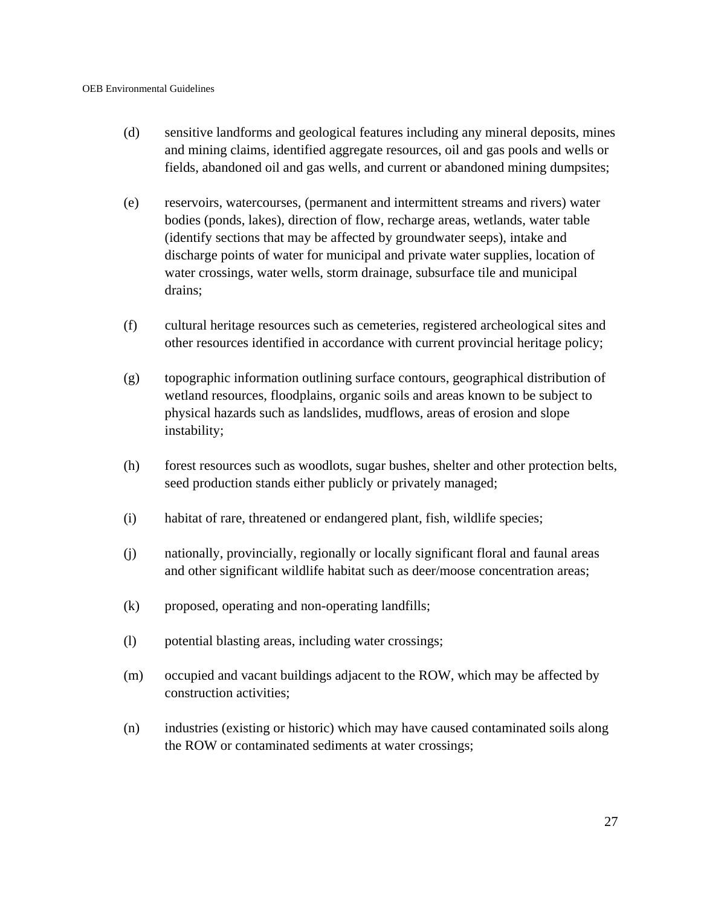(d) sensitive landforms and geological features including any mineral deposits, mines and mining claims, identified aggregate resources, oil and gas pools and wells or fields, abandoned oil and gas wells, and current or abandoned mining dumpsites;

(e) reservoirs, watercourses, (permanent and intermittent streams and rivers) water bodies (ponds, lakes), direction of flow, recharge areas, wetlands, water table (identify sections that may be affected by groundwater seeps), intake and discharge points of water for municipal and private water supplies, location of water crossings, water wells, storm drainage, subsurface tile and municipal drains;

(f) cultural heritage resources such as cemeteries, registered archeological sites and other resources identified in accordance with current provincial heritage policy;

(g) topographic information outlining surface contours, geographical distribution of wetland resources, floodplains, organic soils and areas known to be subject to physical hazards such as landslides, mudflows, areas of erosion and slope instability;

(h) forest resources such as woodlots, sugar bushes, shelter and other protection belts, seed production stands either publicly or privately managed;

(i) habitat of rare, threatened or endangered plant, fish, wildlife species;

(j) nationally, provincially, regionally or locally significant floral and faunal areas and other significant wildlife habitat such as deer/moose concentration areas;

(k) proposed, operating and non-operating landfills;

(l) potential blasting areas, including water crossings;

(m) occupied and vacant buildings adjacent to the ROW, which may be affected by construction activities;

(n) industries (existing or historic) which may have caused contaminated soils along the ROW or contaminated sediments at water crossings;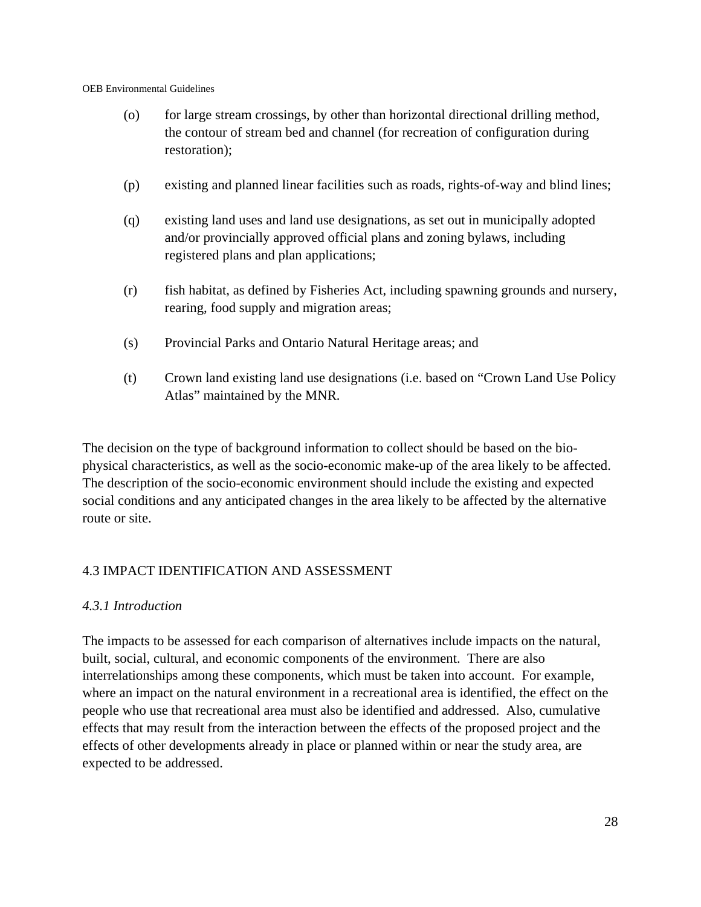(o) for large stream crossings, by other than horizontal directional drilling method, the contour of stream bed and channel (for recreation of configuration during restoration);

(p) existing and planned linear facilities such as roads, rights-of-way and blind lines;

(q) existing land uses and land use designations, as set out in municipally adopted and/or provincially approved official plans and zoning bylaws, including registered plans and plan applications;

(r) fish habitat, as defined by Fisheries Act, including spawning grounds and nursery, rearing, food supply and migration areas;

(s) Provincial Parks and Ontario Natural Heritage areas; and

(t) Crown land existing land use designations (i.e. based on "Crown Land Use Policy Atlas" maintained by the MNR.

The decision on the type of background information to collect should be based on the bio-physical characteristics, as well as the socio-economic make-up of the area likely to be affected. The description of the socio-economic environment should include the existing and expected social conditions and any anticipated changes in the area likely to be affected by the alternative route or site.

## 4.3 IMPACT IDENTIFICATION AND ASSESSMENT

### *4.3.1 Introduction*

The impacts to be assessed for each comparison of alternatives include impacts on the natural, built, social, cultural, and economic components of the environment. There are also interrelationships among these components, which must be taken into account. For example, where an impact on the natural environment in a recreational area is identified, the effect on the people who use that recreational area must also be identified and addressed. Also, cumulative effects that may result from the interaction between the effects of the proposed project and the effects of other developments already in place or planned within or near the study area, are expected to be addressed.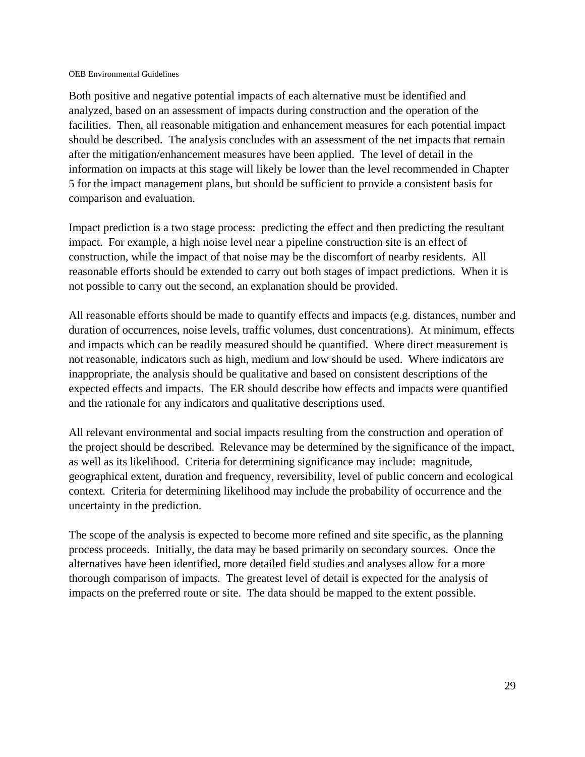Both positive and negative potential impacts of each alternative must be identified and analyzed, based on an assessment of impacts during construction and the operation of the facilities. Then, all reasonable mitigation and enhancement measures for each potential impact should be described. The analysis concludes with an assessment of the net impacts that remain after the mitigation/enhancement measures have been applied. The level of detail in the information on impacts at this stage will likely be lower than the level recommended in Chapter 5 for the impact management plans, but should be sufficient to provide a consistent basis for comparison and evaluation.

Impact prediction is a two stage process: predicting the effect and then predicting the resultant impact. For example, a high noise level near a pipeline construction site is an effect of construction, while the impact of that noise may be the discomfort of nearby residents. All reasonable efforts should be extended to carry out both stages of impact predictions. When it is not possible to carry out the second, an explanation should be provided.

All reasonable efforts should be made to quantify effects and impacts (e.g. distances, number and duration of occurrences, noise levels, traffic volumes, dust concentrations). At minimum, effects and impacts which can be readily measured should be quantified. Where direct measurement is not reasonable, indicators such as high, medium and low should be used. Where indicators are inappropriate, the analysis should be qualitative and based on consistent descriptions of the expected effects and impacts. The ER should describe how effects and impacts were quantified and the rationale for any indicators and qualitative descriptions used.

All relevant environmental and social impacts resulting from the construction and operation of the project should be described. Relevance may be determined by the significance of the impact, as well as its likelihood. Criteria for determining significance may include: magnitude, geographical extent, duration and frequency, reversibility, level of public concern and ecological context. Criteria for determining likelihood may include the probability of occurrence and the uncertainty in the prediction.

The scope of the analysis is expected to become more refined and site specific, as the planning process proceeds. Initially, the data may be based primarily on secondary sources. Once the alternatives have been identified, more detailed field studies and analyses allow for a more thorough comparison of impacts. The greatest level of detail is expected for the analysis of impacts on the preferred route or site. The data should be mapped to the extent possible.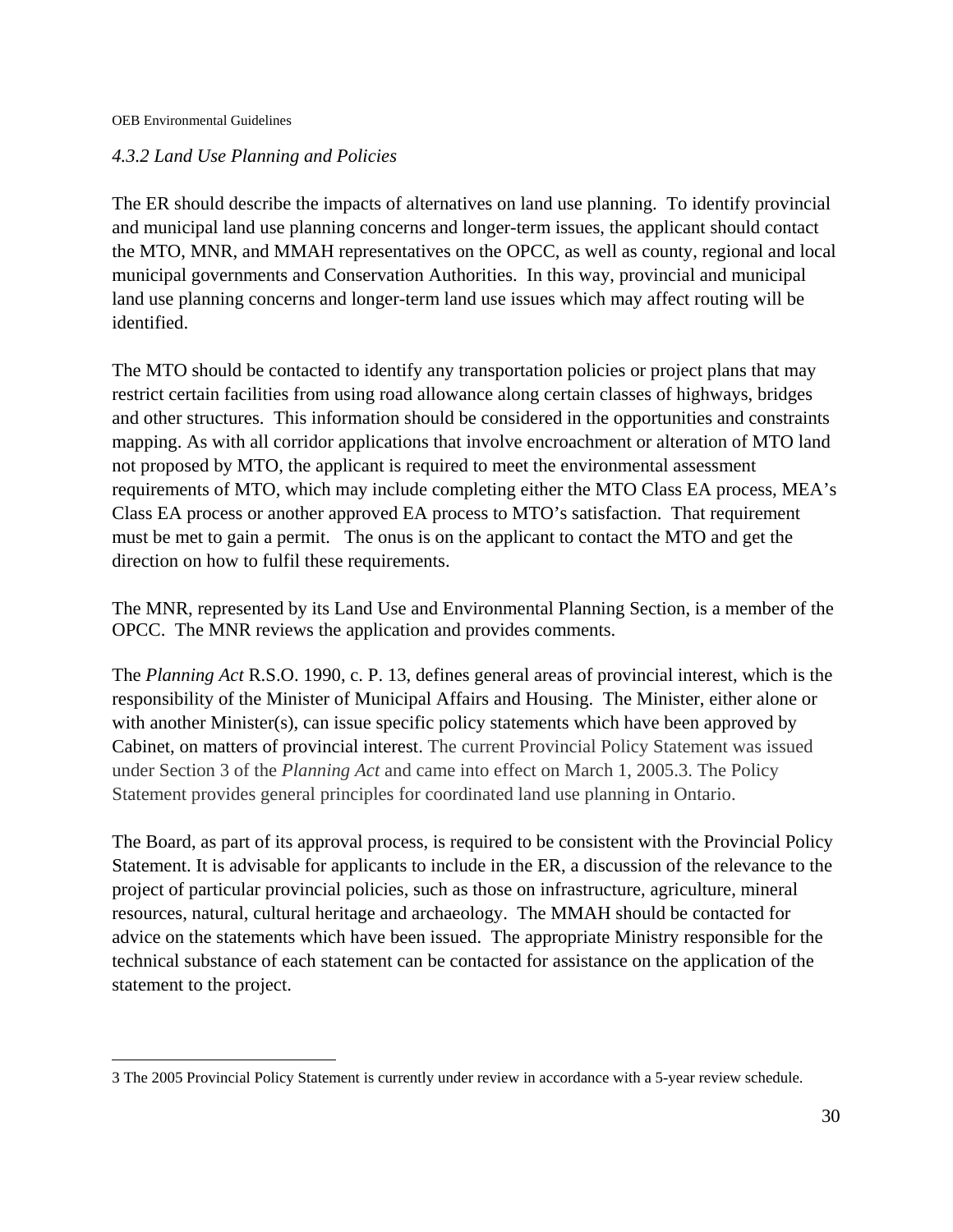### *4.3.2 Land Use Planning and Policies*

The ER should describe the impacts of alternatives on land use planning. To identify provincial and municipal land use planning concerns and longer-term issues, the applicant should contact the MTO, MNR, and MMAH representatives on the OPCC, as well as county, regional and local municipal governments and Conservation Authorities. In this way, provincial and municipal land use planning concerns and longer-term land use issues which may affect routing will be identified.

The MTO should be contacted to identify any transportation policies or project plans that may restrict certain facilities from using road allowance along certain classes of highways, bridges and other structures. This information should be considered in the opportunities and constraints mapping. As with all corridor applications that involve encroachment or alteration of MTO land not proposed by MTO, the applicant is required to meet the environmental assessment requirements of MTO, which may include completing either the MTO Class EA process, MEA's Class EA process or another approved EA process to MTO's satisfaction. That requirement must be met to gain a permit. The onus is on the applicant to contact the MTO and get the direction on how to fulfil these requirements.

The MNR, represented by its Land Use and Environmental Planning Section, is a member of the OPCC. The MNR reviews the application and provides comments.

The *Planning Act* R.S.O. 1990, c. P. 13, defines general areas of provincial interest, which is the responsibility of the Minister of Municipal Affairs and Housing. The Minister, either alone or with another Minister(s), can issue specific policy statements which have been approved by Cabinet, on matters of provincial interest. The current Provincial Policy Statement was issued under Section 3 of the *Planning Act* and came into effect on March 1, 2005.[3] The Policy Statement provides general principles for coordinated land use planning in Ontario.

The Board, as part of its approval process, is required to be consistent with the Provincial Policy Statement. It is advisable for applicants to include in the ER, a discussion of the relevance to the project of particular provincial policies, such as those on infrastructure, agriculture, mineral resources, natural, cultural heritage and archaeology. The MMAH should be contacted for advice on the statements which have been issued. The appropriate Ministry responsible for the technical substance of each statement can be contacted for assistance on the application of the statement to the project.

---

3 The 2005 Provincial Policy Statement is currently under review in accordance with a 5-year review schedule.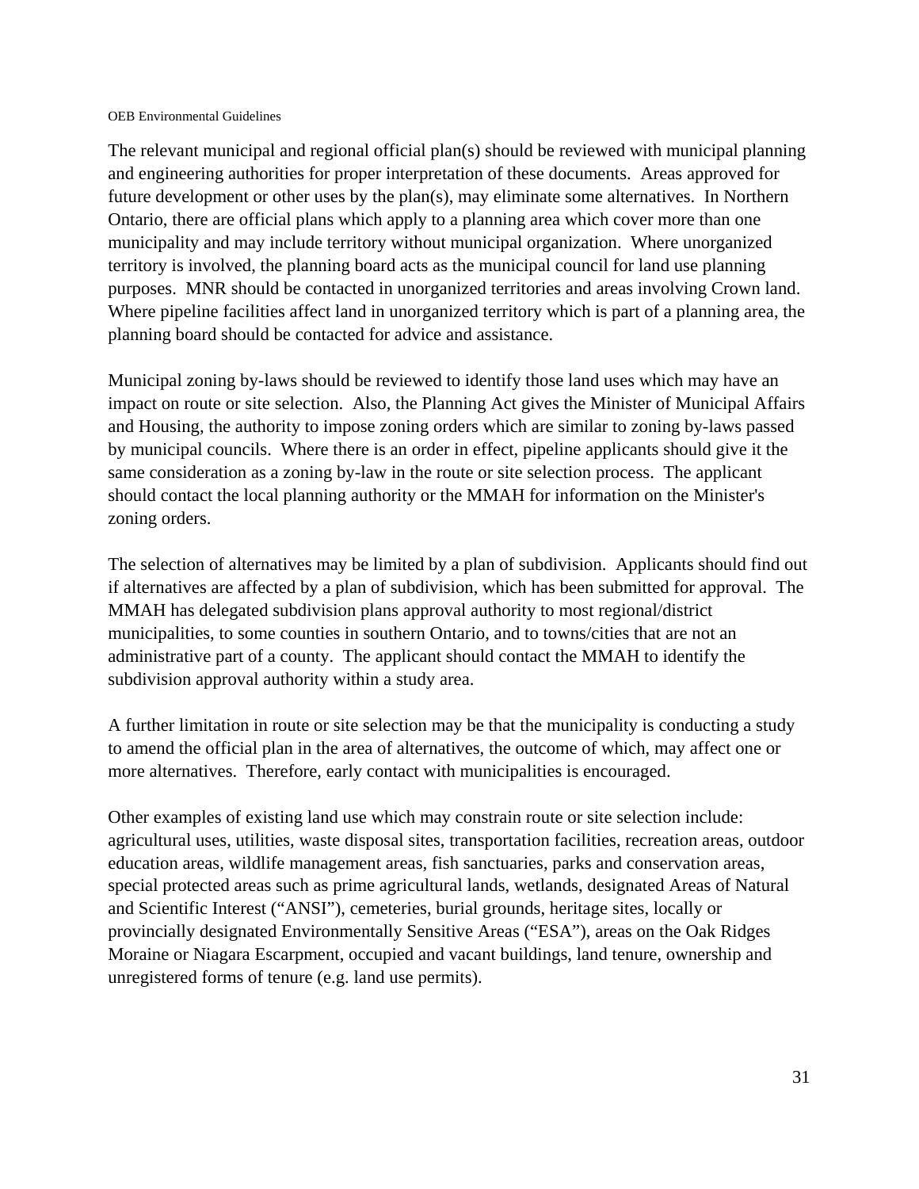The relevant municipal and regional official plan(s) should be reviewed with municipal planning and engineering authorities for proper interpretation of these documents. Areas approved for future development or other uses by the plan(s), may eliminate some alternatives. In Northern Ontario, there are official plans which apply to a planning area which cover more than one municipality and may include territory without municipal organization. Where unorganized territory is involved, the planning board acts as the municipal council for land use planning purposes. MNR should be contacted in unorganized territories and areas involving Crown land. Where pipeline facilities affect land in unorganized territory which is part of a planning area, the planning board should be contacted for advice and assistance.

Municipal zoning by-laws should be reviewed to identify those land uses which may have an impact on route or site selection. Also, the Planning Act gives the Minister of Municipal Affairs and Housing, the authority to impose zoning orders which are similar to zoning by-laws passed by municipal councils. Where there is an order in effect, pipeline applicants should give it the same consideration as a zoning by-law in the route or site selection process. The applicant should contact the local planning authority or the MMAH for information on the Minister's zoning orders.

The selection of alternatives may be limited by a plan of subdivision. Applicants should find out if alternatives are affected by a plan of subdivision, which has been submitted for approval. The MMAH has delegated subdivision plans approval authority to most regional/district municipalities, to some counties in southern Ontario, and to towns/cities that are not an administrative part of a county. The applicant should contact the MMAH to identify the subdivision approval authority within a study area.

A further limitation in route or site selection may be that the municipality is conducting a study to amend the official plan in the area of alternatives, the outcome of which, may affect one or more alternatives. Therefore, early contact with municipalities is encouraged.

Other examples of existing land use which may constrain route or site selection include: agricultural uses, utilities, waste disposal sites, transportation facilities, recreation areas, outdoor education areas, wildlife management areas, fish sanctuaries, parks and conservation areas, special protected areas such as prime agricultural lands, wetlands, designated Areas of Natural and Scientific Interest ("ANSI"), cemeteries, burial grounds, heritage sites, locally or provincially designated Environmentally Sensitive Areas ("ESA"), areas on the Oak Ridges Moraine or Niagara Escarpment, occupied and vacant buildings, land tenure, ownership and unregistered forms of tenure (e.g. land use permits).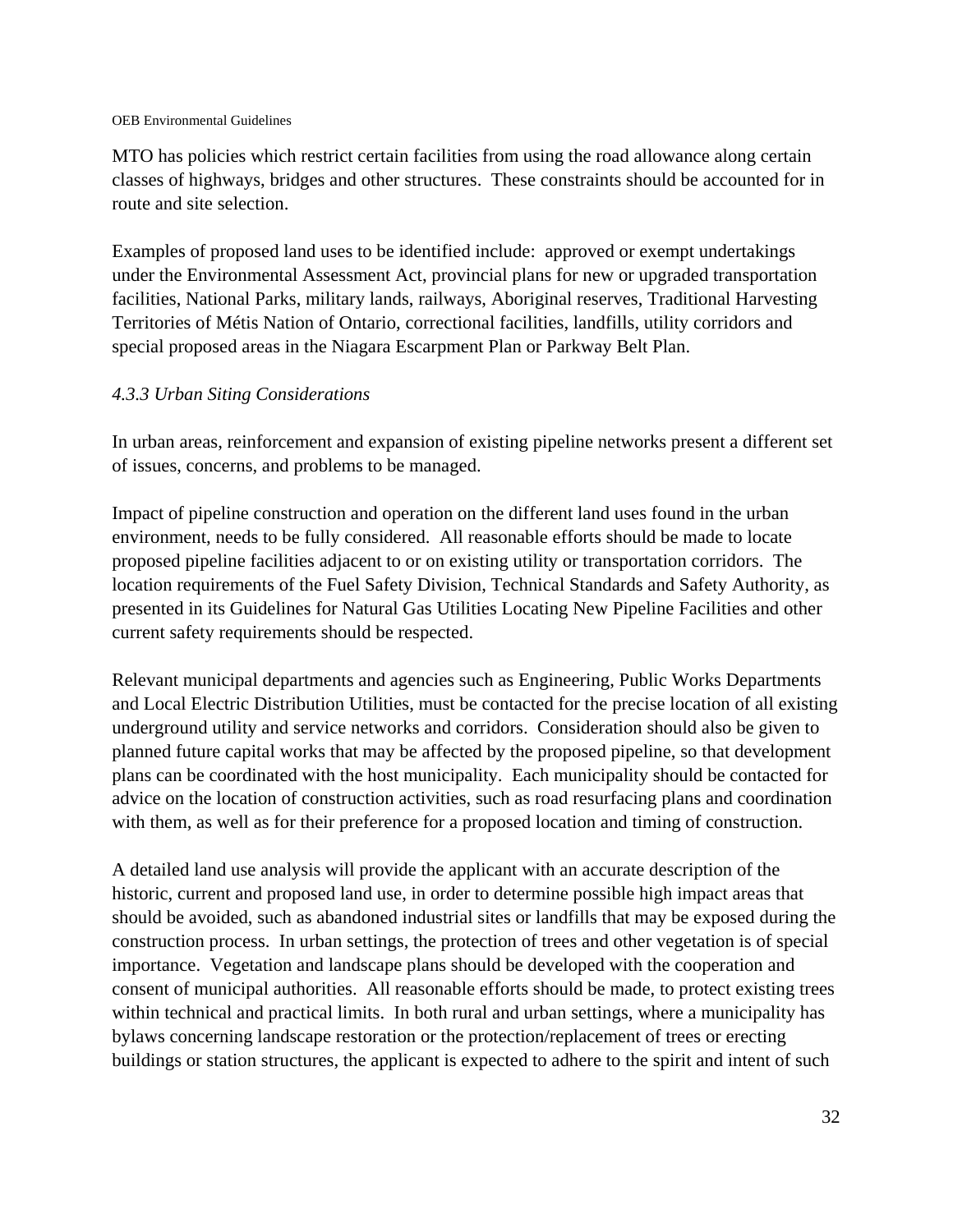MTO has policies which restrict certain facilities from using the road allowance along certain classes of highways, bridges and other structures.  These constraints should be accounted for in route and site selection.

Examples of proposed land uses to be identified include:  approved or exempt undertakings under the Environmental Assessment Act, provincial plans for new or upgraded transportation facilities, National Parks, military lands, railways, Aboriginal reserves, Traditional Harvesting Territories of Métis Nation of Ontario, correctional facilities, landfills, utility corridors and special proposed areas in the Niagara Escarpment Plan or Parkway Belt Plan.

### *4.3.3 Urban Siting Considerations*

In urban areas, reinforcement and expansion of existing pipeline networks present a different set of issues, concerns, and problems to be managed.

Impact of pipeline construction and operation on the different land uses found in the urban environment, needs to be fully considered.  All reasonable efforts should be made to locate proposed pipeline facilities adjacent to or on existing utility or transportation corridors.  The location requirements of the Fuel Safety Division, Technical Standards and Safety Authority, as presented in its Guidelines for Natural Gas Utilities Locating New Pipeline Facilities and other current safety requirements should be respected.

Relevant municipal departments and agencies such as Engineering, Public Works Departments and Local Electric Distribution Utilities, must be contacted for the precise location of all existing underground utility and service networks and corridors.  Consideration should also be given to planned future capital works that may be affected by the proposed pipeline, so that development plans can be coordinated with the host municipality.  Each municipality should be contacted for advice on the location of construction activities, such as road resurfacing plans and coordination with them, as well as for their preference for a proposed location and timing of construction.

A detailed land use analysis will provide the applicant with an accurate description of the historic, current and proposed land use, in order to determine possible high impact areas that should be avoided, such as abandoned industrial sites or landfills that may be exposed during the construction process.  In urban settings, the protection of trees and other vegetation is of special importance.  Vegetation and landscape plans should be developed with the cooperation and consent of municipal authorities.  All reasonable efforts should be made, to protect existing trees within technical and practical limits.  In both rural and urban settings, where a municipality has bylaws concerning landscape restoration or the protection/replacement of trees or erecting buildings or station structures, the applicant is expected to adhere to the spirit and intent of such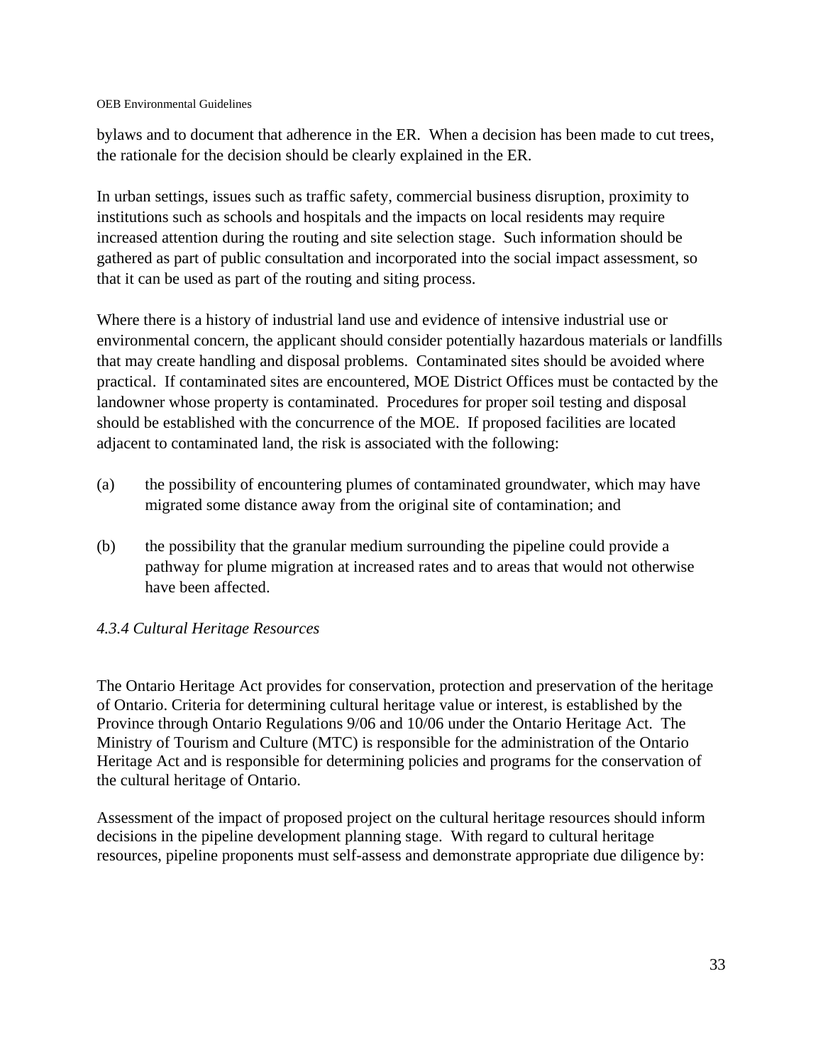bylaws and to document that adherence in the ER. When a decision has been made to cut trees, the rationale for the decision should be clearly explained in the ER.

In urban settings, issues such as traffic safety, commercial business disruption, proximity to institutions such as schools and hospitals and the impacts on local residents may require increased attention during the routing and site selection stage. Such information should be gathered as part of public consultation and incorporated into the social impact assessment, so that it can be used as part of the routing and siting process.

Where there is a history of industrial land use and evidence of intensive industrial use or environmental concern, the applicant should consider potentially hazardous materials or landfills that may create handling and disposal problems. Contaminated sites should be avoided where practical. If contaminated sites are encountered, MOE District Offices must be contacted by the landowner whose property is contaminated. Procedures for proper soil testing and disposal should be established with the concurrence of the MOE. If proposed facilities are located adjacent to contaminated land, the risk is associated with the following:

(a) the possibility of encountering plumes of contaminated groundwater, which may have migrated some distance away from the original site of contamination; and

(b) the possibility that the granular medium surrounding the pipeline could provide a pathway for plume migration at increased rates and to areas that would not otherwise have been affected.

#### *4.3.4 Cultural Heritage Resources*

The Ontario Heritage Act provides for conservation, protection and preservation of the heritage of Ontario. Criteria for determining cultural heritage value or interest, is established by the Province through Ontario Regulations 9/06 and 10/06 under the Ontario Heritage Act. The Ministry of Tourism and Culture (MTC) is responsible for the administration of the Ontario Heritage Act and is responsible for determining policies and programs for the conservation of the cultural heritage of Ontario.

Assessment of the impact of proposed project on the cultural heritage resources should inform decisions in the pipeline development planning stage. With regard to cultural heritage resources, pipeline proponents must self-assess and demonstrate appropriate due diligence by: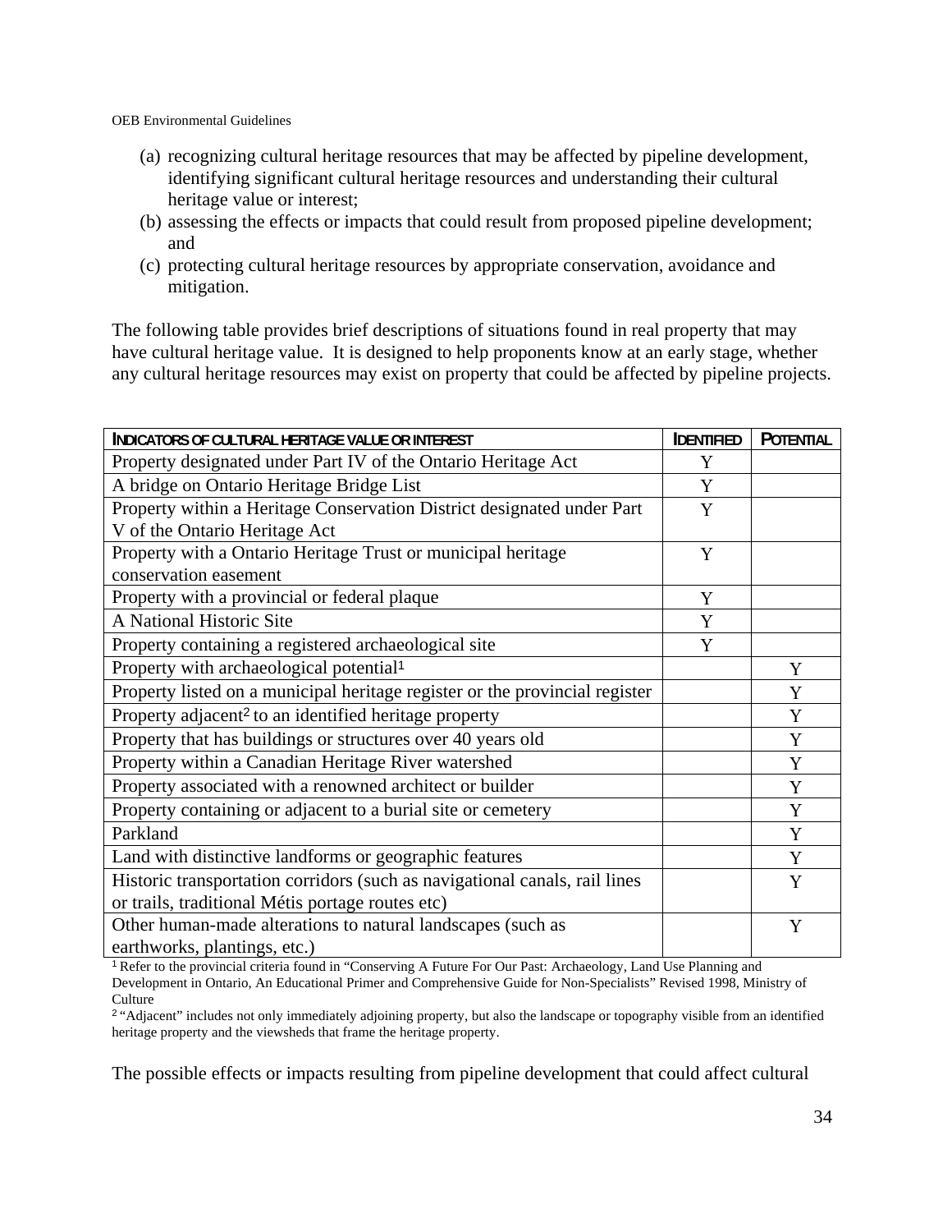(a) recognizing cultural heritage resources that may be affected by pipeline development, identifying significant cultural heritage resources and understanding their cultural heritage value or interest;
(b) assessing the effects or impacts that could result from proposed pipeline development; and
(c) protecting cultural heritage resources by appropriate conservation, avoidance and mitigation.

The following table provides brief descriptions of situations found in real property that may have cultural heritage value. It is designed to help proponents know at an early stage, whether any cultural heritage resources may exist on property that could be affected by pipeline projects.

| INDICATORS OF CULTURAL HERITAGE VALUE OR INTEREST | IDENTIFIED | POTENTIAL |
|---|---|---|
| Property designated under Part IV of the Ontario Heritage Act | Y | |
| A bridge on Ontario Heritage Bridge List | Y | |
| Property within a Heritage Conservation District designated under Part V of the Ontario Heritage Act | Y | |
| Property with a Ontario Heritage Trust or municipal heritage conservation easement | Y | |
| Property with a provincial or federal plaque | Y | |
| A National Historic Site | Y | |
| Property containing a registered archaeological site | Y | |
| Property with archaeological potential[1] | | Y |
| Property listed on a municipal heritage register or the provincial register | | Y |
| Property adjacent[2] to an identified heritage property | | Y |
| Property that has buildings or structures over 40 years old | | Y |
| Property within a Canadian Heritage River watershed | | Y |
| Property associated with a renowned architect or builder | | Y |
| Property containing or adjacent to a burial site or cemetery | | Y |
| Parkland | | Y |
| Land with distinctive landforms or geographic features | | Y |
| Historic transportation corridors (such as navigational canals, rail lines or trails, traditional Métis portage routes etc) | | Y |
| Other human-made alterations to natural landscapes (such as earthworks, plantings, etc.) | | Y |

[1] Refer to the provincial criteria found in "Conserving A Future For Our Past: Archaeology, Land Use Planning and Development in Ontario, An Educational Primer and Comprehensive Guide for Non-Specialists" Revised 1998, Ministry of Culture

[2] "Adjacent" includes not only immediately adjoining property, but also the landscape or topography visible from an identified heritage property and the viewsheds that frame the heritage property.

The possible effects or impacts resulting from pipeline development that could affect cultural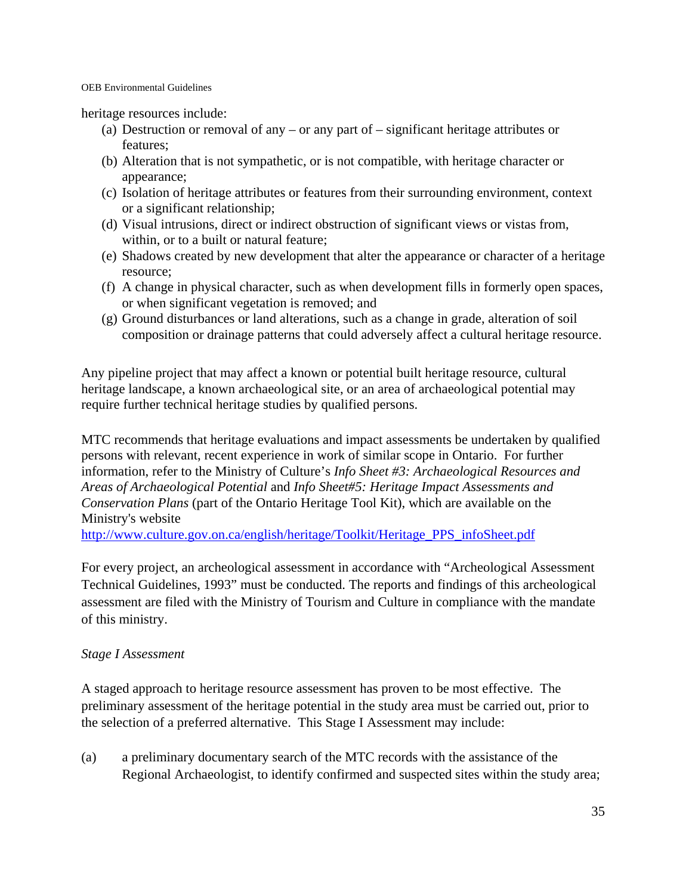heritage resources include:

(a) Destruction or removal of any – or any part of – significant heritage attributes or features;
(b) Alteration that is not sympathetic, or is not compatible, with heritage character or appearance;
(c) Isolation of heritage attributes or features from their surrounding environment, context or a significant relationship;
(d) Visual intrusions, direct or indirect obstruction of significant views or vistas from, within, or to a built or natural feature;
(e) Shadows created by new development that alter the appearance or character of a heritage resource;
(f) A change in physical character, such as when development fills in formerly open spaces, or when significant vegetation is removed; and
(g) Ground disturbances or land alterations, such as a change in grade, alteration of soil composition or drainage patterns that could adversely affect a cultural heritage resource.

Any pipeline project that may affect a known or potential built heritage resource, cultural heritage landscape, a known archaeological site, or an area of archaeological potential may require further technical heritage studies by qualified persons.

MTC recommends that heritage evaluations and impact assessments be undertaken by qualified persons with relevant, recent experience in work of similar scope in Ontario. For further information, refer to the Ministry of Culture's *Info Sheet #3: Archaeological Resources and Areas of Archaeological Potential* and *Info Sheet#5: Heritage Impact Assessments and Conservation Plans* (part of the Ontario Heritage Tool Kit), which are available on the Ministry's website
http://www.culture.gov.on.ca/english/heritage/Toolkit/Heritage_PPS_infoSheet.pdf

For every project, an archeological assessment in accordance with "Archeological Assessment Technical Guidelines, 1993" must be conducted. The reports and findings of this archeological assessment are filed with the Ministry of Tourism and Culture in compliance with the mandate of this ministry.

*Stage I Assessment*

A staged approach to heritage resource assessment has proven to be most effective. The preliminary assessment of the heritage potential in the study area must be carried out, prior to the selection of a preferred alternative. This Stage I Assessment may include:

(a) a preliminary documentary search of the MTC records with the assistance of the Regional Archaeologist, to identify confirmed and suspected sites within the study area;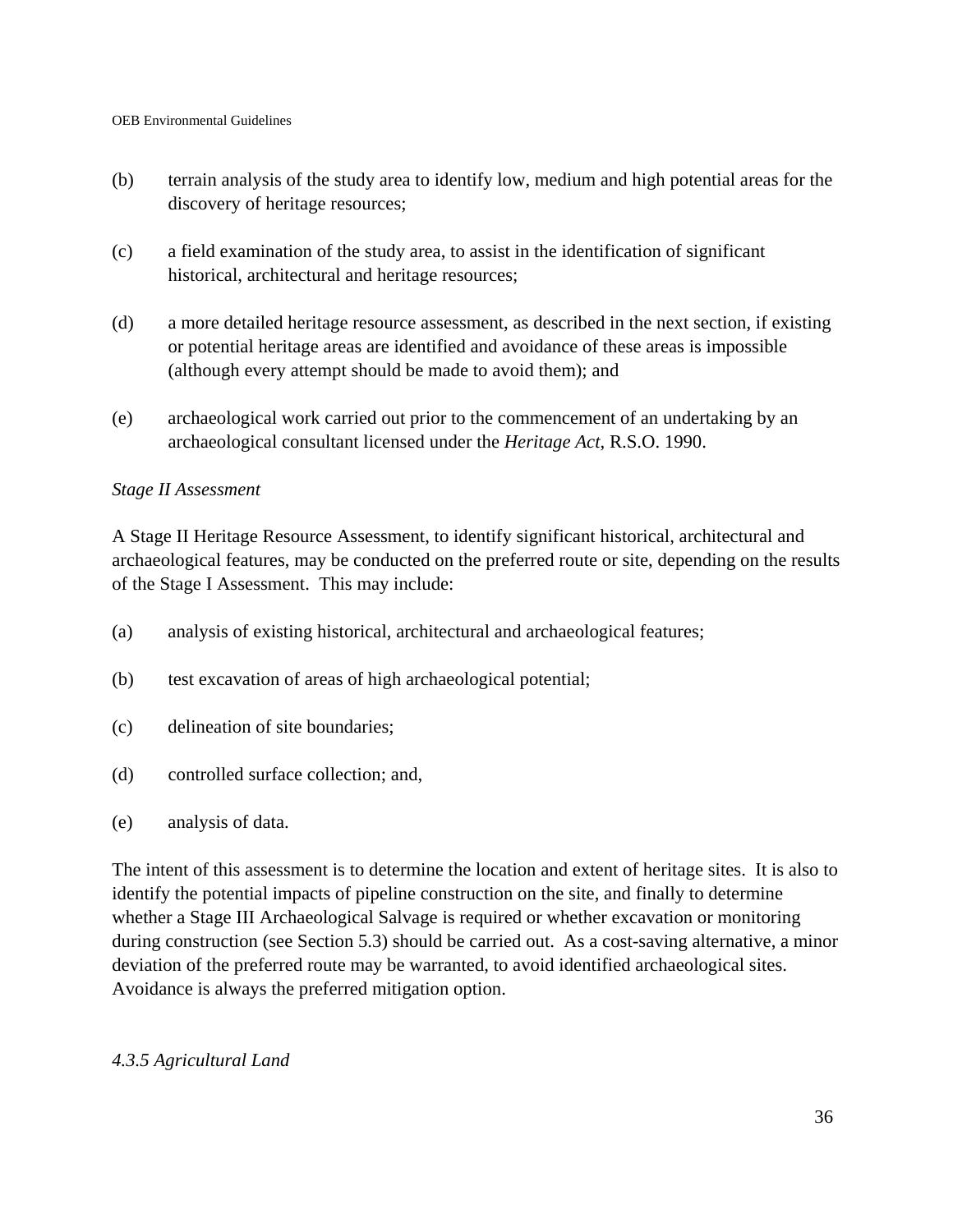(b) terrain analysis of the study area to identify low, medium and high potential areas for the discovery of heritage resources;

(c) a field examination of the study area, to assist in the identification of significant historical, architectural and heritage resources;

(d) a more detailed heritage resource assessment, as described in the next section, if existing or potential heritage areas are identified and avoidance of these areas is impossible (although every attempt should be made to avoid them); and

(e) archaeological work carried out prior to the commencement of an undertaking by an archaeological consultant licensed under the *Heritage Act*, R.S.O. 1990.

*Stage II Assessment*

A Stage II Heritage Resource Assessment, to identify significant historical, architectural and archaeological features, may be conducted on the preferred route or site, depending on the results of the Stage I Assessment. This may include:

(a) analysis of existing historical, architectural and archaeological features;

(b) test excavation of areas of high archaeological potential;

(c) delineation of site boundaries;

(d) controlled surface collection; and,

(e) analysis of data.

The intent of this assessment is to determine the location and extent of heritage sites. It is also to identify the potential impacts of pipeline construction on the site, and finally to determine whether a Stage III Archaeological Salvage is required or whether excavation or monitoring during construction (see Section 5.3) should be carried out. As a cost-saving alternative, a minor deviation of the preferred route may be warranted, to avoid identified archaeological sites. Avoidance is always the preferred mitigation option.

### *4.3.5 Agricultural Land*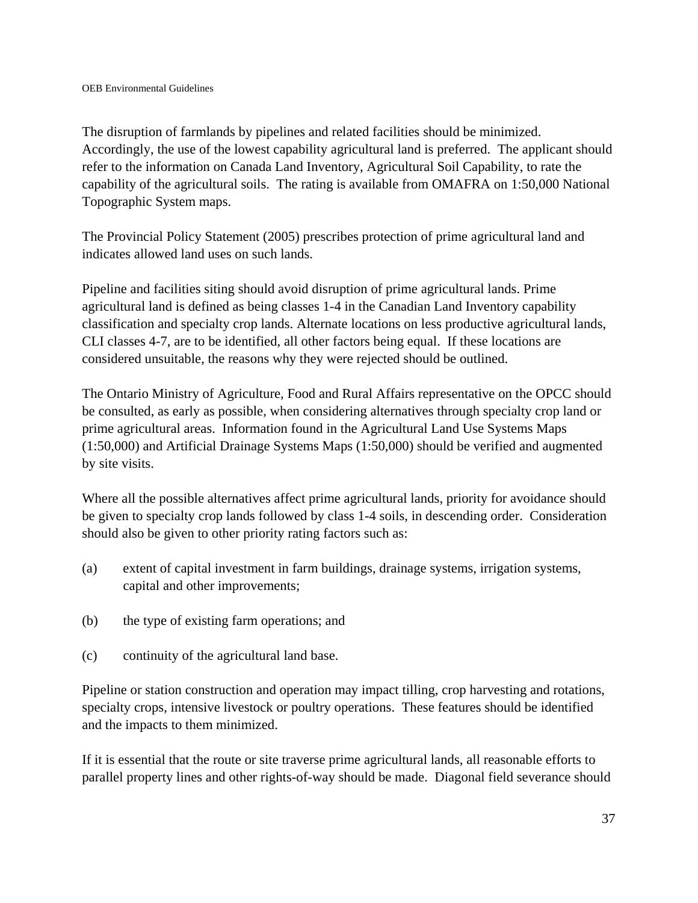The disruption of farmlands by pipelines and related facilities should be minimized. Accordingly, the use of the lowest capability agricultural land is preferred. The applicant should refer to the information on Canada Land Inventory, Agricultural Soil Capability, to rate the capability of the agricultural soils. The rating is available from OMAFRA on 1:50,000 National Topographic System maps.

The Provincial Policy Statement (2005) prescribes protection of prime agricultural land and indicates allowed land uses on such lands.

Pipeline and facilities siting should avoid disruption of prime agricultural lands. Prime agricultural land is defined as being classes 1-4 in the Canadian Land Inventory capability classification and specialty crop lands. Alternate locations on less productive agricultural lands, CLI classes 4-7, are to be identified, all other factors being equal. If these locations are considered unsuitable, the reasons why they were rejected should be outlined.

The Ontario Ministry of Agriculture, Food and Rural Affairs representative on the OPCC should be consulted, as early as possible, when considering alternatives through specialty crop land or prime agricultural areas. Information found in the Agricultural Land Use Systems Maps (1:50,000) and Artificial Drainage Systems Maps (1:50,000) should be verified and augmented by site visits.

Where all the possible alternatives affect prime agricultural lands, priority for avoidance should be given to specialty crop lands followed by class 1-4 soils, in descending order. Consideration should also be given to other priority rating factors such as:

(a) extent of capital investment in farm buildings, drainage systems, irrigation systems, capital and other improvements;

(b) the type of existing farm operations; and

(c) continuity of the agricultural land base.

Pipeline or station construction and operation may impact tilling, crop harvesting and rotations, specialty crops, intensive livestock or poultry operations. These features should be identified and the impacts to them minimized.

If it is essential that the route or site traverse prime agricultural lands, all reasonable efforts to parallel property lines and other rights-of-way should be made. Diagonal field severance should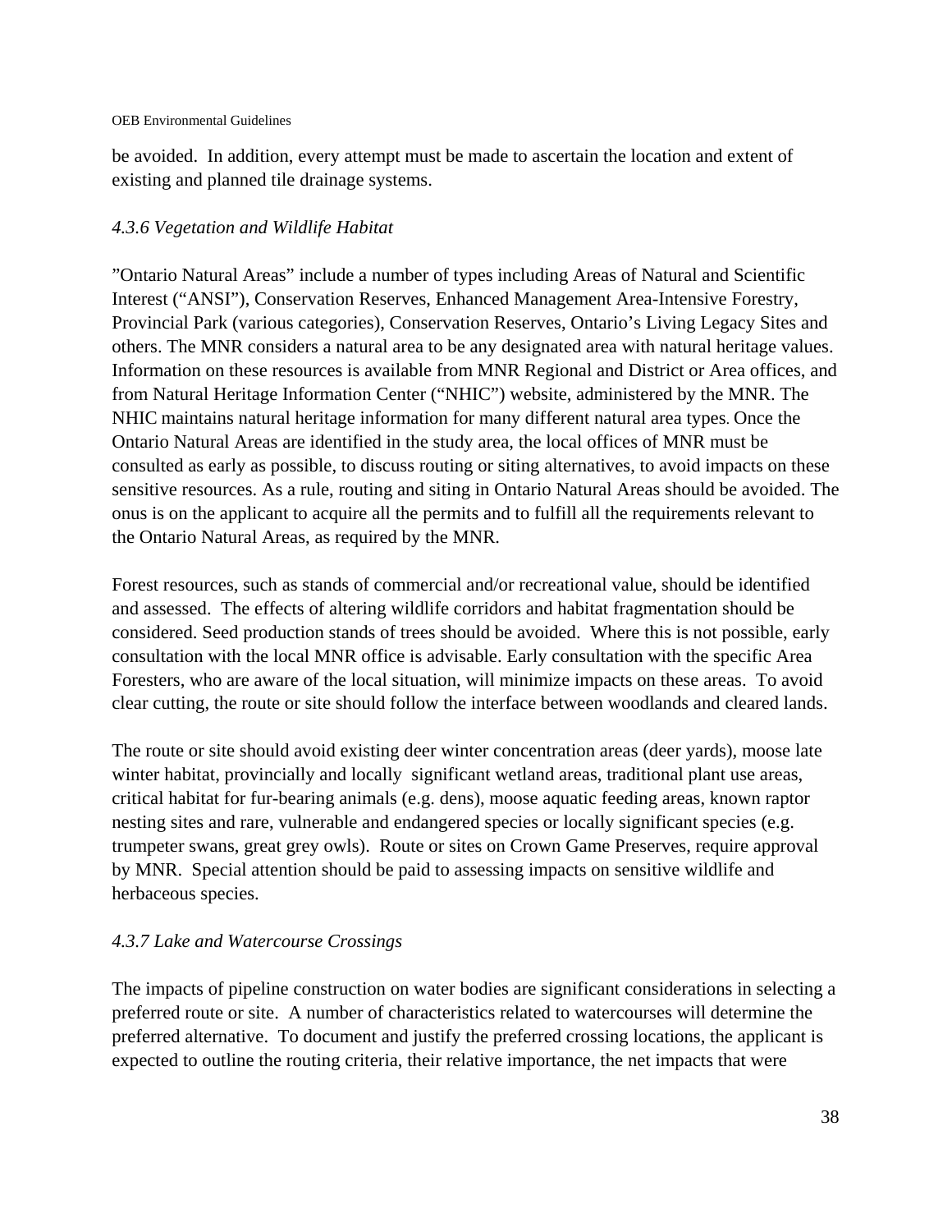be avoided. In addition, every attempt must be made to ascertain the location and extent of existing and planned tile drainage systems.

### *4.3.6 Vegetation and Wildlife Habitat*

"Ontario Natural Areas" include a number of types including Areas of Natural and Scientific Interest ("ANSI"), Conservation Reserves, Enhanced Management Area-Intensive Forestry, Provincial Park (various categories), Conservation Reserves, Ontario's Living Legacy Sites and others. The MNR considers a natural area to be any designated area with natural heritage values. Information on these resources is available from MNR Regional and District or Area offices, and from Natural Heritage Information Center ("NHIC") website, administered by the MNR. The NHIC maintains natural heritage information for many different natural area types. Once the Ontario Natural Areas are identified in the study area, the local offices of MNR must be consulted as early as possible, to discuss routing or siting alternatives, to avoid impacts on these sensitive resources. As a rule, routing and siting in Ontario Natural Areas should be avoided. The onus is on the applicant to acquire all the permits and to fulfill all the requirements relevant to the Ontario Natural Areas, as required by the MNR.

Forest resources, such as stands of commercial and/or recreational value, should be identified and assessed. The effects of altering wildlife corridors and habitat fragmentation should be considered. Seed production stands of trees should be avoided. Where this is not possible, early consultation with the local MNR office is advisable. Early consultation with the specific Area Foresters, who are aware of the local situation, will minimize impacts on these areas. To avoid clear cutting, the route or site should follow the interface between woodlands and cleared lands.

The route or site should avoid existing deer winter concentration areas (deer yards), moose late winter habitat, provincially and locally significant wetland areas, traditional plant use areas, critical habitat for fur-bearing animals (e.g. dens), moose aquatic feeding areas, known raptor nesting sites and rare, vulnerable and endangered species or locally significant species (e.g. trumpeter swans, great grey owls). Route or sites on Crown Game Preserves, require approval by MNR. Special attention should be paid to assessing impacts on sensitive wildlife and herbaceous species.

### *4.3.7 Lake and Watercourse Crossings*

The impacts of pipeline construction on water bodies are significant considerations in selecting a preferred route or site. A number of characteristics related to watercourses will determine the preferred alternative. To document and justify the preferred crossing locations, the applicant is expected to outline the routing criteria, their relative importance, the net impacts that were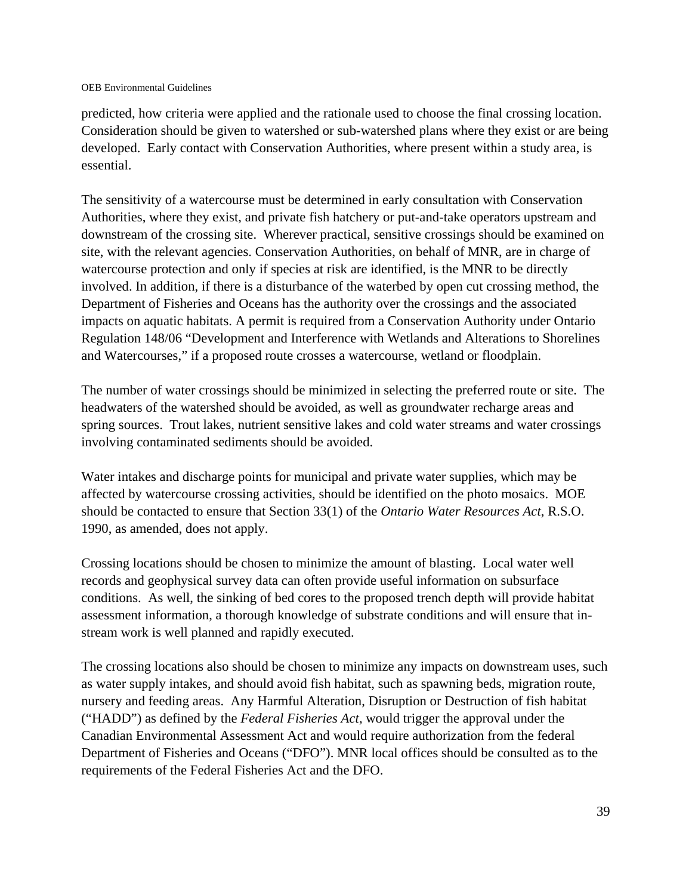predicted, how criteria were applied and the rationale used to choose the final crossing location. Consideration should be given to watershed or sub-watershed plans where they exist or are being developed. Early contact with Conservation Authorities, where present within a study area, is essential.

The sensitivity of a watercourse must be determined in early consultation with Conservation Authorities, where they exist, and private fish hatchery or put-and-take operators upstream and downstream of the crossing site. Wherever practical, sensitive crossings should be examined on site, with the relevant agencies. Conservation Authorities, on behalf of MNR, are in charge of watercourse protection and only if species at risk are identified, is the MNR to be directly involved. In addition, if there is a disturbance of the waterbed by open cut crossing method, the Department of Fisheries and Oceans has the authority over the crossings and the associated impacts on aquatic habitats. A permit is required from a Conservation Authority under Ontario Regulation 148/06 "Development and Interference with Wetlands and Alterations to Shorelines and Watercourses," if a proposed route crosses a watercourse, wetland or floodplain.

The number of water crossings should be minimized in selecting the preferred route or site. The headwaters of the watershed should be avoided, as well as groundwater recharge areas and spring sources. Trout lakes, nutrient sensitive lakes and cold water streams and water crossings involving contaminated sediments should be avoided.

Water intakes and discharge points for municipal and private water supplies, which may be affected by watercourse crossing activities, should be identified on the photo mosaics. MOE should be contacted to ensure that Section 33(1) of the *Ontario Water Resources Act*, R.S.O. 1990, as amended, does not apply.

Crossing locations should be chosen to minimize the amount of blasting. Local water well records and geophysical survey data can often provide useful information on subsurface conditions. As well, the sinking of bed cores to the proposed trench depth will provide habitat assessment information, a thorough knowledge of substrate conditions and will ensure that in-stream work is well planned and rapidly executed.

The crossing locations also should be chosen to minimize any impacts on downstream uses, such as water supply intakes, and should avoid fish habitat, such as spawning beds, migration route, nursery and feeding areas. Any Harmful Alteration, Disruption or Destruction of fish habitat ("HADD") as defined by the *Federal Fisheries Act*, would trigger the approval under the Canadian Environmental Assessment Act and would require authorization from the federal Department of Fisheries and Oceans ("DFO"). MNR local offices should be consulted as to the requirements of the Federal Fisheries Act and the DFO.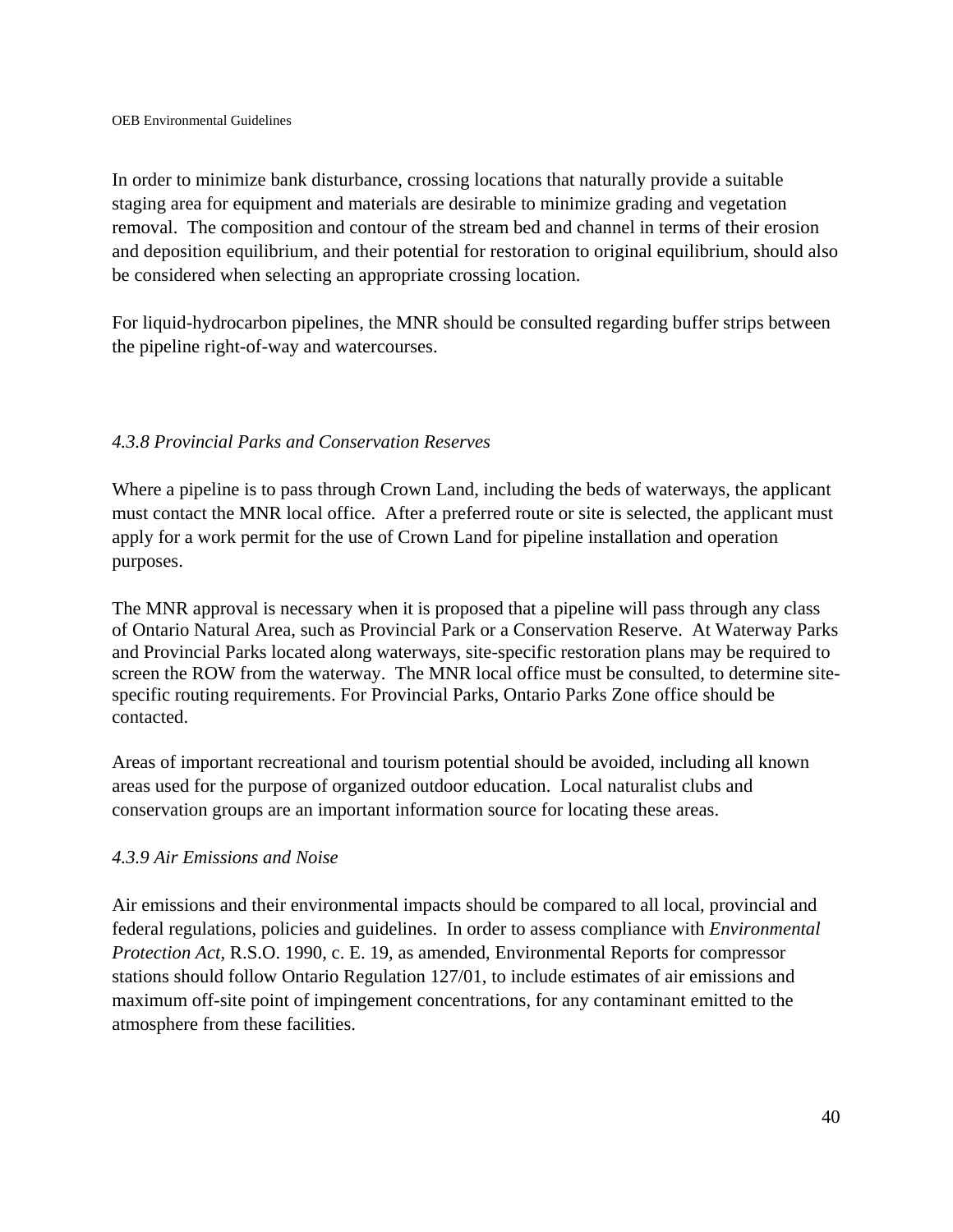In order to minimize bank disturbance, crossing locations that naturally provide a suitable staging area for equipment and materials are desirable to minimize grading and vegetation removal. The composition and contour of the stream bed and channel in terms of their erosion and deposition equilibrium, and their potential for restoration to original equilibrium, should also be considered when selecting an appropriate crossing location.

For liquid-hydrocarbon pipelines, the MNR should be consulted regarding buffer strips between the pipeline right-of-way and watercourses.

#### *4.3.8 Provincial Parks and Conservation Reserves*

Where a pipeline is to pass through Crown Land, including the beds of waterways, the applicant must contact the MNR local office. After a preferred route or site is selected, the applicant must apply for a work permit for the use of Crown Land for pipeline installation and operation purposes.

The MNR approval is necessary when it is proposed that a pipeline will pass through any class of Ontario Natural Area, such as Provincial Park or a Conservation Reserve. At Waterway Parks and Provincial Parks located along waterways, site-specific restoration plans may be required to screen the ROW from the waterway. The MNR local office must be consulted, to determine site-specific routing requirements. For Provincial Parks, Ontario Parks Zone office should be contacted.

Areas of important recreational and tourism potential should be avoided, including all known areas used for the purpose of organized outdoor education. Local naturalist clubs and conservation groups are an important information source for locating these areas.

#### *4.3.9 Air Emissions and Noise*

Air emissions and their environmental impacts should be compared to all local, provincial and federal regulations, policies and guidelines. In order to assess compliance with *Environmental Protection Act*, R.S.O. 1990, c. E. 19, as amended, Environmental Reports for compressor stations should follow Ontario Regulation 127/01, to include estimates of air emissions and maximum off-site point of impingement concentrations, for any contaminant emitted to the atmosphere from these facilities.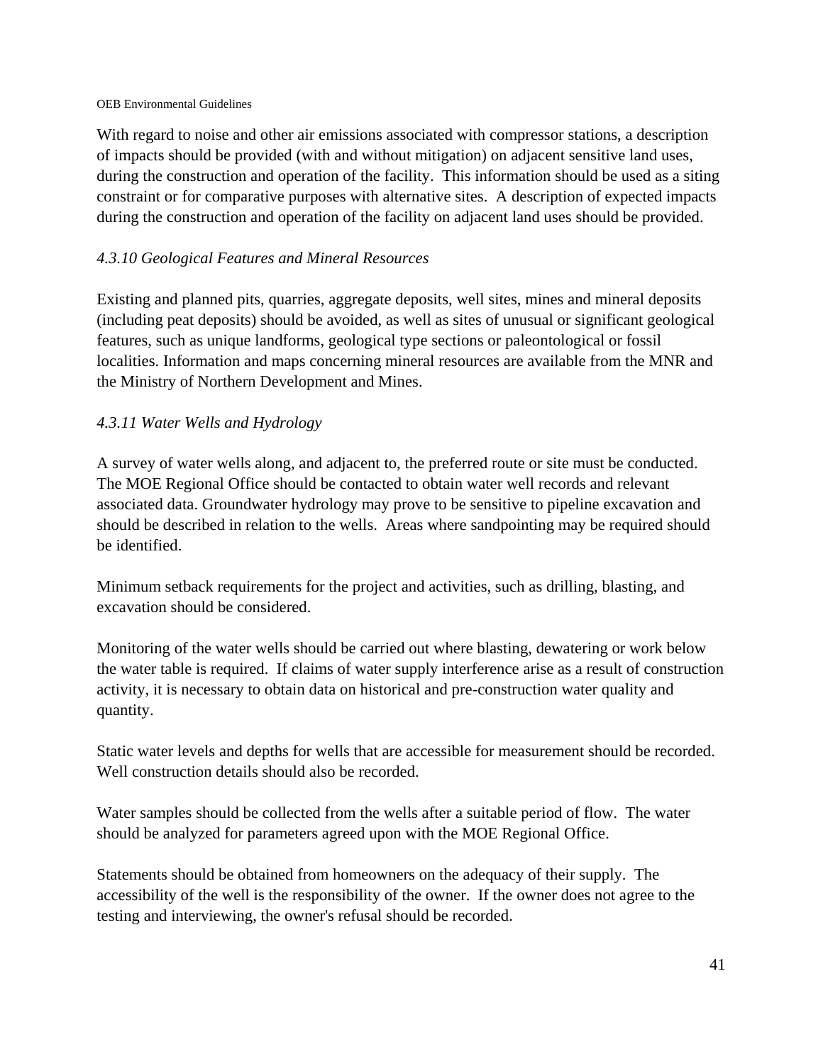With regard to noise and other air emissions associated with compressor stations, a description of impacts should be provided (with and without mitigation) on adjacent sensitive land uses, during the construction and operation of the facility. This information should be used as a siting constraint or for comparative purposes with alternative sites. A description of expected impacts during the construction and operation of the facility on adjacent land uses should be provided.

*4.3.10 Geological Features and Mineral Resources*

Existing and planned pits, quarries, aggregate deposits, well sites, mines and mineral deposits (including peat deposits) should be avoided, as well as sites of unusual or significant geological features, such as unique landforms, geological type sections or paleontological or fossil localities. Information and maps concerning mineral resources are available from the MNR and the Ministry of Northern Development and Mines.

*4.3.11 Water Wells and Hydrology*

A survey of water wells along, and adjacent to, the preferred route or site must be conducted. The MOE Regional Office should be contacted to obtain water well records and relevant associated data. Groundwater hydrology may prove to be sensitive to pipeline excavation and should be described in relation to the wells. Areas where sandpointing may be required should be identified.

Minimum setback requirements for the project and activities, such as drilling, blasting, and excavation should be considered.

Monitoring of the water wells should be carried out where blasting, dewatering or work below the water table is required. If claims of water supply interference arise as a result of construction activity, it is necessary to obtain data on historical and pre-construction water quality and quantity.

Static water levels and depths for wells that are accessible for measurement should be recorded. Well construction details should also be recorded.

Water samples should be collected from the wells after a suitable period of flow. The water should be analyzed for parameters agreed upon with the MOE Regional Office.

Statements should be obtained from homeowners on the adequacy of their supply. The accessibility of the well is the responsibility of the owner. If the owner does not agree to the testing and interviewing, the owner's refusal should be recorded.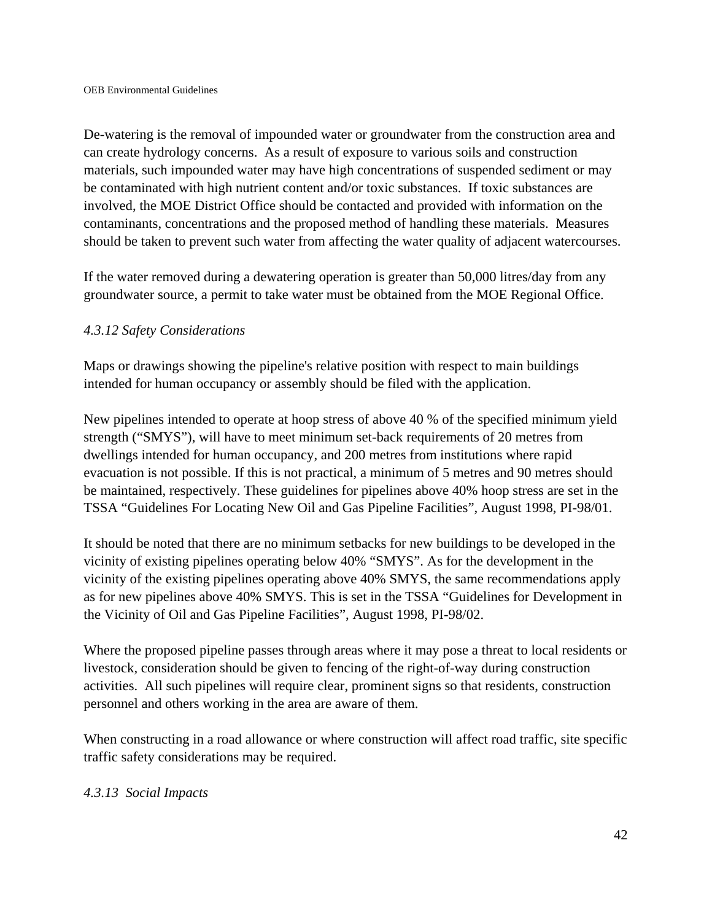De-watering is the removal of impounded water or groundwater from the construction area and can create hydrology concerns. As a result of exposure to various soils and construction materials, such impounded water may have high concentrations of suspended sediment or may be contaminated with high nutrient content and/or toxic substances. If toxic substances are involved, the MOE District Office should be contacted and provided with information on the contaminants, concentrations and the proposed method of handling these materials. Measures should be taken to prevent such water from affecting the water quality of adjacent watercourses.

If the water removed during a dewatering operation is greater than 50,000 litres/day from any groundwater source, a permit to take water must be obtained from the MOE Regional Office.

### *4.3.12 Safety Considerations*

Maps or drawings showing the pipeline's relative position with respect to main buildings intended for human occupancy or assembly should be filed with the application.

New pipelines intended to operate at hoop stress of above 40 % of the specified minimum yield strength ("SMYS"), will have to meet minimum set-back requirements of 20 metres from dwellings intended for human occupancy, and 200 metres from institutions where rapid evacuation is not possible. If this is not practical, a minimum of 5 metres and 90 metres should be maintained, respectively. These guidelines for pipelines above 40% hoop stress are set in the TSSA "Guidelines For Locating New Oil and Gas Pipeline Facilities", August 1998, PI-98/01.

It should be noted that there are no minimum setbacks for new buildings to be developed in the vicinity of existing pipelines operating below 40% "SMYS". As for the development in the vicinity of the existing pipelines operating above 40% SMYS, the same recommendations apply as for new pipelines above 40% SMYS. This is set in the TSSA "Guidelines for Development in the Vicinity of Oil and Gas Pipeline Facilities", August 1998, PI-98/02.

Where the proposed pipeline passes through areas where it may pose a threat to local residents or livestock, consideration should be given to fencing of the right-of-way during construction activities. All such pipelines will require clear, prominent signs so that residents, construction personnel and others working in the area are aware of them.

When constructing in a road allowance or where construction will affect road traffic, site specific traffic safety considerations may be required.

### *4.3.13 Social Impacts*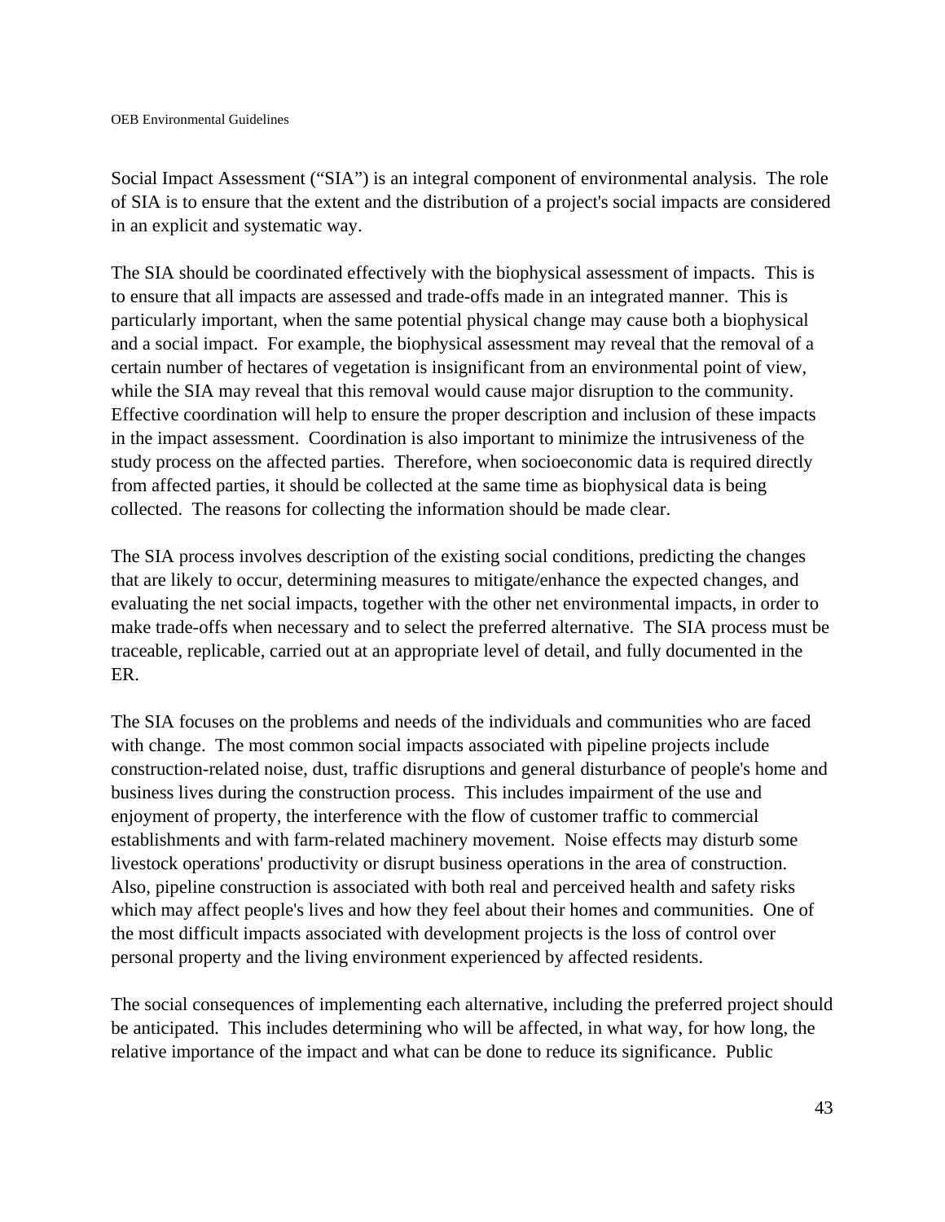Social Impact Assessment ("SIA") is an integral component of environmental analysis. The role of SIA is to ensure that the extent and the distribution of a project's social impacts are considered in an explicit and systematic way.

The SIA should be coordinated effectively with the biophysical assessment of impacts. This is to ensure that all impacts are assessed and trade-offs made in an integrated manner. This is particularly important, when the same potential physical change may cause both a biophysical and a social impact. For example, the biophysical assessment may reveal that the removal of a certain number of hectares of vegetation is insignificant from an environmental point of view, while the SIA may reveal that this removal would cause major disruption to the community. Effective coordination will help to ensure the proper description and inclusion of these impacts in the impact assessment. Coordination is also important to minimize the intrusiveness of the study process on the affected parties. Therefore, when socioeconomic data is required directly from affected parties, it should be collected at the same time as biophysical data is being collected. The reasons for collecting the information should be made clear.

The SIA process involves description of the existing social conditions, predicting the changes that are likely to occur, determining measures to mitigate/enhance the expected changes, and evaluating the net social impacts, together with the other net environmental impacts, in order to make trade-offs when necessary and to select the preferred alternative. The SIA process must be traceable, replicable, carried out at an appropriate level of detail, and fully documented in the ER.

The SIA focuses on the problems and needs of the individuals and communities who are faced with change. The most common social impacts associated with pipeline projects include construction-related noise, dust, traffic disruptions and general disturbance of people's home and business lives during the construction process. This includes impairment of the use and enjoyment of property, the interference with the flow of customer traffic to commercial establishments and with farm-related machinery movement. Noise effects may disturb some livestock operations' productivity or disrupt business operations in the area of construction. Also, pipeline construction is associated with both real and perceived health and safety risks which may affect people's lives and how they feel about their homes and communities. One of the most difficult impacts associated with development projects is the loss of control over personal property and the living environment experienced by affected residents.

The social consequences of implementing each alternative, including the preferred project should be anticipated. This includes determining who will be affected, in what way, for how long, the relative importance of the impact and what can be done to reduce its significance. Public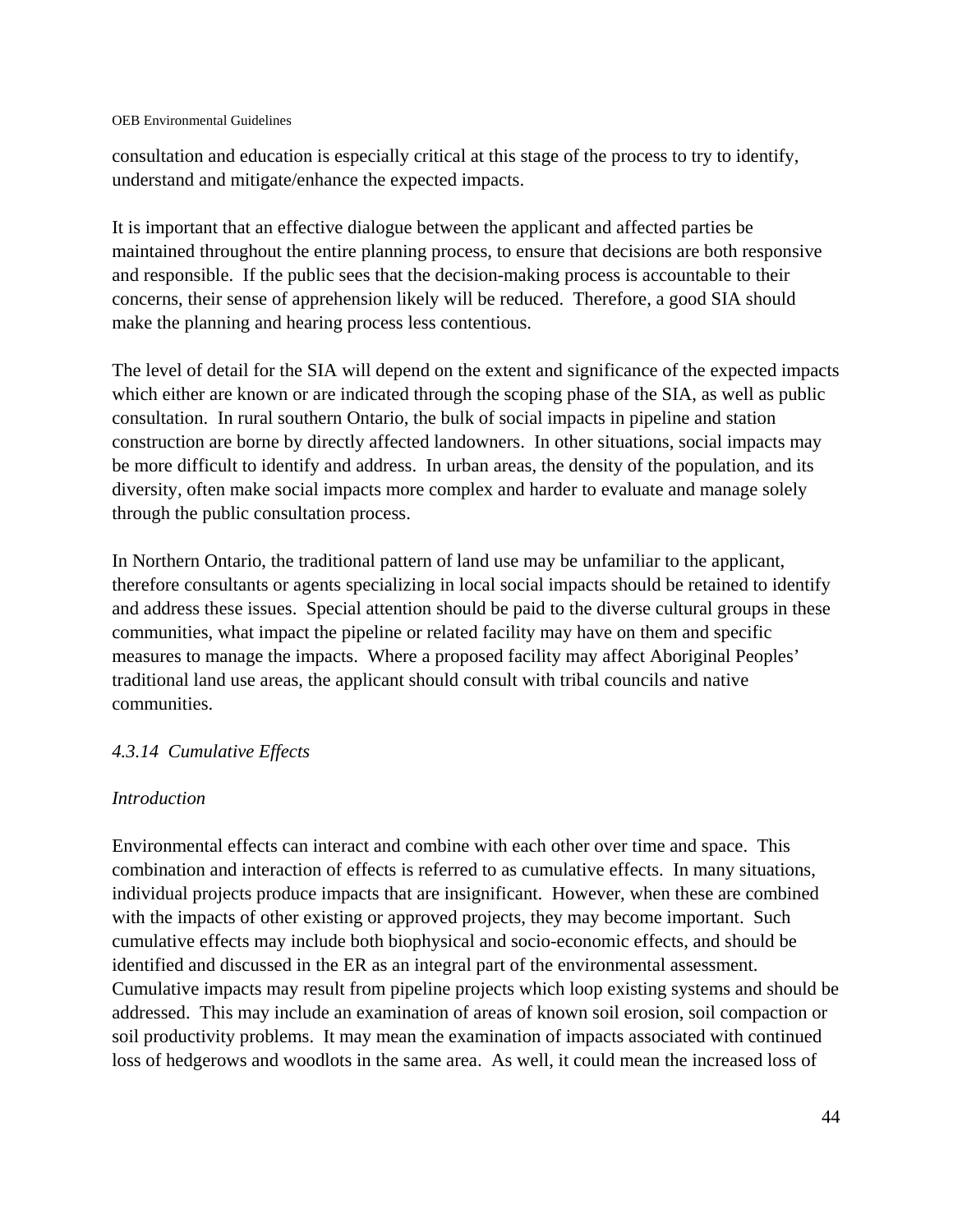consultation and education is especially critical at this stage of the process to try to identify, understand and mitigate/enhance the expected impacts.

It is important that an effective dialogue between the applicant and affected parties be maintained throughout the entire planning process, to ensure that decisions are both responsive and responsible. If the public sees that the decision-making process is accountable to their concerns, their sense of apprehension likely will be reduced. Therefore, a good SIA should make the planning and hearing process less contentious.

The level of detail for the SIA will depend on the extent and significance of the expected impacts which either are known or are indicated through the scoping phase of the SIA, as well as public consultation. In rural southern Ontario, the bulk of social impacts in pipeline and station construction are borne by directly affected landowners. In other situations, social impacts may be more difficult to identify and address. In urban areas, the density of the population, and its diversity, often make social impacts more complex and harder to evaluate and manage solely through the public consultation process.

In Northern Ontario, the traditional pattern of land use may be unfamiliar to the applicant, therefore consultants or agents specializing in local social impacts should be retained to identify and address these issues. Special attention should be paid to the diverse cultural groups in these communities, what impact the pipeline or related facility may have on them and specific measures to manage the impacts. Where a proposed facility may affect Aboriginal Peoples' traditional land use areas, the applicant should consult with tribal councils and native communities.

### *4.3.14 Cumulative Effects*

*Introduction*

Environmental effects can interact and combine with each other over time and space. This combination and interaction of effects is referred to as cumulative effects. In many situations, individual projects produce impacts that are insignificant. However, when these are combined with the impacts of other existing or approved projects, they may become important. Such cumulative effects may include both biophysical and socio-economic effects, and should be identified and discussed in the ER as an integral part of the environmental assessment. Cumulative impacts may result from pipeline projects which loop existing systems and should be addressed. This may include an examination of areas of known soil erosion, soil compaction or soil productivity problems. It may mean the examination of impacts associated with continued loss of hedgerows and woodlots in the same area. As well, it could mean the increased loss of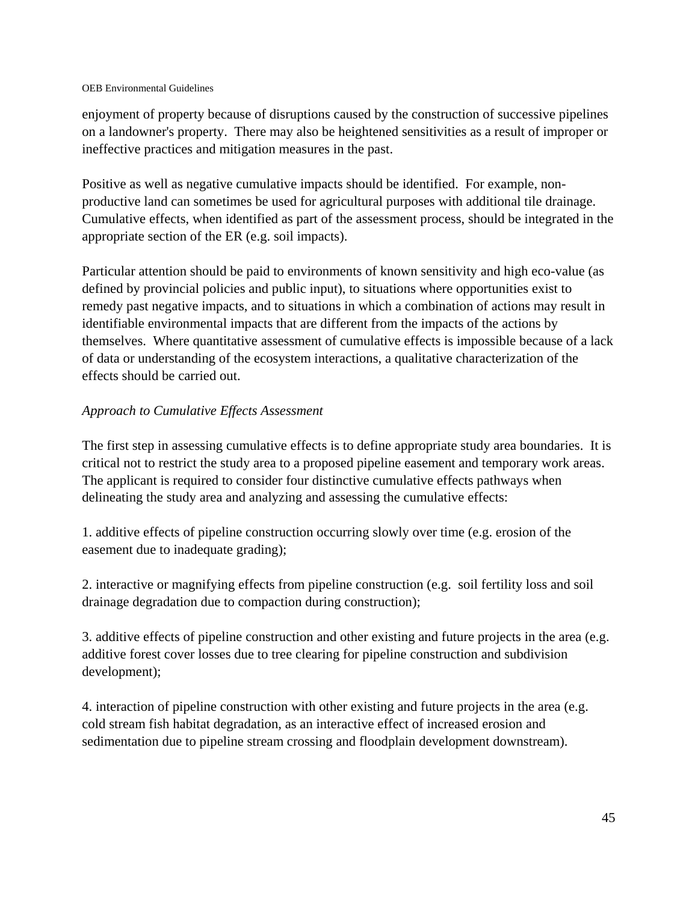enjoyment of property because of disruptions caused by the construction of successive pipelines on a landowner's property. There may also be heightened sensitivities as a result of improper or ineffective practices and mitigation measures in the past.

Positive as well as negative cumulative impacts should be identified. For example, non-productive land can sometimes be used for agricultural purposes with additional tile drainage. Cumulative effects, when identified as part of the assessment process, should be integrated in the appropriate section of the ER (e.g. soil impacts).

Particular attention should be paid to environments of known sensitivity and high eco-value (as defined by provincial policies and public input), to situations where opportunities exist to remedy past negative impacts, and to situations in which a combination of actions may result in identifiable environmental impacts that are different from the impacts of the actions by themselves. Where quantitative assessment of cumulative effects is impossible because of a lack of data or understanding of the ecosystem interactions, a qualitative characterization of the effects should be carried out.

*Approach to Cumulative Effects Assessment*

The first step in assessing cumulative effects is to define appropriate study area boundaries. It is critical not to restrict the study area to a proposed pipeline easement and temporary work areas. The applicant is required to consider four distinctive cumulative effects pathways when delineating the study area and analyzing and assessing the cumulative effects:

1. additive effects of pipeline construction occurring slowly over time (e.g. erosion of the easement due to inadequate grading);

2. interactive or magnifying effects from pipeline construction (e.g. soil fertility loss and soil drainage degradation due to compaction during construction);

3. additive effects of pipeline construction and other existing and future projects in the area (e.g. additive forest cover losses due to tree clearing for pipeline construction and subdivision development);

4. interaction of pipeline construction with other existing and future projects in the area (e.g. cold stream fish habitat degradation, as an interactive effect of increased erosion and sedimentation due to pipeline stream crossing and floodplain development downstream).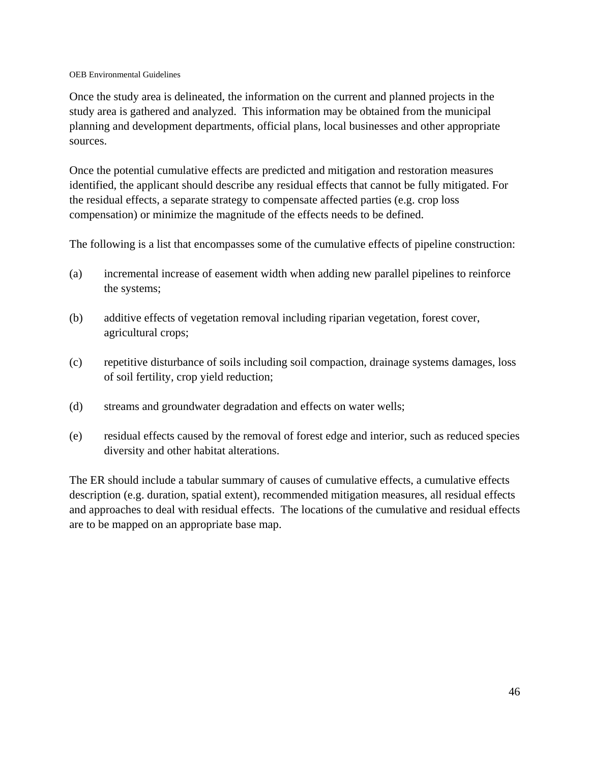Once the study area is delineated, the information on the current and planned projects in the study area is gathered and analyzed. This information may be obtained from the municipal planning and development departments, official plans, local businesses and other appropriate sources.

Once the potential cumulative effects are predicted and mitigation and restoration measures identified, the applicant should describe any residual effects that cannot be fully mitigated. For the residual effects, a separate strategy to compensate affected parties (e.g. crop loss compensation) or minimize the magnitude of the effects needs to be defined.

The following is a list that encompasses some of the cumulative effects of pipeline construction:

(a) incremental increase of easement width when adding new parallel pipelines to reinforce the systems;

(b) additive effects of vegetation removal including riparian vegetation, forest cover, agricultural crops;

(c) repetitive disturbance of soils including soil compaction, drainage systems damages, loss of soil fertility, crop yield reduction;

(d) streams and groundwater degradation and effects on water wells;

(e) residual effects caused by the removal of forest edge and interior, such as reduced species diversity and other habitat alterations.

The ER should include a tabular summary of causes of cumulative effects, a cumulative effects description (e.g. duration, spatial extent), recommended mitigation measures, all residual effects and approaches to deal with residual effects. The locations of the cumulative and residual effects are to be mapped on an appropriate base map.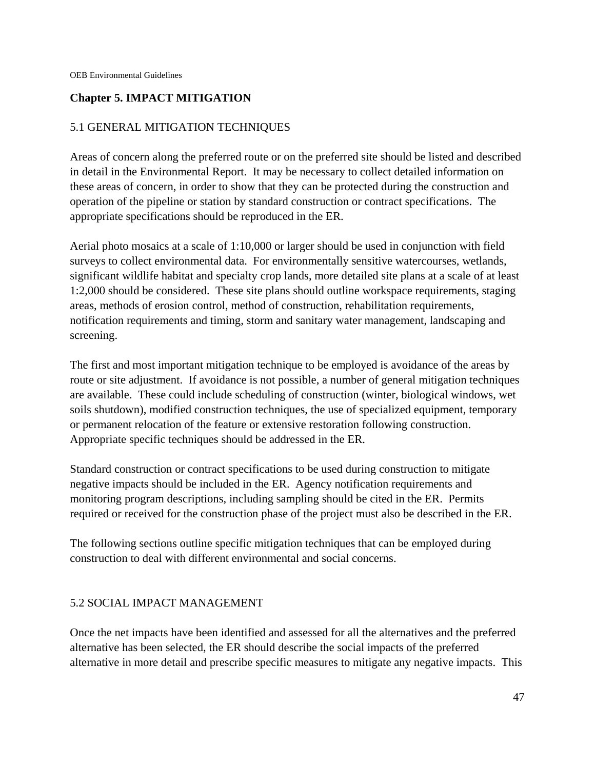## Chapter 5. IMPACT MITIGATION

### 5.1 GENERAL MITIGATION TECHNIQUES

Areas of concern along the preferred route or on the preferred site should be listed and described in detail in the Environmental Report. It may be necessary to collect detailed information on these areas of concern, in order to show that they can be protected during the construction and operation of the pipeline or station by standard construction or contract specifications. The appropriate specifications should be reproduced in the ER.

Aerial photo mosaics at a scale of 1:10,000 or larger should be used in conjunction with field surveys to collect environmental data. For environmentally sensitive watercourses, wetlands, significant wildlife habitat and specialty crop lands, more detailed site plans at a scale of at least 1:2,000 should be considered. These site plans should outline workspace requirements, staging areas, methods of erosion control, method of construction, rehabilitation requirements, notification requirements and timing, storm and sanitary water management, landscaping and screening.

The first and most important mitigation technique to be employed is avoidance of the areas by route or site adjustment. If avoidance is not possible, a number of general mitigation techniques are available. These could include scheduling of construction (winter, biological windows, wet soils shutdown), modified construction techniques, the use of specialized equipment, temporary or permanent relocation of the feature or extensive restoration following construction. Appropriate specific techniques should be addressed in the ER.

Standard construction or contract specifications to be used during construction to mitigate negative impacts should be included in the ER. Agency notification requirements and monitoring program descriptions, including sampling should be cited in the ER. Permits required or received for the construction phase of the project must also be described in the ER.

The following sections outline specific mitigation techniques that can be employed during construction to deal with different environmental and social concerns.

### 5.2 SOCIAL IMPACT MANAGEMENT

Once the net impacts have been identified and assessed for all the alternatives and the preferred alternative has been selected, the ER should describe the social impacts of the preferred alternative in more detail and prescribe specific measures to mitigate any negative impacts. This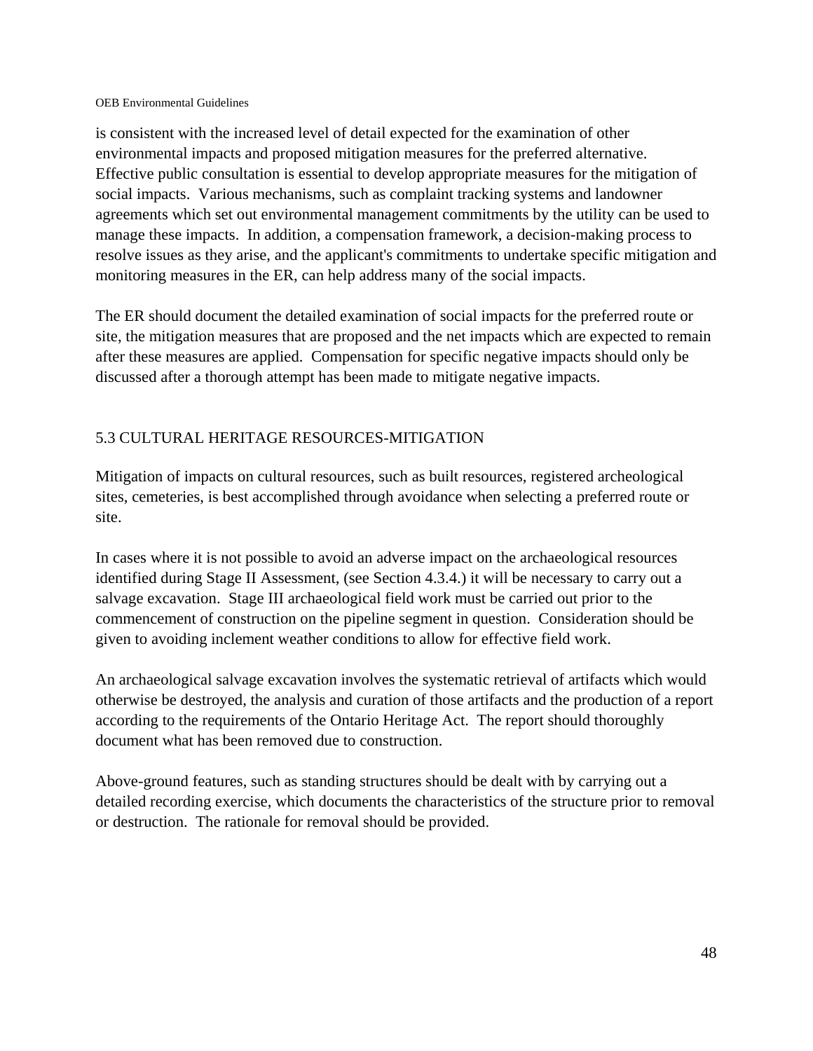is consistent with the increased level of detail expected for the examination of other environmental impacts and proposed mitigation measures for the preferred alternative. Effective public consultation is essential to develop appropriate measures for the mitigation of social impacts. Various mechanisms, such as complaint tracking systems and landowner agreements which set out environmental management commitments by the utility can be used to manage these impacts. In addition, a compensation framework, a decision-making process to resolve issues as they arise, and the applicant's commitments to undertake specific mitigation and monitoring measures in the ER, can help address many of the social impacts.

The ER should document the detailed examination of social impacts for the preferred route or site, the mitigation measures that are proposed and the net impacts which are expected to remain after these measures are applied. Compensation for specific negative impacts should only be discussed after a thorough attempt has been made to mitigate negative impacts.

## 5.3 CULTURAL HERITAGE RESOURCES-MITIGATION

Mitigation of impacts on cultural resources, such as built resources, registered archeological sites, cemeteries, is best accomplished through avoidance when selecting a preferred route or site.

In cases where it is not possible to avoid an adverse impact on the archaeological resources identified during Stage II Assessment, (see Section 4.3.4.) it will be necessary to carry out a salvage excavation. Stage III archaeological field work must be carried out prior to the commencement of construction on the pipeline segment in question. Consideration should be given to avoiding inclement weather conditions to allow for effective field work.

An archaeological salvage excavation involves the systematic retrieval of artifacts which would otherwise be destroyed, the analysis and curation of those artifacts and the production of a report according to the requirements of the Ontario Heritage Act. The report should thoroughly document what has been removed due to construction.

Above-ground features, such as standing structures should be dealt with by carrying out a detailed recording exercise, which documents the characteristics of the structure prior to removal or destruction. The rationale for removal should be provided.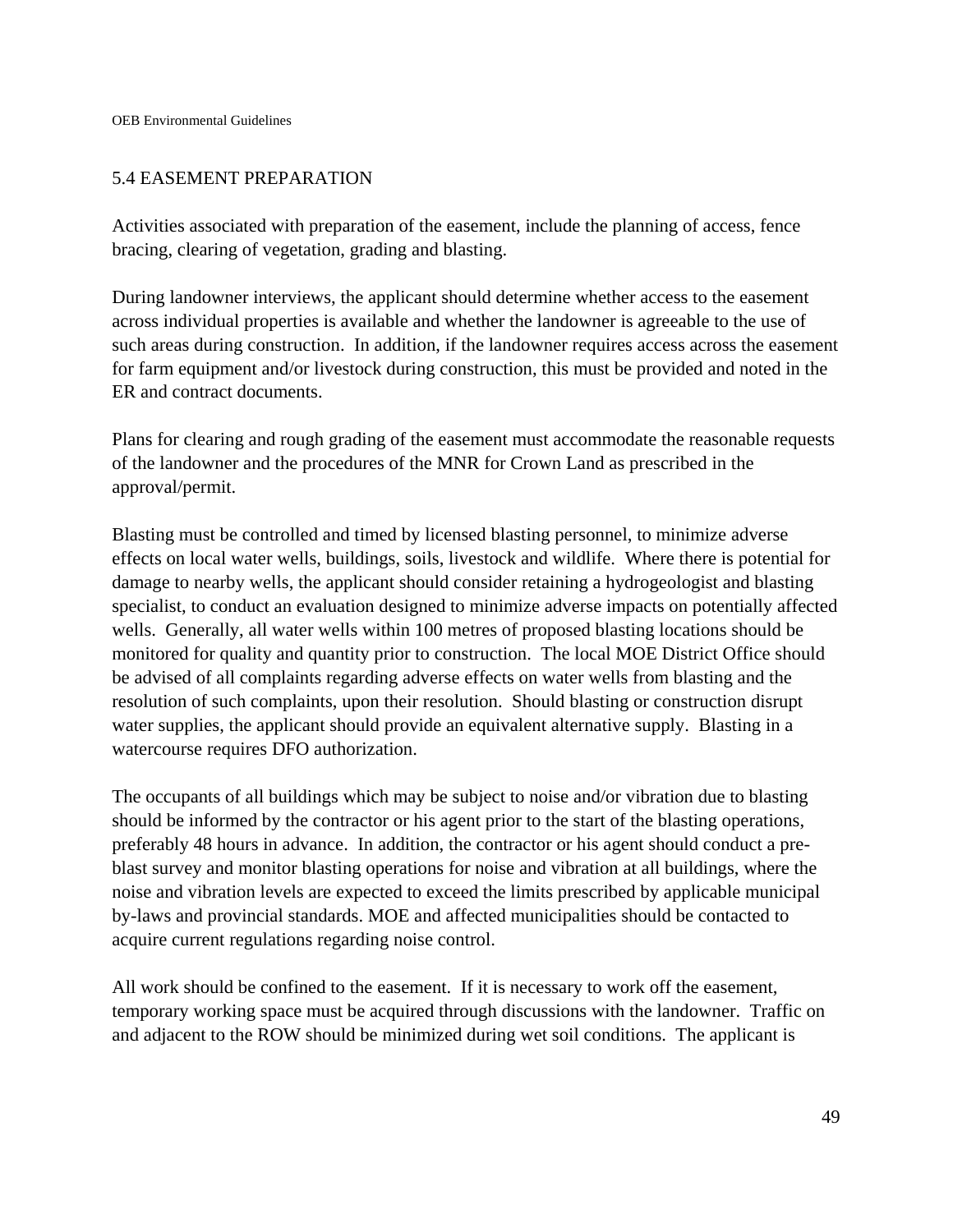## 5.4 EASEMENT PREPARATION

Activities associated with preparation of the easement, include the planning of access, fence bracing, clearing of vegetation, grading and blasting.

During landowner interviews, the applicant should determine whether access to the easement across individual properties is available and whether the landowner is agreeable to the use of such areas during construction. In addition, if the landowner requires access across the easement for farm equipment and/or livestock during construction, this must be provided and noted in the ER and contract documents.

Plans for clearing and rough grading of the easement must accommodate the reasonable requests of the landowner and the procedures of the MNR for Crown Land as prescribed in the approval/permit.

Blasting must be controlled and timed by licensed blasting personnel, to minimize adverse effects on local water wells, buildings, soils, livestock and wildlife. Where there is potential for damage to nearby wells, the applicant should consider retaining a hydrogeologist and blasting specialist, to conduct an evaluation designed to minimize adverse impacts on potentially affected wells. Generally, all water wells within 100 metres of proposed blasting locations should be monitored for quality and quantity prior to construction. The local MOE District Office should be advised of all complaints regarding adverse effects on water wells from blasting and the resolution of such complaints, upon their resolution. Should blasting or construction disrupt water supplies, the applicant should provide an equivalent alternative supply. Blasting in a watercourse requires DFO authorization.

The occupants of all buildings which may be subject to noise and/or vibration due to blasting should be informed by the contractor or his agent prior to the start of the blasting operations, preferably 48 hours in advance. In addition, the contractor or his agent should conduct a pre-blast survey and monitor blasting operations for noise and vibration at all buildings, where the noise and vibration levels are expected to exceed the limits prescribed by applicable municipal by-laws and provincial standards. MOE and affected municipalities should be contacted to acquire current regulations regarding noise control.

All work should be confined to the easement. If it is necessary to work off the easement, temporary working space must be acquired through discussions with the landowner. Traffic on and adjacent to the ROW should be minimized during wet soil conditions. The applicant is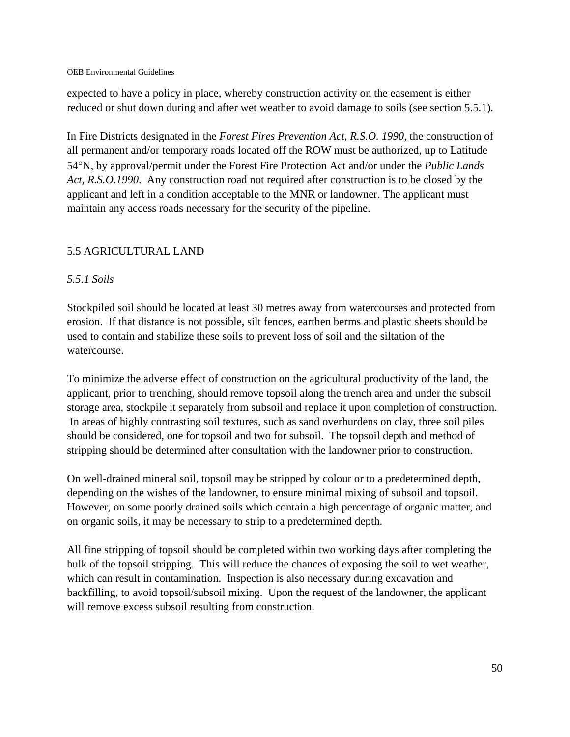expected to have a policy in place, whereby construction activity on the easement is either reduced or shut down during and after wet weather to avoid damage to soils (see section 5.5.1).

In Fire Districts designated in the *Forest Fires Prevention Act, R.S.O. 1990*, the construction of all permanent and/or temporary roads located off the ROW must be authorized, up to Latitude 54°N, by approval/permit under the Forest Fire Protection Act and/or under the *Public Lands Act, R.S.O.1990*. Any construction road not required after construction is to be closed by the applicant and left in a condition acceptable to the MNR or landowner. The applicant must maintain any access roads necessary for the security of the pipeline.

## 5.5 AGRICULTURAL LAND

### *5.5.1 Soils*

Stockpiled soil should be located at least 30 metres away from watercourses and protected from erosion. If that distance is not possible, silt fences, earthen berms and plastic sheets should be used to contain and stabilize these soils to prevent loss of soil and the siltation of the watercourse.

To minimize the adverse effect of construction on the agricultural productivity of the land, the applicant, prior to trenching, should remove topsoil along the trench area and under the subsoil storage area, stockpile it separately from subsoil and replace it upon completion of construction. In areas of highly contrasting soil textures, such as sand overburdens on clay, three soil piles should be considered, one for topsoil and two for subsoil. The topsoil depth and method of stripping should be determined after consultation with the landowner prior to construction.

On well-drained mineral soil, topsoil may be stripped by colour or to a predetermined depth, depending on the wishes of the landowner, to ensure minimal mixing of subsoil and topsoil. However, on some poorly drained soils which contain a high percentage of organic matter, and on organic soils, it may be necessary to strip to a predetermined depth.

All fine stripping of topsoil should be completed within two working days after completing the bulk of the topsoil stripping. This will reduce the chances of exposing the soil to wet weather, which can result in contamination. Inspection is also necessary during excavation and backfilling, to avoid topsoil/subsoil mixing. Upon the request of the landowner, the applicant will remove excess subsoil resulting from construction.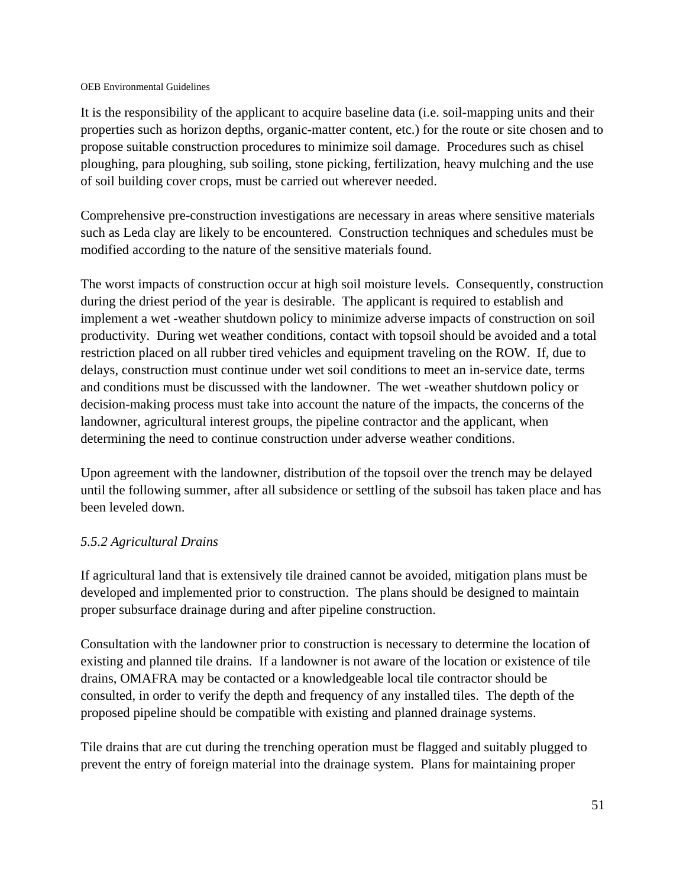It is the responsibility of the applicant to acquire baseline data (i.e. soil-mapping units and their properties such as horizon depths, organic-matter content, etc.) for the route or site chosen and to propose suitable construction procedures to minimize soil damage. Procedures such as chisel ploughing, para ploughing, sub soiling, stone picking, fertilization, heavy mulching and the use of soil building cover crops, must be carried out wherever needed.

Comprehensive pre-construction investigations are necessary in areas where sensitive materials such as Leda clay are likely to be encountered. Construction techniques and schedules must be modified according to the nature of the sensitive materials found.

The worst impacts of construction occur at high soil moisture levels. Consequently, construction during the driest period of the year is desirable. The applicant is required to establish and implement a wet -weather shutdown policy to minimize adverse impacts of construction on soil productivity. During wet weather conditions, contact with topsoil should be avoided and a total restriction placed on all rubber tired vehicles and equipment traveling on the ROW. If, due to delays, construction must continue under wet soil conditions to meet an in-service date, terms and conditions must be discussed with the landowner. The wet -weather shutdown policy or decision-making process must take into account the nature of the impacts, the concerns of the landowner, agricultural interest groups, the pipeline contractor and the applicant, when determining the need to continue construction under adverse weather conditions.

Upon agreement with the landowner, distribution of the topsoil over the trench may be delayed until the following summer, after all subsidence or settling of the subsoil has taken place and has been leveled down.

### *5.5.2 Agricultural Drains*

If agricultural land that is extensively tile drained cannot be avoided, mitigation plans must be developed and implemented prior to construction. The plans should be designed to maintain proper subsurface drainage during and after pipeline construction.

Consultation with the landowner prior to construction is necessary to determine the location of existing and planned tile drains. If a landowner is not aware of the location or existence of tile drains, OMAFRA may be contacted or a knowledgeable local tile contractor should be consulted, in order to verify the depth and frequency of any installed tiles. The depth of the proposed pipeline should be compatible with existing and planned drainage systems.

Tile drains that are cut during the trenching operation must be flagged and suitably plugged to prevent the entry of foreign material into the drainage system. Plans for maintaining proper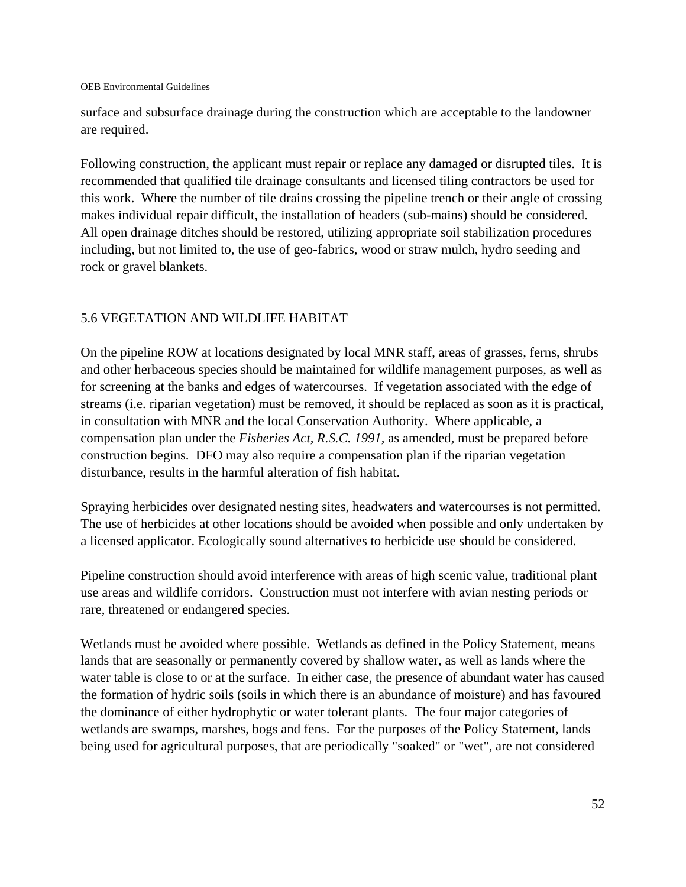surface and subsurface drainage during the construction which are acceptable to the landowner are required.

Following construction, the applicant must repair or replace any damaged or disrupted tiles. It is recommended that qualified tile drainage consultants and licensed tiling contractors be used for this work. Where the number of tile drains crossing the pipeline trench or their angle of crossing makes individual repair difficult, the installation of headers (sub-mains) should be considered. All open drainage ditches should be restored, utilizing appropriate soil stabilization procedures including, but not limited to, the use of geo-fabrics, wood or straw mulch, hydro seeding and rock or gravel blankets.

## 5.6 VEGETATION AND WILDLIFE HABITAT

On the pipeline ROW at locations designated by local MNR staff, areas of grasses, ferns, shrubs and other herbaceous species should be maintained for wildlife management purposes, as well as for screening at the banks and edges of watercourses. If vegetation associated with the edge of streams (i.e. riparian vegetation) must be removed, it should be replaced as soon as it is practical, in consultation with MNR and the local Conservation Authority. Where applicable, a compensation plan under the *Fisheries Act, R.S.C. 1991,* as amended, must be prepared before construction begins. DFO may also require a compensation plan if the riparian vegetation disturbance, results in the harmful alteration of fish habitat.

Spraying herbicides over designated nesting sites, headwaters and watercourses is not permitted. The use of herbicides at other locations should be avoided when possible and only undertaken by a licensed applicator. Ecologically sound alternatives to herbicide use should be considered.

Pipeline construction should avoid interference with areas of high scenic value, traditional plant use areas and wildlife corridors. Construction must not interfere with avian nesting periods or rare, threatened or endangered species.

Wetlands must be avoided where possible. Wetlands as defined in the Policy Statement, means lands that are seasonally or permanently covered by shallow water, as well as lands where the water table is close to or at the surface. In either case, the presence of abundant water has caused the formation of hydric soils (soils in which there is an abundance of moisture) and has favoured the dominance of either hydrophytic or water tolerant plants. The four major categories of wetlands are swamps, marshes, bogs and fens. For the purposes of the Policy Statement, lands being used for agricultural purposes, that are periodically "soaked" or "wet", are not considered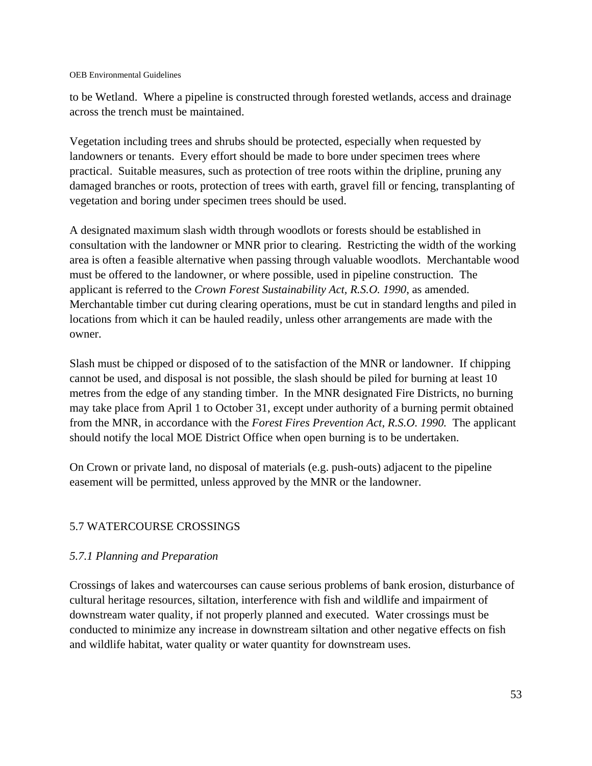to be Wetland. Where a pipeline is constructed through forested wetlands, access and drainage across the trench must be maintained.

Vegetation including trees and shrubs should be protected, especially when requested by landowners or tenants. Every effort should be made to bore under specimen trees where practical. Suitable measures, such as protection of tree roots within the dripline, pruning any damaged branches or roots, protection of trees with earth, gravel fill or fencing, transplanting of vegetation and boring under specimen trees should be used.

A designated maximum slash width through woodlots or forests should be established in consultation with the landowner or MNR prior to clearing. Restricting the width of the working area is often a feasible alternative when passing through valuable woodlots. Merchantable wood must be offered to the landowner, or where possible, used in pipeline construction. The applicant is referred to the *Crown Forest Sustainability Act, R.S.O. 1990*, as amended. Merchantable timber cut during clearing operations, must be cut in standard lengths and piled in locations from which it can be hauled readily, unless other arrangements are made with the owner.

Slash must be chipped or disposed of to the satisfaction of the MNR or landowner. If chipping cannot be used, and disposal is not possible, the slash should be piled for burning at least 10 metres from the edge of any standing timber. In the MNR designated Fire Districts, no burning may take place from April 1 to October 31, except under authority of a burning permit obtained from the MNR, in accordance with the *Forest Fires Prevention Act*, *R.S.O. 1990.* The applicant should notify the local MOE District Office when open burning is to be undertaken.

On Crown or private land, no disposal of materials (e.g. push-outs) adjacent to the pipeline easement will be permitted, unless approved by the MNR or the landowner.

## 5.7 WATERCOURSE CROSSINGS

### *5.7.1 Planning and Preparation*

Crossings of lakes and watercourses can cause serious problems of bank erosion, disturbance of cultural heritage resources, siltation, interference with fish and wildlife and impairment of downstream water quality, if not properly planned and executed. Water crossings must be conducted to minimize any increase in downstream siltation and other negative effects on fish and wildlife habitat, water quality or water quantity for downstream uses.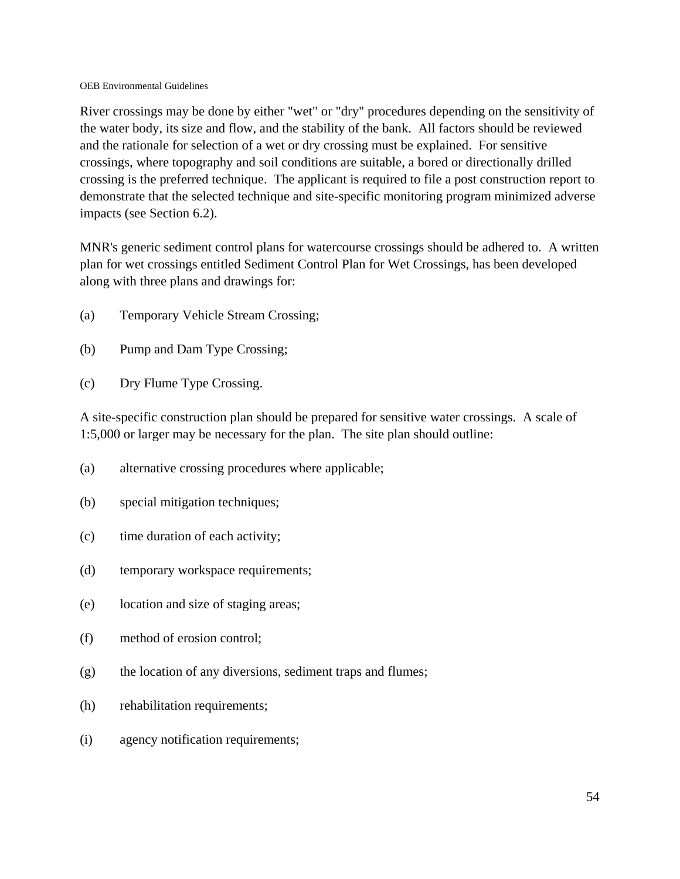River crossings may be done by either "wet" or "dry" procedures depending on the sensitivity of the water body, its size and flow, and the stability of the bank. All factors should be reviewed and the rationale for selection of a wet or dry crossing must be explained. For sensitive crossings, where topography and soil conditions are suitable, a bored or directionally drilled crossing is the preferred technique. The applicant is required to file a post construction report to demonstrate that the selected technique and site-specific monitoring program minimized adverse impacts (see Section 6.2).

MNR's generic sediment control plans for watercourse crossings should be adhered to. A written plan for wet crossings entitled Sediment Control Plan for Wet Crossings, has been developed along with three plans and drawings for:

(a) Temporary Vehicle Stream Crossing;

(b) Pump and Dam Type Crossing;

(c) Dry Flume Type Crossing.

A site-specific construction plan should be prepared for sensitive water crossings. A scale of 1:5,000 or larger may be necessary for the plan. The site plan should outline:

(a) alternative crossing procedures where applicable;

(b) special mitigation techniques;

(c) time duration of each activity;

(d) temporary workspace requirements;

(e) location and size of staging areas;

(f) method of erosion control;

(g) the location of any diversions, sediment traps and flumes;

(h) rehabilitation requirements;

(i) agency notification requirements;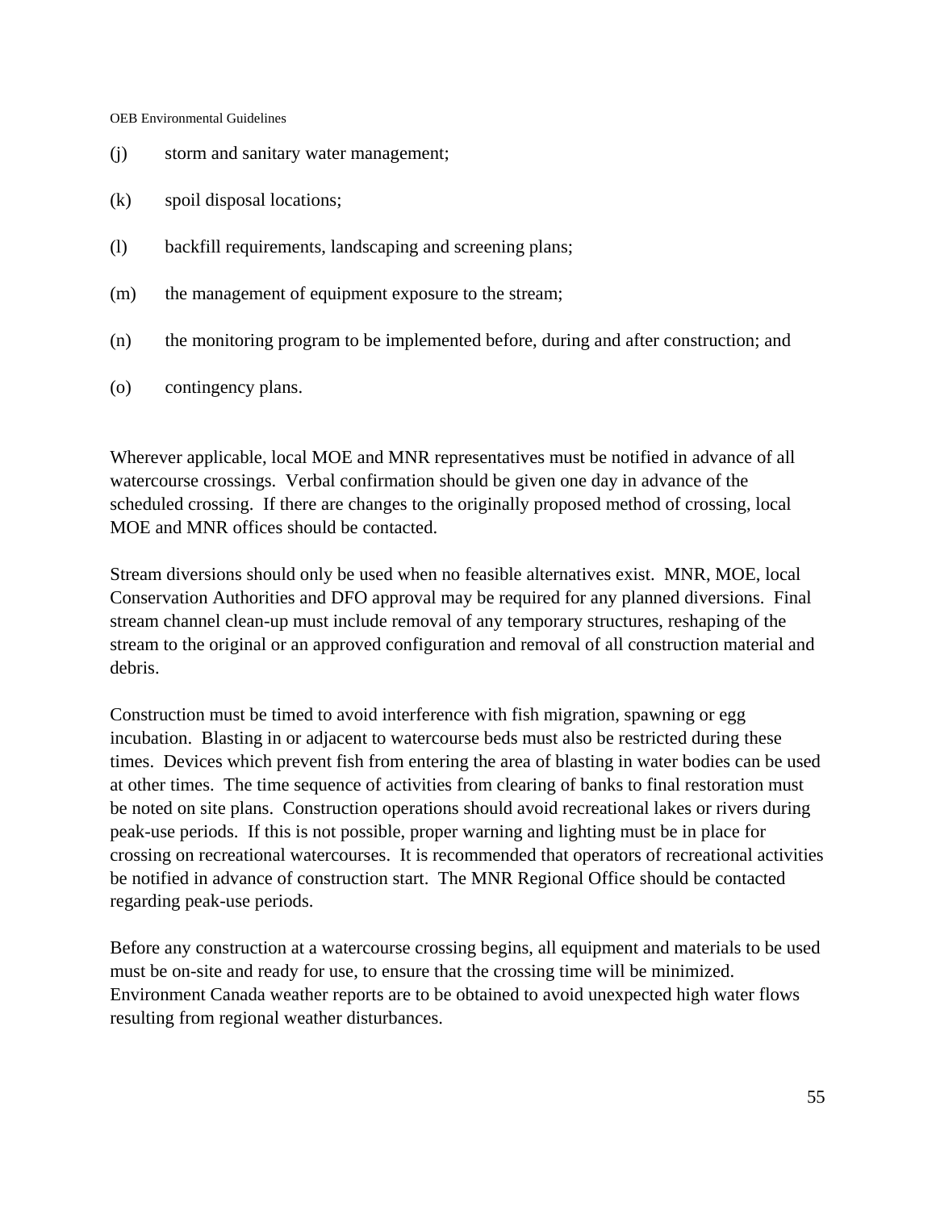(j) storm and sanitary water management;

(k) spoil disposal locations;

(l) backfill requirements, landscaping and screening plans;

(m) the management of equipment exposure to the stream;

(n) the monitoring program to be implemented before, during and after construction; and

(o) contingency plans.

Wherever applicable, local MOE and MNR representatives must be notified in advance of all watercourse crossings. Verbal confirmation should be given one day in advance of the scheduled crossing. If there are changes to the originally proposed method of crossing, local MOE and MNR offices should be contacted.

Stream diversions should only be used when no feasible alternatives exist. MNR, MOE, local Conservation Authorities and DFO approval may be required for any planned diversions. Final stream channel clean-up must include removal of any temporary structures, reshaping of the stream to the original or an approved configuration and removal of all construction material and debris.

Construction must be timed to avoid interference with fish migration, spawning or egg incubation. Blasting in or adjacent to watercourse beds must also be restricted during these times. Devices which prevent fish from entering the area of blasting in water bodies can be used at other times. The time sequence of activities from clearing of banks to final restoration must be noted on site plans. Construction operations should avoid recreational lakes or rivers during peak-use periods. If this is not possible, proper warning and lighting must be in place for crossing on recreational watercourses. It is recommended that operators of recreational activities be notified in advance of construction start. The MNR Regional Office should be contacted regarding peak-use periods.

Before any construction at a watercourse crossing begins, all equipment and materials to be used must be on-site and ready for use, to ensure that the crossing time will be minimized. Environment Canada weather reports are to be obtained to avoid unexpected high water flows resulting from regional weather disturbances.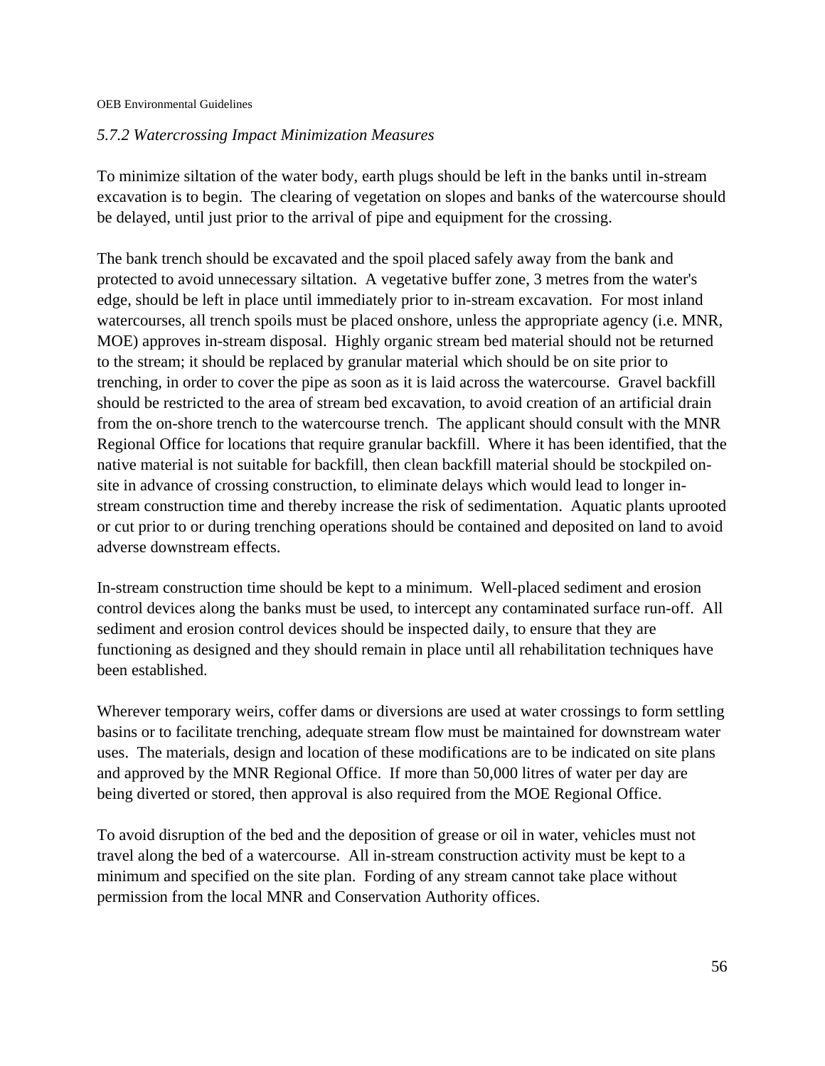### *5.7.2 Watercrossing Impact Minimization Measures*

To minimize siltation of the water body, earth plugs should be left in the banks until in-stream excavation is to begin. The clearing of vegetation on slopes and banks of the watercourse should be delayed, until just prior to the arrival of pipe and equipment for the crossing.

The bank trench should be excavated and the spoil placed safely away from the bank and protected to avoid unnecessary siltation. A vegetative buffer zone, 3 metres from the water's edge, should be left in place until immediately prior to in-stream excavation. For most inland watercourses, all trench spoils must be placed onshore, unless the appropriate agency (i.e. MNR, MOE) approves in-stream disposal. Highly organic stream bed material should not be returned to the stream; it should be replaced by granular material which should be on site prior to trenching, in order to cover the pipe as soon as it is laid across the watercourse. Gravel backfill should be restricted to the area of stream bed excavation, to avoid creation of an artificial drain from the on-shore trench to the watercourse trench. The applicant should consult with the MNR Regional Office for locations that require granular backfill. Where it has been identified, that the native material is not suitable for backfill, then clean backfill material should be stockpiled on-site in advance of crossing construction, to eliminate delays which would lead to longer in-stream construction time and thereby increase the risk of sedimentation. Aquatic plants uprooted or cut prior to or during trenching operations should be contained and deposited on land to avoid adverse downstream effects.

In-stream construction time should be kept to a minimum. Well-placed sediment and erosion control devices along the banks must be used, to intercept any contaminated surface run-off. All sediment and erosion control devices should be inspected daily, to ensure that they are functioning as designed and they should remain in place until all rehabilitation techniques have been established.

Wherever temporary weirs, coffer dams or diversions are used at water crossings to form settling basins or to facilitate trenching, adequate stream flow must be maintained for downstream water uses. The materials, design and location of these modifications are to be indicated on site plans and approved by the MNR Regional Office. If more than 50,000 litres of water per day are being diverted or stored, then approval is also required from the MOE Regional Office.

To avoid disruption of the bed and the deposition of grease or oil in water, vehicles must not travel along the bed of a watercourse. All in-stream construction activity must be kept to a minimum and specified on the site plan. Fording of any stream cannot take place without permission from the local MNR and Conservation Authority offices.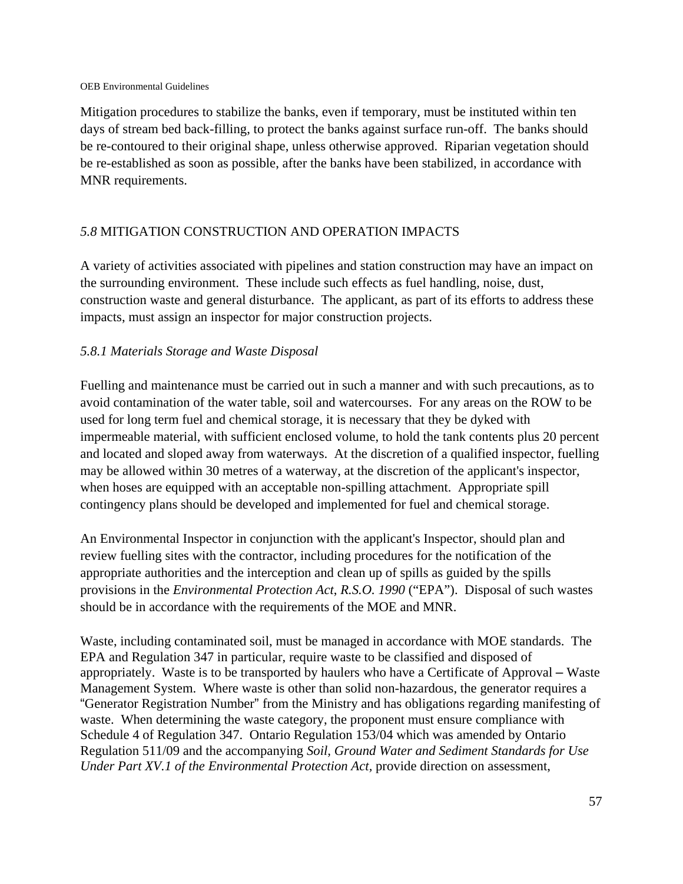Mitigation procedures to stabilize the banks, even if temporary, must be instituted within ten days of stream bed back-filling, to protect the banks against surface run-off. The banks should be re-contoured to their original shape, unless otherwise approved. Riparian vegetation should be re-established as soon as possible, after the banks have been stabilized, in accordance with MNR requirements.

## *5.8* MITIGATION CONSTRUCTION AND OPERATION IMPACTS

A variety of activities associated with pipelines and station construction may have an impact on the surrounding environment. These include such effects as fuel handling, noise, dust, construction waste and general disturbance. The applicant, as part of its efforts to address these impacts, must assign an inspector for major construction projects.

### *5.8.1 Materials Storage and Waste Disposal*

Fuelling and maintenance must be carried out in such a manner and with such precautions, as to avoid contamination of the water table, soil and watercourses. For any areas on the ROW to be used for long term fuel and chemical storage, it is necessary that they be dyked with impermeable material, with sufficient enclosed volume, to hold the tank contents plus 20 percent and located and sloped away from waterways. At the discretion of a qualified inspector, fuelling may be allowed within 30 metres of a waterway, at the discretion of the applicant's inspector, when hoses are equipped with an acceptable non-spilling attachment. Appropriate spill contingency plans should be developed and implemented for fuel and chemical storage.

An Environmental Inspector in conjunction with the applicant's Inspector, should plan and review fuelling sites with the contractor, including procedures for the notification of the appropriate authorities and the interception and clean up of spills as guided by the spills provisions in the *Environmental Protection Act, R.S.O. 1990* ("EPA"). Disposal of such wastes should be in accordance with the requirements of the MOE and MNR.

Waste, including contaminated soil, must be managed in accordance with MOE standards. The EPA and Regulation 347 in particular, require waste to be classified and disposed of appropriately. Waste is to be transported by haulers who have a Certificate of Approval – Waste Management System. Where waste is other than solid non-hazardous, the generator requires a "Generator Registration Number" from the Ministry and has obligations regarding manifesting of waste. When determining the waste category, the proponent must ensure compliance with Schedule 4 of Regulation 347. Ontario Regulation 153/04 which was amended by Ontario Regulation 511/09 and the accompanying *Soil, Ground Water and Sediment Standards for Use Under Part XV.1 of the Environmental Protection Act*, provide direction on assessment,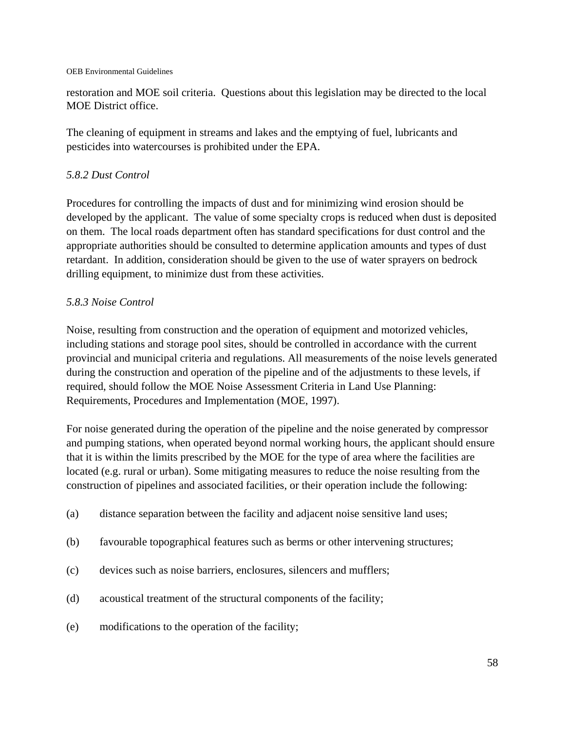restoration and MOE soil criteria. Questions about this legislation may be directed to the local MOE District office.

The cleaning of equipment in streams and lakes and the emptying of fuel, lubricants and pesticides into watercourses is prohibited under the EPA.

*5.8.2 Dust Control*

Procedures for controlling the impacts of dust and for minimizing wind erosion should be developed by the applicant. The value of some specialty crops is reduced when dust is deposited on them. The local roads department often has standard specifications for dust control and the appropriate authorities should be consulted to determine application amounts and types of dust retardant. In addition, consideration should be given to the use of water sprayers on bedrock drilling equipment, to minimize dust from these activities.

*5.8.3 Noise Control*

Noise, resulting from construction and the operation of equipment and motorized vehicles, including stations and storage pool sites, should be controlled in accordance with the current provincial and municipal criteria and regulations. All measurements of the noise levels generated during the construction and operation of the pipeline and of the adjustments to these levels, if required, should follow the MOE Noise Assessment Criteria in Land Use Planning: Requirements, Procedures and Implementation (MOE, 1997).

For noise generated during the operation of the pipeline and the noise generated by compressor and pumping stations, when operated beyond normal working hours, the applicant should ensure that it is within the limits prescribed by the MOE for the type of area where the facilities are located (e.g. rural or urban). Some mitigating measures to reduce the noise resulting from the construction of pipelines and associated facilities, or their operation include the following:

(a) distance separation between the facility and adjacent noise sensitive land uses;

(b) favourable topographical features such as berms or other intervening structures;

(c) devices such as noise barriers, enclosures, silencers and mufflers;

(d) acoustical treatment of the structural components of the facility;

(e) modifications to the operation of the facility;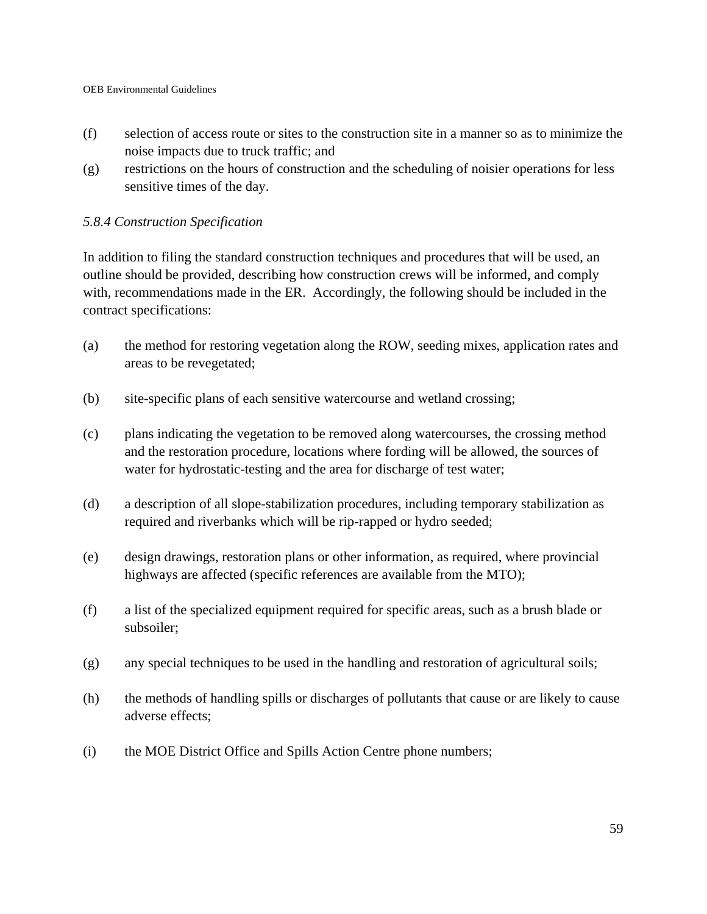(f) selection of access route or sites to the construction site in a manner so as to minimize the noise impacts due to truck traffic; and

(g) restrictions on the hours of construction and the scheduling of noisier operations for less sensitive times of the day.

*5.8.4 Construction Specification*

In addition to filing the standard construction techniques and procedures that will be used, an outline should be provided, describing how construction crews will be informed, and comply with, recommendations made in the ER. Accordingly, the following should be included in the contract specifications:

(a) the method for restoring vegetation along the ROW, seeding mixes, application rates and areas to be revegetated;

(b) site-specific plans of each sensitive watercourse and wetland crossing;

(c) plans indicating the vegetation to be removed along watercourses, the crossing method and the restoration procedure, locations where fording will be allowed, the sources of water for hydrostatic-testing and the area for discharge of test water;

(d) a description of all slope-stabilization procedures, including temporary stabilization as required and riverbanks which will be rip-rapped or hydro seeded;

(e) design drawings, restoration plans or other information, as required, where provincial highways are affected (specific references are available from the MTO);

(f) a list of the specialized equipment required for specific areas, such as a brush blade or subsoiler;

(g) any special techniques to be used in the handling and restoration of agricultural soils;

(h) the methods of handling spills or discharges of pollutants that cause or are likely to cause adverse effects;

(i) the MOE District Office and Spills Action Centre phone numbers;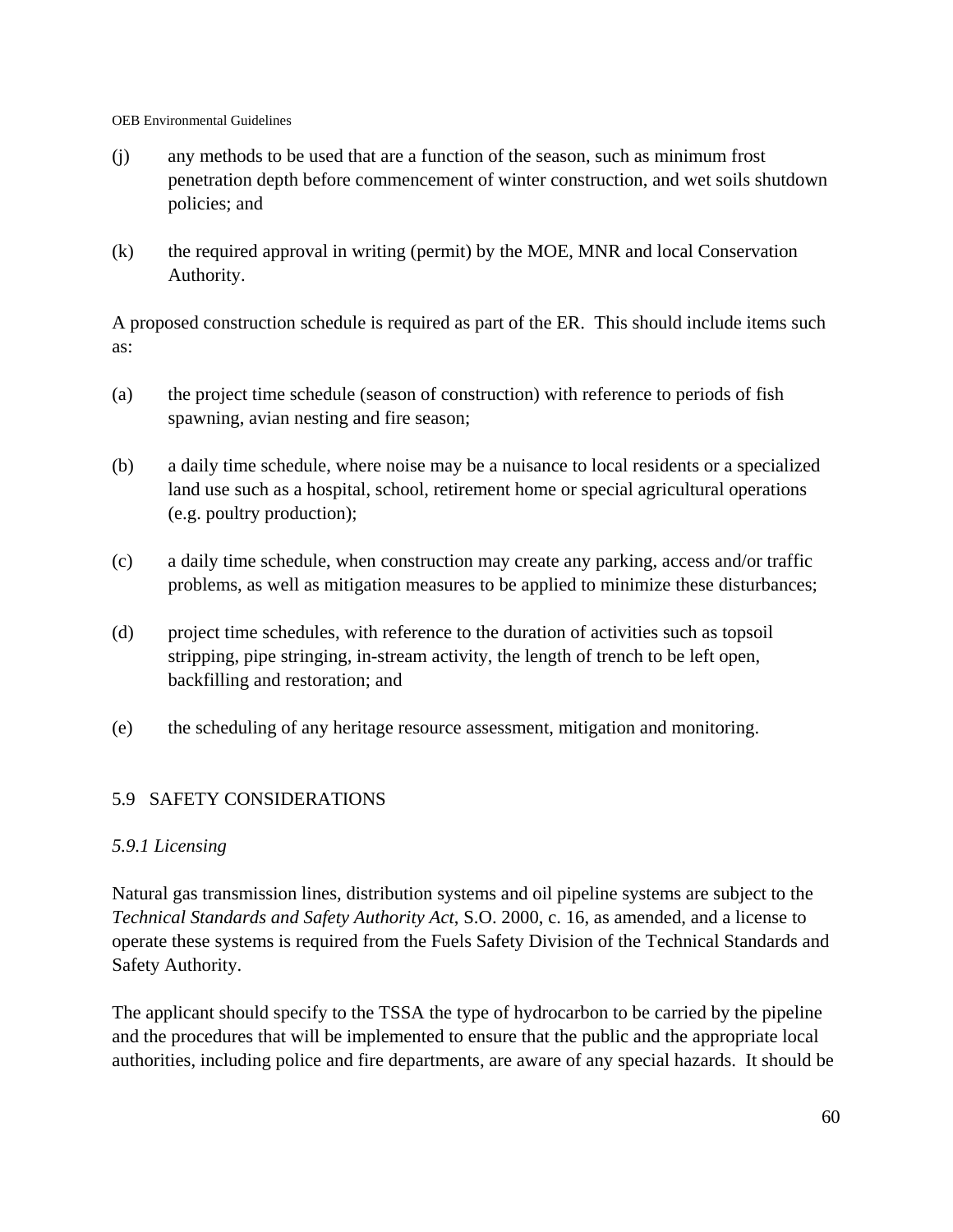(j) any methods to be used that are a function of the season, such as minimum frost penetration depth before commencement of winter construction, and wet soils shutdown policies; and

(k) the required approval in writing (permit) by the MOE, MNR and local Conservation Authority.

A proposed construction schedule is required as part of the ER. This should include items such as:

(a) the project time schedule (season of construction) with reference to periods of fish spawning, avian nesting and fire season;

(b) a daily time schedule, where noise may be a nuisance to local residents or a specialized land use such as a hospital, school, retirement home or special agricultural operations (e.g. poultry production);

(c) a daily time schedule, when construction may create any parking, access and/or traffic problems, as well as mitigation measures to be applied to minimize these disturbances;

(d) project time schedules, with reference to the duration of activities such as topsoil stripping, pipe stringing, in-stream activity, the length of trench to be left open, backfilling and restoration; and

(e) the scheduling of any heritage resource assessment, mitigation and monitoring.

## 5.9 SAFETY CONSIDERATIONS

### *5.9.1 Licensing*

Natural gas transmission lines, distribution systems and oil pipeline systems are subject to the *Technical Standards and Safety Authority Act*, S.O. 2000, c. 16, as amended, and a license to operate these systems is required from the Fuels Safety Division of the Technical Standards and Safety Authority.

The applicant should specify to the TSSA the type of hydrocarbon to be carried by the pipeline and the procedures that will be implemented to ensure that the public and the appropriate local authorities, including police and fire departments, are aware of any special hazards. It should be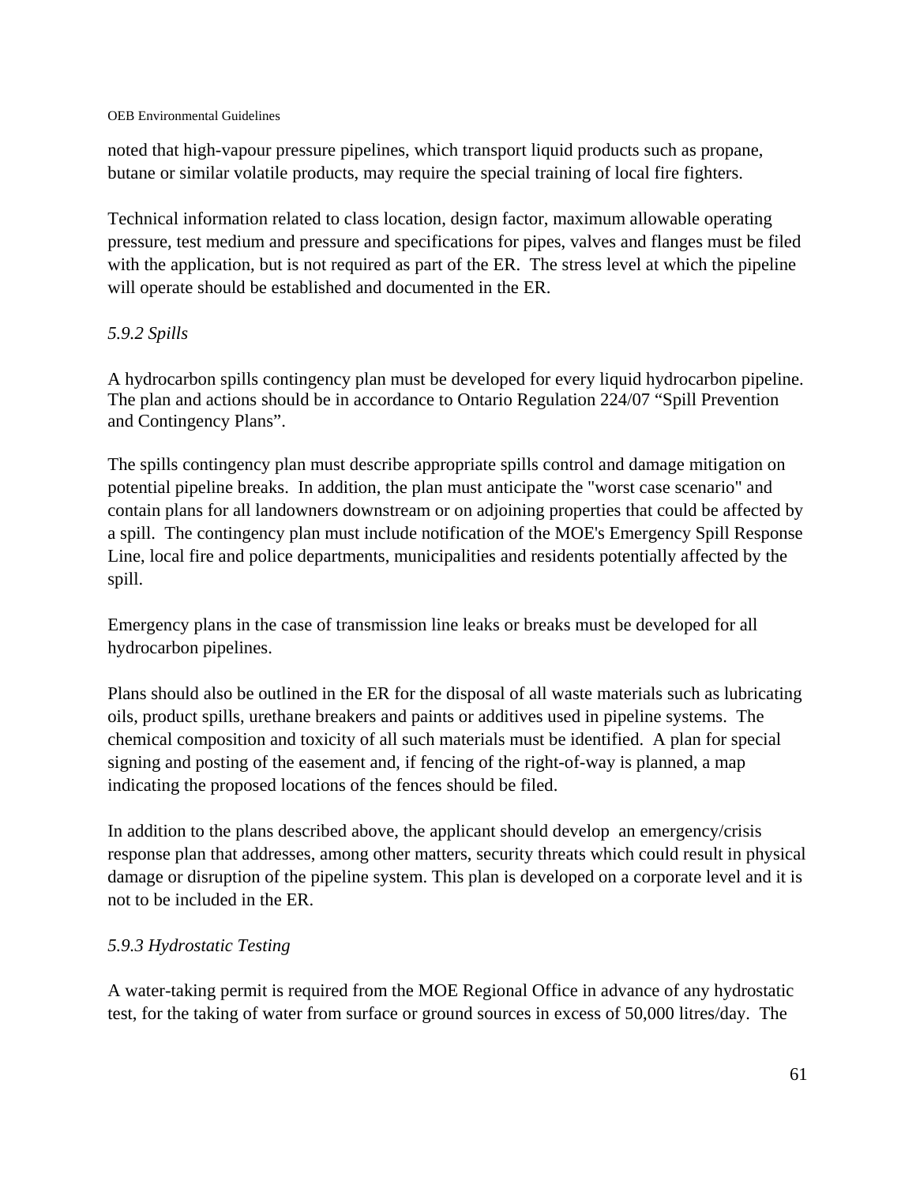noted that high-vapour pressure pipelines, which transport liquid products such as propane, butane or similar volatile products, may require the special training of local fire fighters.

Technical information related to class location, design factor, maximum allowable operating pressure, test medium and pressure and specifications for pipes, valves and flanges must be filed with the application, but is not required as part of the ER. The stress level at which the pipeline will operate should be established and documented in the ER.

*5.9.2 Spills*

A hydrocarbon spills contingency plan must be developed for every liquid hydrocarbon pipeline. The plan and actions should be in accordance to Ontario Regulation 224/07 "Spill Prevention and Contingency Plans".

The spills contingency plan must describe appropriate spills control and damage mitigation on potential pipeline breaks. In addition, the plan must anticipate the "worst case scenario" and contain plans for all landowners downstream or on adjoining properties that could be affected by a spill. The contingency plan must include notification of the MOE's Emergency Spill Response Line, local fire and police departments, municipalities and residents potentially affected by the spill.

Emergency plans in the case of transmission line leaks or breaks must be developed for all hydrocarbon pipelines.

Plans should also be outlined in the ER for the disposal of all waste materials such as lubricating oils, product spills, urethane breakers and paints or additives used in pipeline systems. The chemical composition and toxicity of all such materials must be identified. A plan for special signing and posting of the easement and, if fencing of the right-of-way is planned, a map indicating the proposed locations of the fences should be filed.

In addition to the plans described above, the applicant should develop an emergency/crisis response plan that addresses, among other matters, security threats which could result in physical damage or disruption of the pipeline system. This plan is developed on a corporate level and it is not to be included in the ER.

*5.9.3 Hydrostatic Testing*

A water-taking permit is required from the MOE Regional Office in advance of any hydrostatic test, for the taking of water from surface or ground sources in excess of 50,000 litres/day. The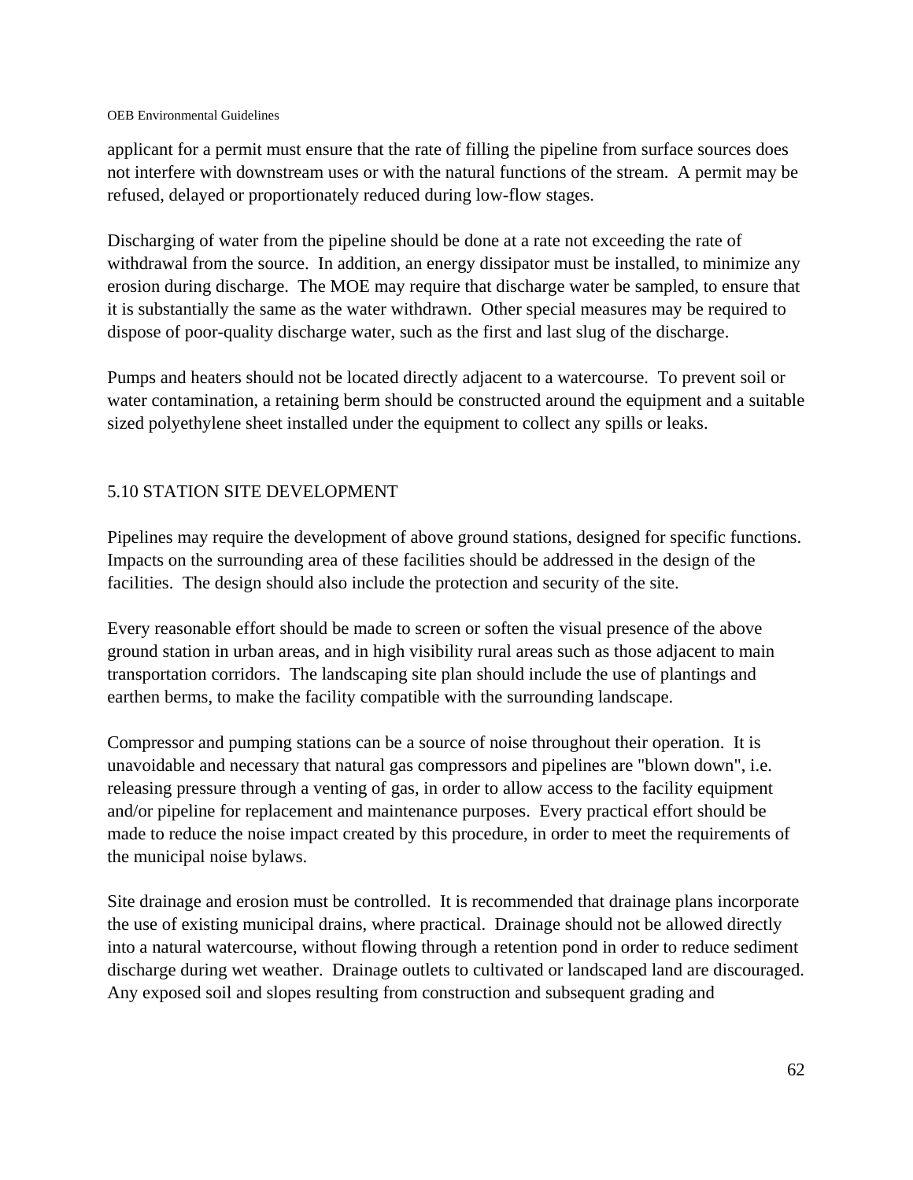applicant for a permit must ensure that the rate of filling the pipeline from surface sources does not interfere with downstream uses or with the natural functions of the stream. A permit may be refused, delayed or proportionately reduced during low-flow stages.

Discharging of water from the pipeline should be done at a rate not exceeding the rate of withdrawal from the source. In addition, an energy dissipator must be installed, to minimize any erosion during discharge. The MOE may require that discharge water be sampled, to ensure that it is substantially the same as the water withdrawn. Other special measures may be required to dispose of poor-quality discharge water, such as the first and last slug of the discharge.

Pumps and heaters should not be located directly adjacent to a watercourse. To prevent soil or water contamination, a retaining berm should be constructed around the equipment and a suitable sized polyethylene sheet installed under the equipment to collect any spills or leaks.

## 5.10 STATION SITE DEVELOPMENT

Pipelines may require the development of above ground stations, designed for specific functions. Impacts on the surrounding area of these facilities should be addressed in the design of the facilities. The design should also include the protection and security of the site.

Every reasonable effort should be made to screen or soften the visual presence of the above ground station in urban areas, and in high visibility rural areas such as those adjacent to main transportation corridors. The landscaping site plan should include the use of plantings and earthen berms, to make the facility compatible with the surrounding landscape.

Compressor and pumping stations can be a source of noise throughout their operation. It is unavoidable and necessary that natural gas compressors and pipelines are "blown down", i.e. releasing pressure through a venting of gas, in order to allow access to the facility equipment and/or pipeline for replacement and maintenance purposes. Every practical effort should be made to reduce the noise impact created by this procedure, in order to meet the requirements of the municipal noise bylaws.

Site drainage and erosion must be controlled. It is recommended that drainage plans incorporate the use of existing municipal drains, where practical. Drainage should not be allowed directly into a natural watercourse, without flowing through a retention pond in order to reduce sediment discharge during wet weather. Drainage outlets to cultivated or landscaped land are discouraged. Any exposed soil and slopes resulting from construction and subsequent grading and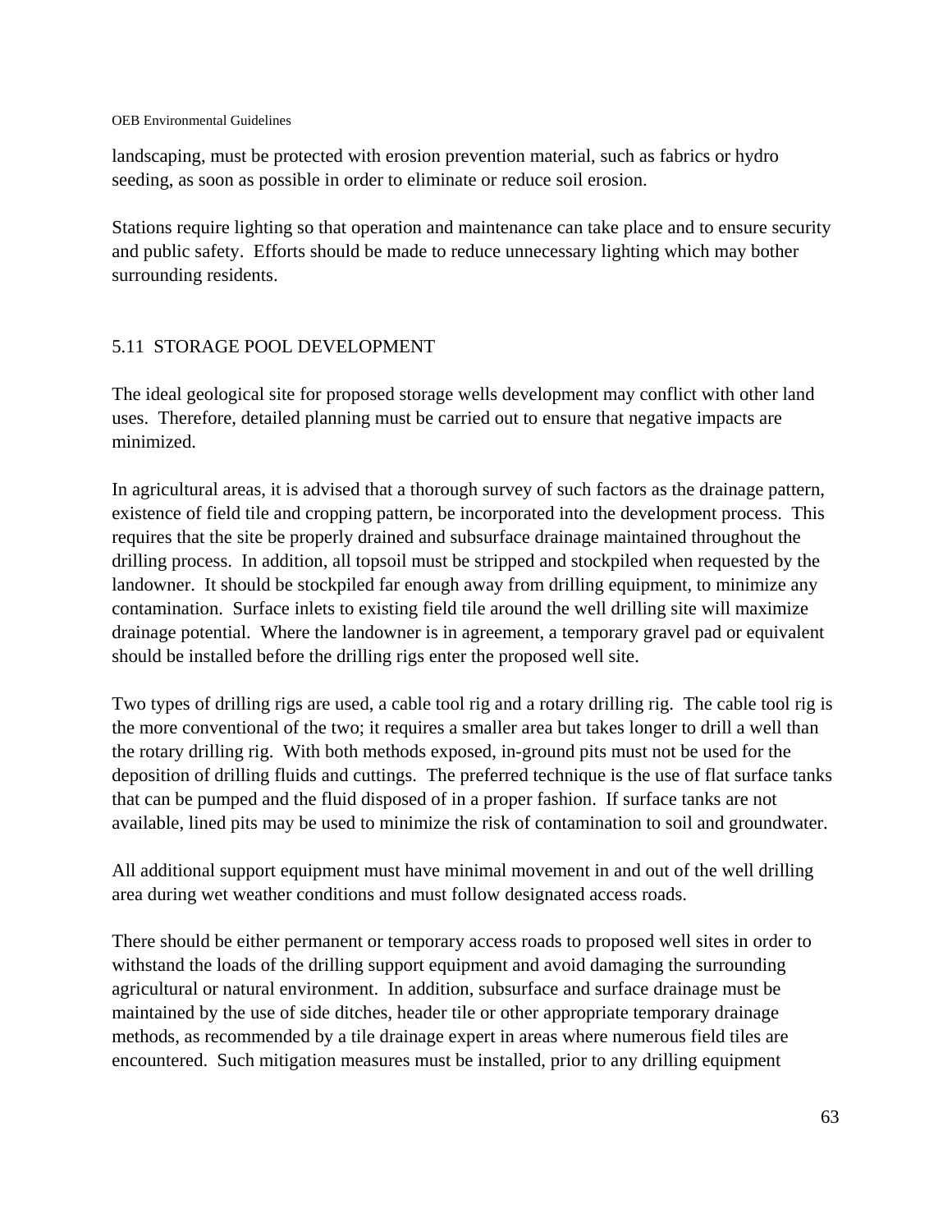landscaping, must be protected with erosion prevention material, such as fabrics or hydro seeding, as soon as possible in order to eliminate or reduce soil erosion.

Stations require lighting so that operation and maintenance can take place and to ensure security and public safety. Efforts should be made to reduce unnecessary lighting which may bother surrounding residents.

## 5.11 STORAGE POOL DEVELOPMENT

The ideal geological site for proposed storage wells development may conflict with other land uses. Therefore, detailed planning must be carried out to ensure that negative impacts are minimized.

In agricultural areas, it is advised that a thorough survey of such factors as the drainage pattern, existence of field tile and cropping pattern, be incorporated into the development process. This requires that the site be properly drained and subsurface drainage maintained throughout the drilling process. In addition, all topsoil must be stripped and stockpiled when requested by the landowner. It should be stockpiled far enough away from drilling equipment, to minimize any contamination. Surface inlets to existing field tile around the well drilling site will maximize drainage potential. Where the landowner is in agreement, a temporary gravel pad or equivalent should be installed before the drilling rigs enter the proposed well site.

Two types of drilling rigs are used, a cable tool rig and a rotary drilling rig. The cable tool rig is the more conventional of the two; it requires a smaller area but takes longer to drill a well than the rotary drilling rig. With both methods exposed, in-ground pits must not be used for the deposition of drilling fluids and cuttings. The preferred technique is the use of flat surface tanks that can be pumped and the fluid disposed of in a proper fashion. If surface tanks are not available, lined pits may be used to minimize the risk of contamination to soil and groundwater.

All additional support equipment must have minimal movement in and out of the well drilling area during wet weather conditions and must follow designated access roads.

There should be either permanent or temporary access roads to proposed well sites in order to withstand the loads of the drilling support equipment and avoid damaging the surrounding agricultural or natural environment. In addition, subsurface and surface drainage must be maintained by the use of side ditches, header tile or other appropriate temporary drainage methods, as recommended by a tile drainage expert in areas where numerous field tiles are encountered. Such mitigation measures must be installed, prior to any drilling equipment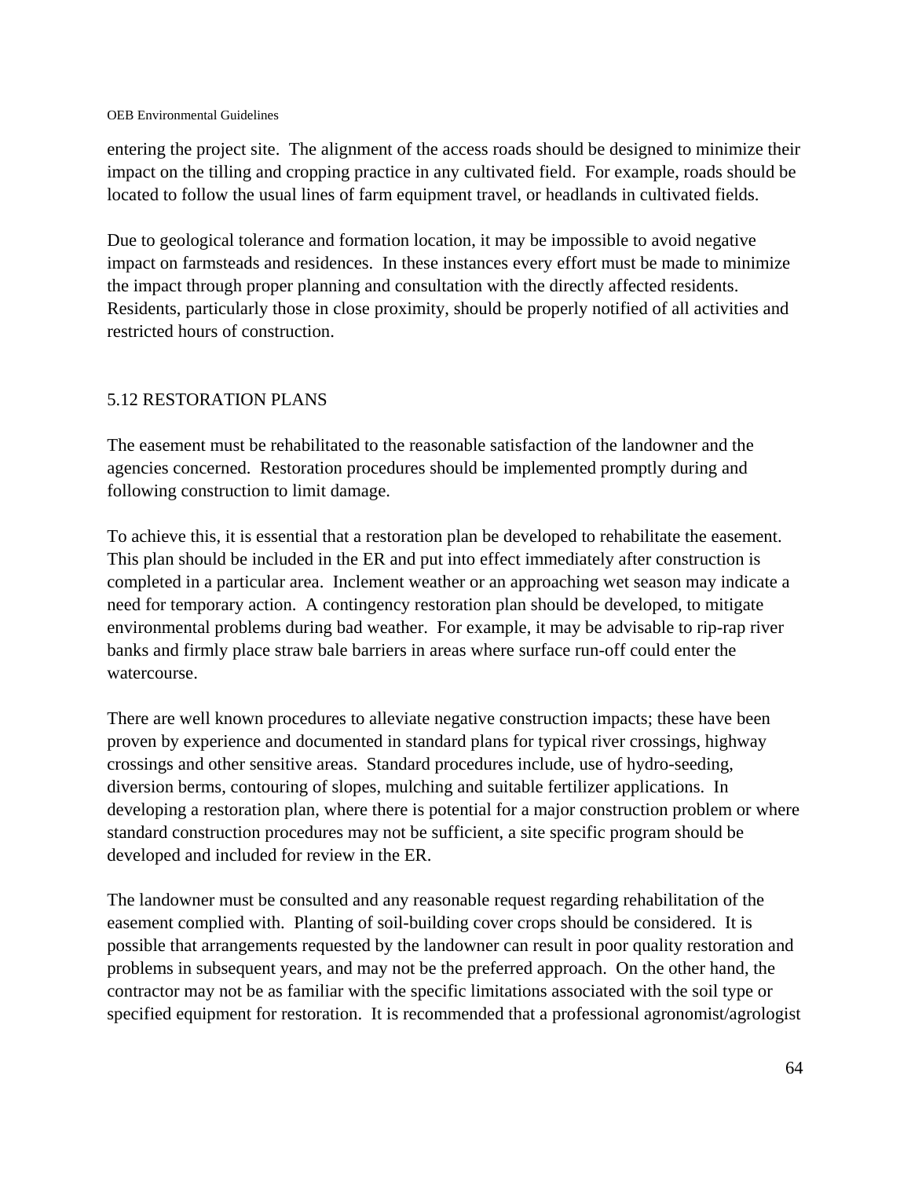entering the project site. The alignment of the access roads should be designed to minimize their impact on the tilling and cropping practice in any cultivated field. For example, roads should be located to follow the usual lines of farm equipment travel, or headlands in cultivated fields.

Due to geological tolerance and formation location, it may be impossible to avoid negative impact on farmsteads and residences. In these instances every effort must be made to minimize the impact through proper planning and consultation with the directly affected residents. Residents, particularly those in close proximity, should be properly notified of all activities and restricted hours of construction.

## 5.12 RESTORATION PLANS

The easement must be rehabilitated to the reasonable satisfaction of the landowner and the agencies concerned. Restoration procedures should be implemented promptly during and following construction to limit damage.

To achieve this, it is essential that a restoration plan be developed to rehabilitate the easement. This plan should be included in the ER and put into effect immediately after construction is completed in a particular area. Inclement weather or an approaching wet season may indicate a need for temporary action. A contingency restoration plan should be developed, to mitigate environmental problems during bad weather. For example, it may be advisable to rip-rap river banks and firmly place straw bale barriers in areas where surface run-off could enter the watercourse.

There are well known procedures to alleviate negative construction impacts; these have been proven by experience and documented in standard plans for typical river crossings, highway crossings and other sensitive areas. Standard procedures include, use of hydro-seeding, diversion berms, contouring of slopes, mulching and suitable fertilizer applications. In developing a restoration plan, where there is potential for a major construction problem or where standard construction procedures may not be sufficient, a site specific program should be developed and included for review in the ER.

The landowner must be consulted and any reasonable request regarding rehabilitation of the easement complied with. Planting of soil-building cover crops should be considered. It is possible that arrangements requested by the landowner can result in poor quality restoration and problems in subsequent years, and may not be the preferred approach. On the other hand, the contractor may not be as familiar with the specific limitations associated with the soil type or specified equipment for restoration. It is recommended that a professional agronomist/agrologist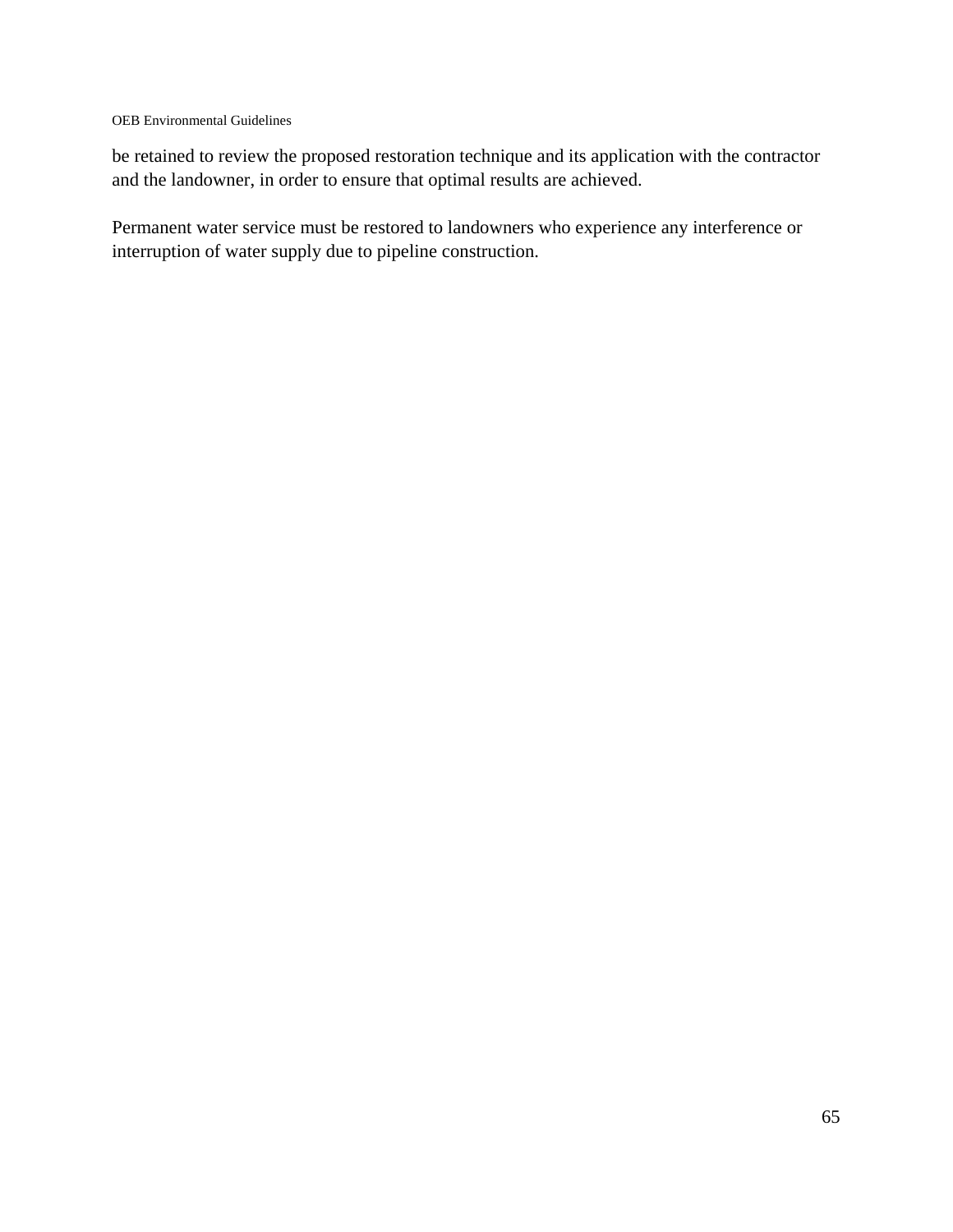be retained to review the proposed restoration technique and its application with the contractor and the landowner, in order to ensure that optimal results are achieved.

Permanent water service must be restored to landowners who experience any interference or interruption of water supply due to pipeline construction.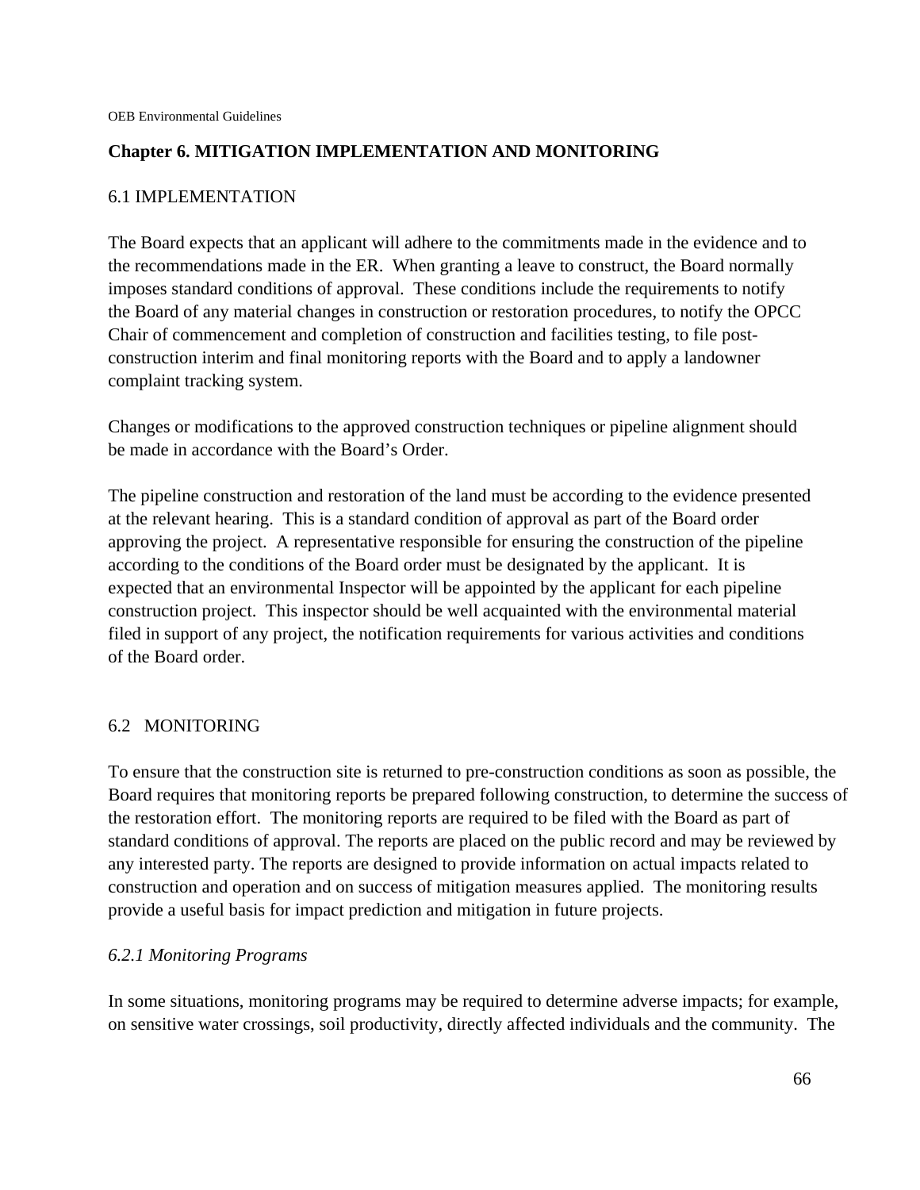## Chapter 6. MITIGATION IMPLEMENTATION AND MONITORING

### 6.1 IMPLEMENTATION

The Board expects that an applicant will adhere to the commitments made in the evidence and to the recommendations made in the ER. When granting a leave to construct, the Board normally imposes standard conditions of approval. These conditions include the requirements to notify the Board of any material changes in construction or restoration procedures, to notify the OPCC Chair of commencement and completion of construction and facilities testing, to file post-construction interim and final monitoring reports with the Board and to apply a landowner complaint tracking system.

Changes or modifications to the approved construction techniques or pipeline alignment should be made in accordance with the Board's Order.

The pipeline construction and restoration of the land must be according to the evidence presented at the relevant hearing. This is a standard condition of approval as part of the Board order approving the project. A representative responsible for ensuring the construction of the pipeline according to the conditions of the Board order must be designated by the applicant. It is expected that an environmental Inspector will be appointed by the applicant for each pipeline construction project. This inspector should be well acquainted with the environmental material filed in support of any project, the notification requirements for various activities and conditions of the Board order.

### 6.2 MONITORING

To ensure that the construction site is returned to pre-construction conditions as soon as possible, the Board requires that monitoring reports be prepared following construction, to determine the success of the restoration effort. The monitoring reports are required to be filed with the Board as part of standard conditions of approval. The reports are placed on the public record and may be reviewed by any interested party. The reports are designed to provide information on actual impacts related to construction and operation and on success of mitigation measures applied. The monitoring results provide a useful basis for impact prediction and mitigation in future projects.

#### *6.2.1 Monitoring Programs*

In some situations, monitoring programs may be required to determine adverse impacts; for example, on sensitive water crossings, soil productivity, directly affected individuals and the community. The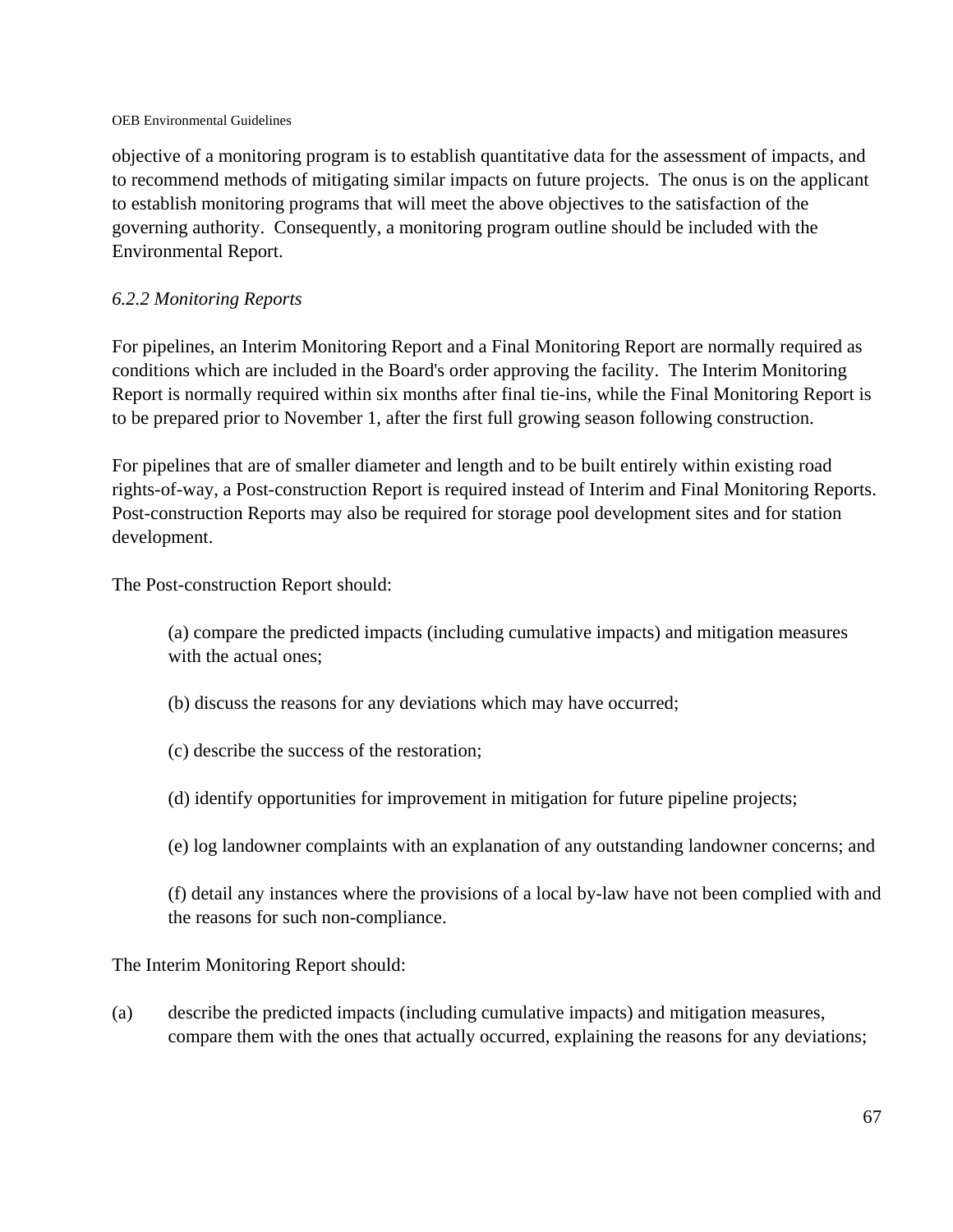objective of a monitoring program is to establish quantitative data for the assessment of impacts, and to recommend methods of mitigating similar impacts on future projects. The onus is on the applicant to establish monitoring programs that will meet the above objectives to the satisfaction of the governing authority. Consequently, a monitoring program outline should be included with the Environmental Report.

### *6.2.2 Monitoring Reports*

For pipelines, an Interim Monitoring Report and a Final Monitoring Report are normally required as conditions which are included in the Board's order approving the facility. The Interim Monitoring Report is normally required within six months after final tie-ins, while the Final Monitoring Report is to be prepared prior to November 1, after the first full growing season following construction.

For pipelines that are of smaller diameter and length and to be built entirely within existing road rights-of-way, a Post-construction Report is required instead of Interim and Final Monitoring Reports. Post-construction Reports may also be required for storage pool development sites and for station development.

The Post-construction Report should:

> (a) compare the predicted impacts (including cumulative impacts) and mitigation measures with the actual ones;
>
> (b) discuss the reasons for any deviations which may have occurred;
>
> (c) describe the success of the restoration;
>
> (d) identify opportunities for improvement in mitigation for future pipeline projects;
>
> (e) log landowner complaints with an explanation of any outstanding landowner concerns; and
>
> (f) detail any instances where the provisions of a local by-law have not been complied with and the reasons for such non-compliance.

The Interim Monitoring Report should:

(a) describe the predicted impacts (including cumulative impacts) and mitigation measures, compare them with the ones that actually occurred, explaining the reasons for any deviations;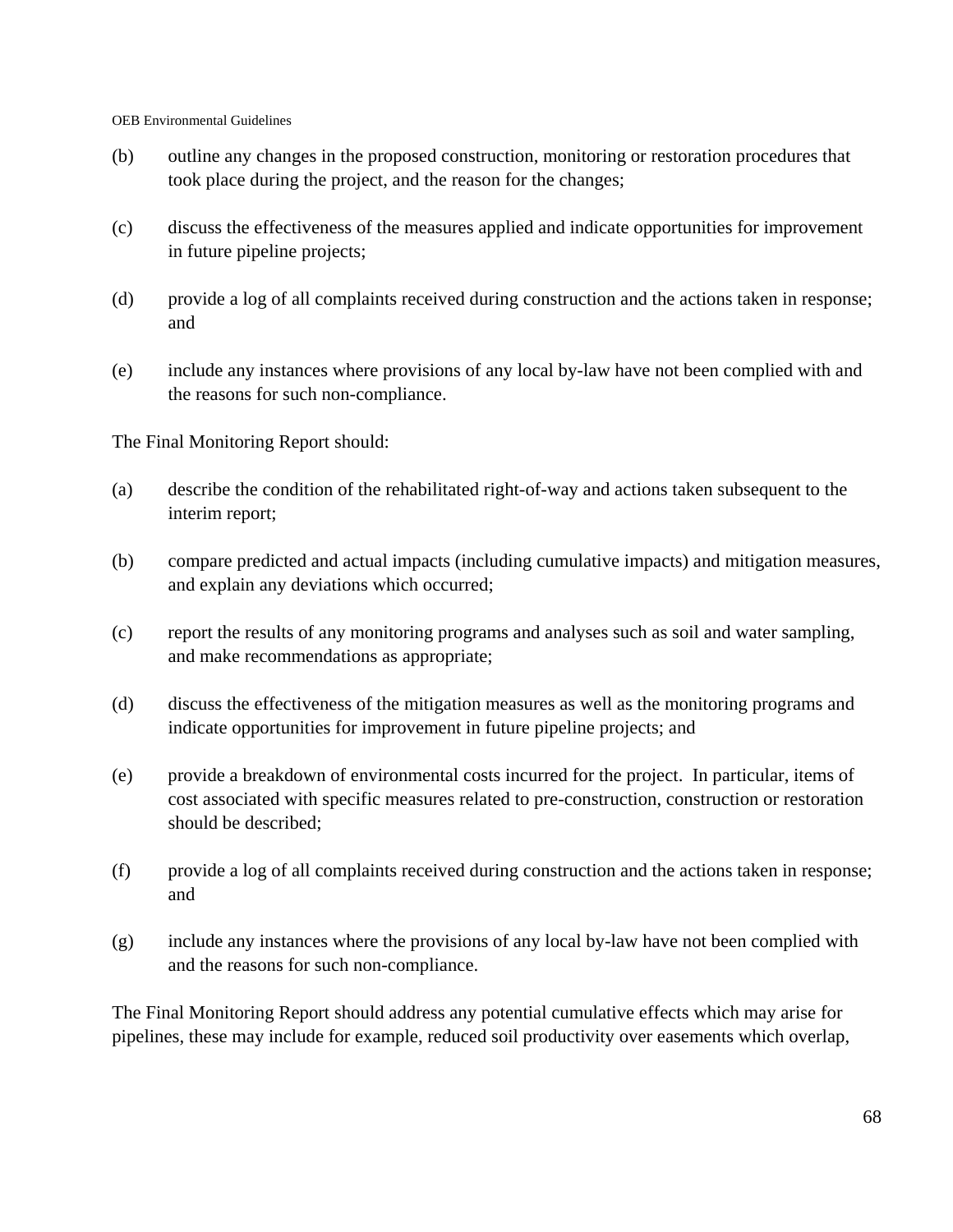(b) outline any changes in the proposed construction, monitoring or restoration procedures that took place during the project, and the reason for the changes;

(c) discuss the effectiveness of the measures applied and indicate opportunities for improvement in future pipeline projects;

(d) provide a log of all complaints received during construction and the actions taken in response; and

(e) include any instances where provisions of any local by-law have not been complied with and the reasons for such non-compliance.

The Final Monitoring Report should:

(a) describe the condition of the rehabilitated right-of-way and actions taken subsequent to the interim report;

(b) compare predicted and actual impacts (including cumulative impacts) and mitigation measures, and explain any deviations which occurred;

(c) report the results of any monitoring programs and analyses such as soil and water sampling, and make recommendations as appropriate;

(d) discuss the effectiveness of the mitigation measures as well as the monitoring programs and indicate opportunities for improvement in future pipeline projects; and

(e) provide a breakdown of environmental costs incurred for the project. In particular, items of cost associated with specific measures related to pre-construction, construction or restoration should be described;

(f) provide a log of all complaints received during construction and the actions taken in response; and

(g) include any instances where the provisions of any local by-law have not been complied with and the reasons for such non-compliance.

The Final Monitoring Report should address any potential cumulative effects which may arise for pipelines, these may include for example, reduced soil productivity over easements which overlap,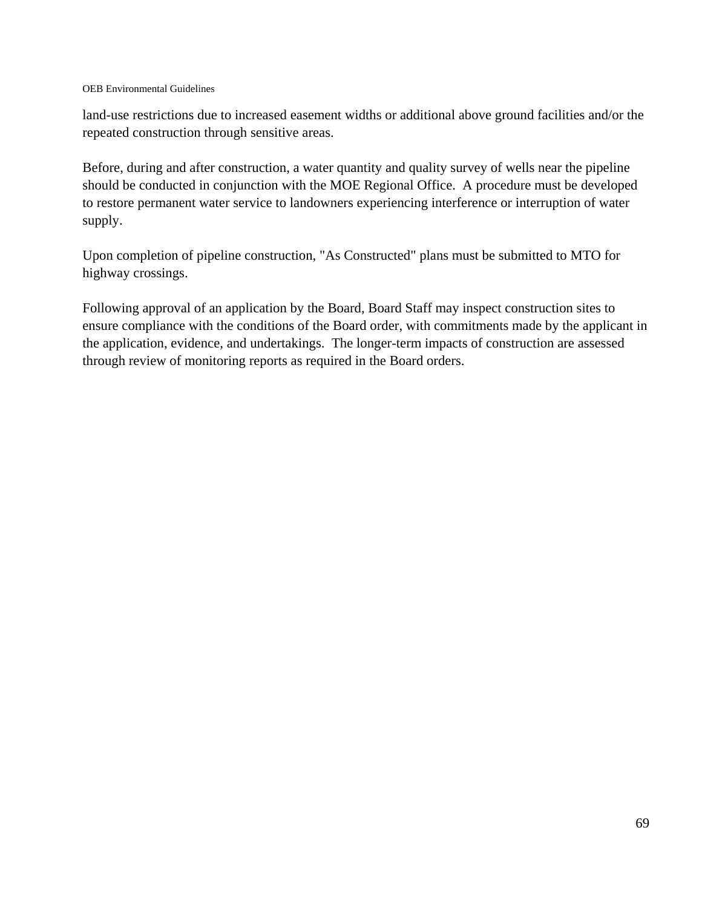land-use restrictions due to increased easement widths or additional above ground facilities and/or the repeated construction through sensitive areas.

Before, during and after construction, a water quantity and quality survey of wells near the pipeline should be conducted in conjunction with the MOE Regional Office. A procedure must be developed to restore permanent water service to landowners experiencing interference or interruption of water supply.

Upon completion of pipeline construction, "As Constructed" plans must be submitted to MTO for highway crossings.

Following approval of an application by the Board, Board Staff may inspect construction sites to ensure compliance with the conditions of the Board order, with commitments made by the applicant in the application, evidence, and undertakings. The longer-term impacts of construction are assessed through review of monitoring reports as required in the Board orders.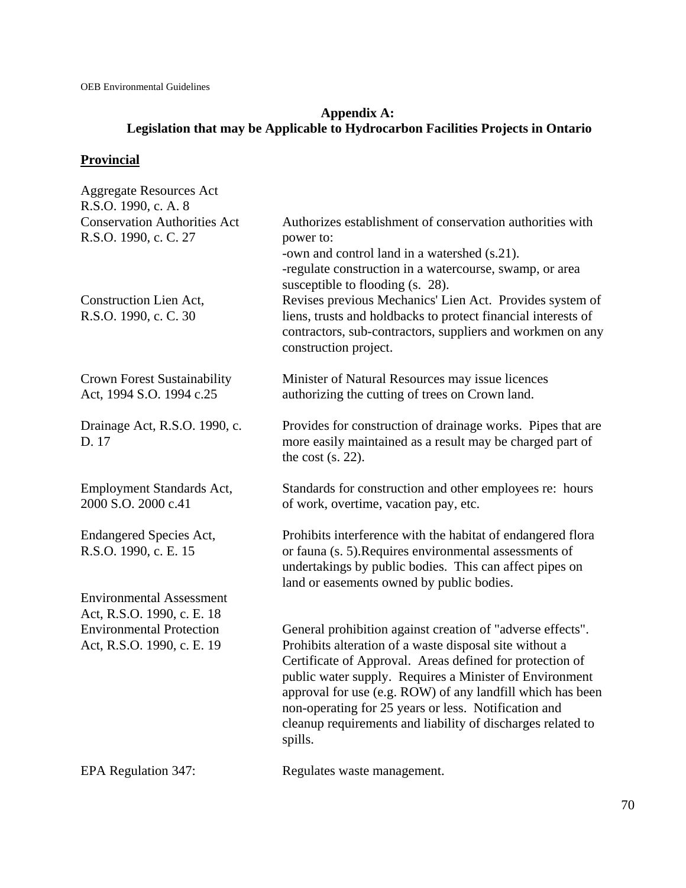## Appendix A:
## Legislation that may be Applicable to Hydrocarbon Facilities Projects in Ontario

### Provincial

| Legislation | Description |
|---|---|
| Aggregate Resources Act R.S.O. 1990, c. A. 8 | |
| Conservation Authorities Act R.S.O. 1990, c. C. 27 | Authorizes establishment of conservation authorities with power to:<br>-own and control land in a watershed (s.21).<br>-regulate construction in a watercourse, swamp, or area susceptible to flooding (s. 28). |
| Construction Lien Act, R.S.O. 1990, c. C. 30 | Revises previous Mechanics' Lien Act. Provides system of liens, trusts and holdbacks to protect financial interests of contractors, sub-contractors, suppliers and workmen on any construction project. |
| Crown Forest Sustainability Act, 1994 S.O. 1994 c.25 | Minister of Natural Resources may issue licences authorizing the cutting of trees on Crown land. |
| Drainage Act, R.S.O. 1990, c. D. 17 | Provides for construction of drainage works. Pipes that are more easily maintained as a result may be charged part of the cost (s. 22). |
| Employment Standards Act, 2000 S.O. 2000 c.41 | Standards for construction and other employees re: hours of work, overtime, vacation pay, etc. |
| Endangered Species Act, R.S.O. 1990, c. E. 15 | Prohibits interference with the habitat of endangered flora or fauna (s. 5).Requires environmental assessments of undertakings by public bodies. This can affect pipes on land or easements owned by public bodies. |
| Environmental Assessment Act, R.S.O. 1990, c. E. 18 | |
| Environmental Protection Act, R.S.O. 1990, c. E. 19 | General prohibition against creation of "adverse effects". Prohibits alteration of a waste disposal site without a Certificate of Approval. Areas defined for protection of public water supply. Requires a Minister of Environment approval for use (e.g. ROW) of any landfill which has been non-operating for 25 years or less. Notification and cleanup requirements and liability of discharges related to spills. |
| EPA Regulation 347: | Regulates waste management. |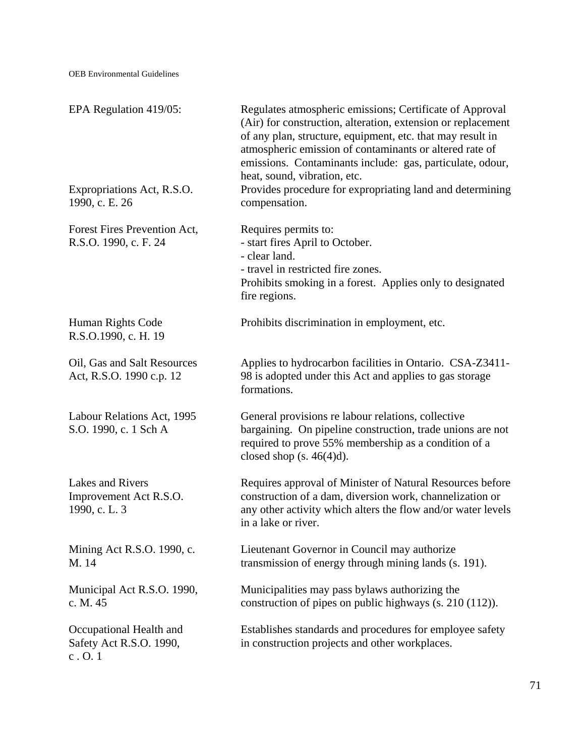| | |
|---|---|
| EPA Regulation 419/05: | Regulates atmospheric emissions; Certificate of Approval (Air) for construction, alteration, extension or replacement of any plan, structure, equipment, etc. that may result in atmospheric emission of contaminants or altered rate of emissions. Contaminants include: gas, particulate, odour, heat, sound, vibration, etc. |
| Expropriations Act, R.S.O. 1990, c. E. 26 | Provides procedure for expropriating land and determining compensation. |
| Forest Fires Prevention Act, R.S.O. 1990, c. F. 24 | Requires permits to:<br>- start fires April to October.<br>- clear land.<br>- travel in restricted fire zones.<br>Prohibits smoking in a forest. Applies only to designated fire regions. |
| Human Rights Code R.S.O.1990, c. H. 19 | Prohibits discrimination in employment, etc. |
| Oil, Gas and Salt Resources Act, R.S.O. 1990 c.p. 12 | Applies to hydrocarbon facilities in Ontario. CSA-Z3411-98 is adopted under this Act and applies to gas storage formations. |
| Labour Relations Act, 1995 S.O. 1990, c. 1 Sch A | General provisions re labour relations, collective bargaining. On pipeline construction, trade unions are not required to prove 55% membership as a condition of a closed shop (s. 46(4)d). |
| Lakes and Rivers Improvement Act R.S.O. 1990, c. L. 3 | Requires approval of Minister of Natural Resources before construction of a dam, diversion work, channelization or any other activity which alters the flow and/or water levels in a lake or river. |
| Mining Act R.S.O. 1990, c. M. 14 | Lieutenant Governor in Council may authorize transmission of energy through mining lands (s. 191). |
| Municipal Act R.S.O. 1990, c. M. 45 | Municipalities may pass bylaws authorizing the construction of pipes on public highways (s. 210 (112)). |
| Occupational Health and Safety Act R.S.O. 1990, c . O. 1 | Establishes standards and procedures for employee safety in construction projects and other workplaces. |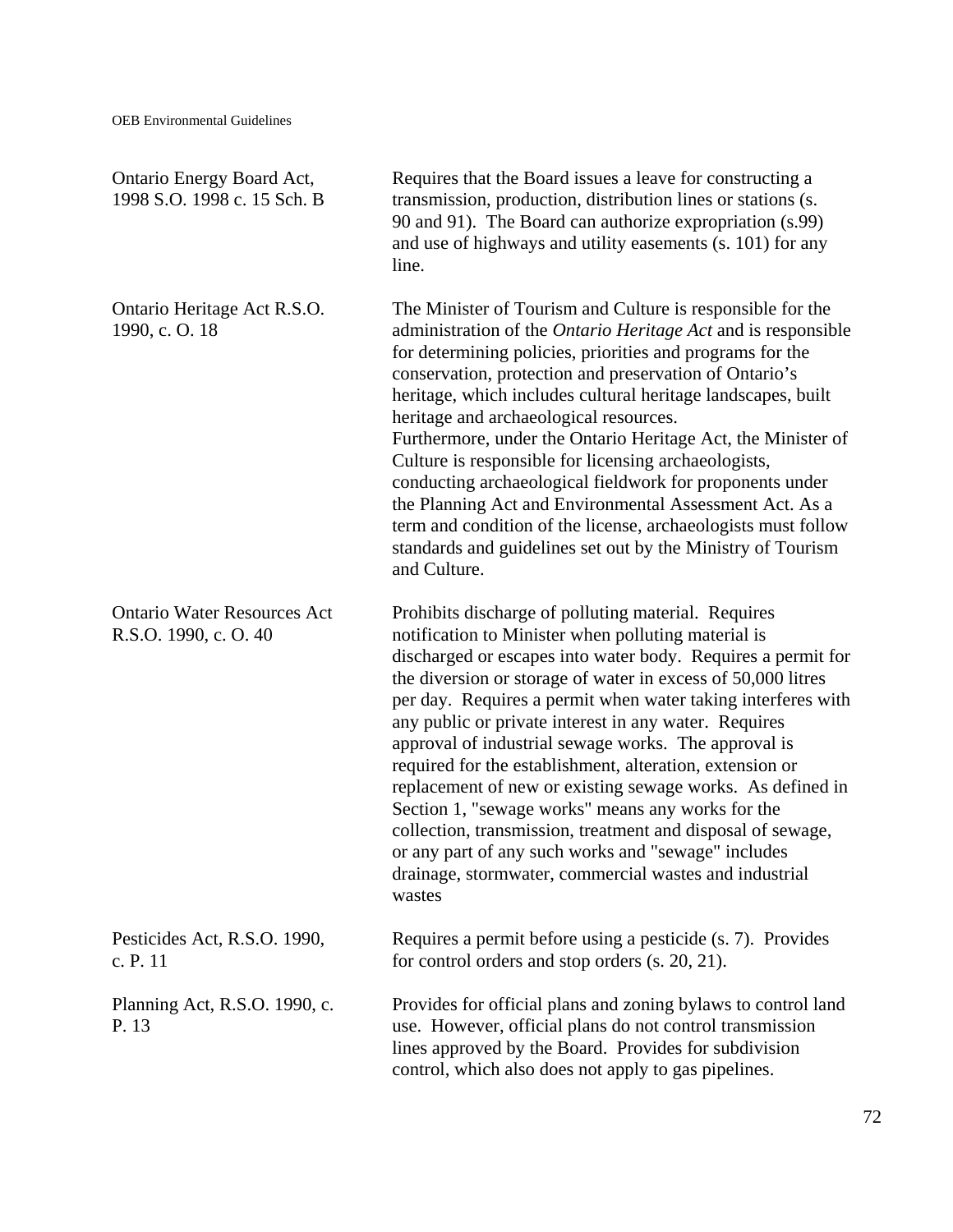| | |
|---|---|
| Ontario Energy Board Act, 1998 S.O. 1998 c. 15 Sch. B | Requires that the Board issues a leave for constructing a transmission, production, distribution lines or stations (s. 90 and 91). The Board can authorize expropriation (s.99) and use of highways and utility easements (s. 101) for any line. |
| Ontario Heritage Act R.S.O. 1990, c. O. 18 | The Minister of Tourism and Culture is responsible for the administration of the *Ontario Heritage Act* and is responsible for determining policies, priorities and programs for the conservation, protection and preservation of Ontario's heritage, which includes cultural heritage landscapes, built heritage and archaeological resources.<br>Furthermore, under the Ontario Heritage Act, the Minister of Culture is responsible for licensing archaeologists, conducting archaeological fieldwork for proponents under the Planning Act and Environmental Assessment Act. As a term and condition of the license, archaeologists must follow standards and guidelines set out by the Ministry of Tourism and Culture. |
| Ontario Water Resources Act R.S.O. 1990, c. O. 40 | Prohibits discharge of polluting material. Requires notification to Minister when polluting material is discharged or escapes into water body. Requires a permit for the diversion or storage of water in excess of 50,000 litres per day. Requires a permit when water taking interferes with any public or private interest in any water. Requires approval of industrial sewage works. The approval is required for the establishment, alteration, extension or replacement of new or existing sewage works. As defined in Section 1, "sewage works" means any works for the collection, transmission, treatment and disposal of sewage, or any part of any such works and "sewage" includes drainage, stormwater, commercial wastes and industrial wastes |
| Pesticides Act, R.S.O. 1990, c. P. 11 | Requires a permit before using a pesticide (s. 7). Provides for control orders and stop orders (s. 20, 21). |
| Planning Act, R.S.O. 1990, c. P. 13 | Provides for official plans and zoning bylaws to control land use. However, official plans do not control transmission lines approved by the Board. Provides for subdivision control, which also does not apply to gas pipelines. |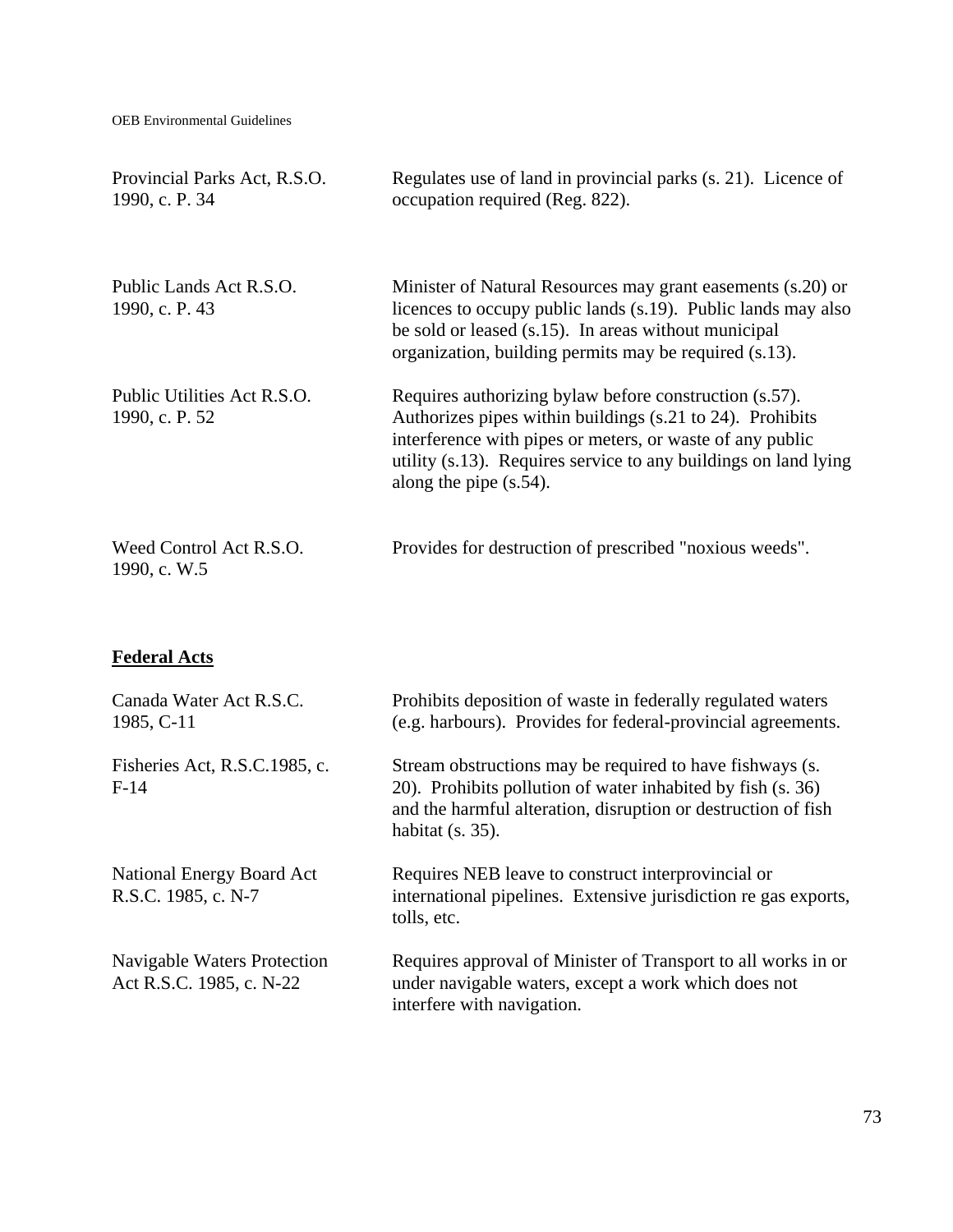| | |
|---|---|
| Provincial Parks Act, R.S.O. 1990, c. P. 34 | Regulates use of land in provincial parks (s. 21). Licence of occupation required (Reg. 822). |
| Public Lands Act R.S.O. 1990, c. P. 43 | Minister of Natural Resources may grant easements (s.20) or licences to occupy public lands (s.19). Public lands may also be sold or leased (s.15). In areas without municipal organization, building permits may be required (s.13). |
| Public Utilities Act R.S.O. 1990, c. P. 52 | Requires authorizing bylaw before construction (s.57). Authorizes pipes within buildings (s.21 to 24). Prohibits interference with pipes or meters, or waste of any public utility (s.13). Requires service to any buildings on land lying along the pipe (s.54). |
| Weed Control Act R.S.O. 1990, c. W.5 | Provides for destruction of prescribed "noxious weeds". |

**<u>Federal Acts</u>**

| | |
|---|---|
| Canada Water Act R.S.C. 1985, C-11 | Prohibits deposition of waste in federally regulated waters (e.g. harbours). Provides for federal-provincial agreements. |
| Fisheries Act, R.S.C.1985, c. F-14 | Stream obstructions may be required to have fishways (s. 20). Prohibits pollution of water inhabited by fish (s. 36) and the harmful alteration, disruption or destruction of fish habitat (s. 35). |
| National Energy Board Act R.S.C. 1985, c. N-7 | Requires NEB leave to construct interprovincial or international pipelines. Extensive jurisdiction re gas exports, tolls, etc. |
| Navigable Waters Protection Act R.S.C. 1985, c. N-22 | Requires approval of Minister of Transport to all works in or under navigable waters, except a work which does not interfere with navigation. |